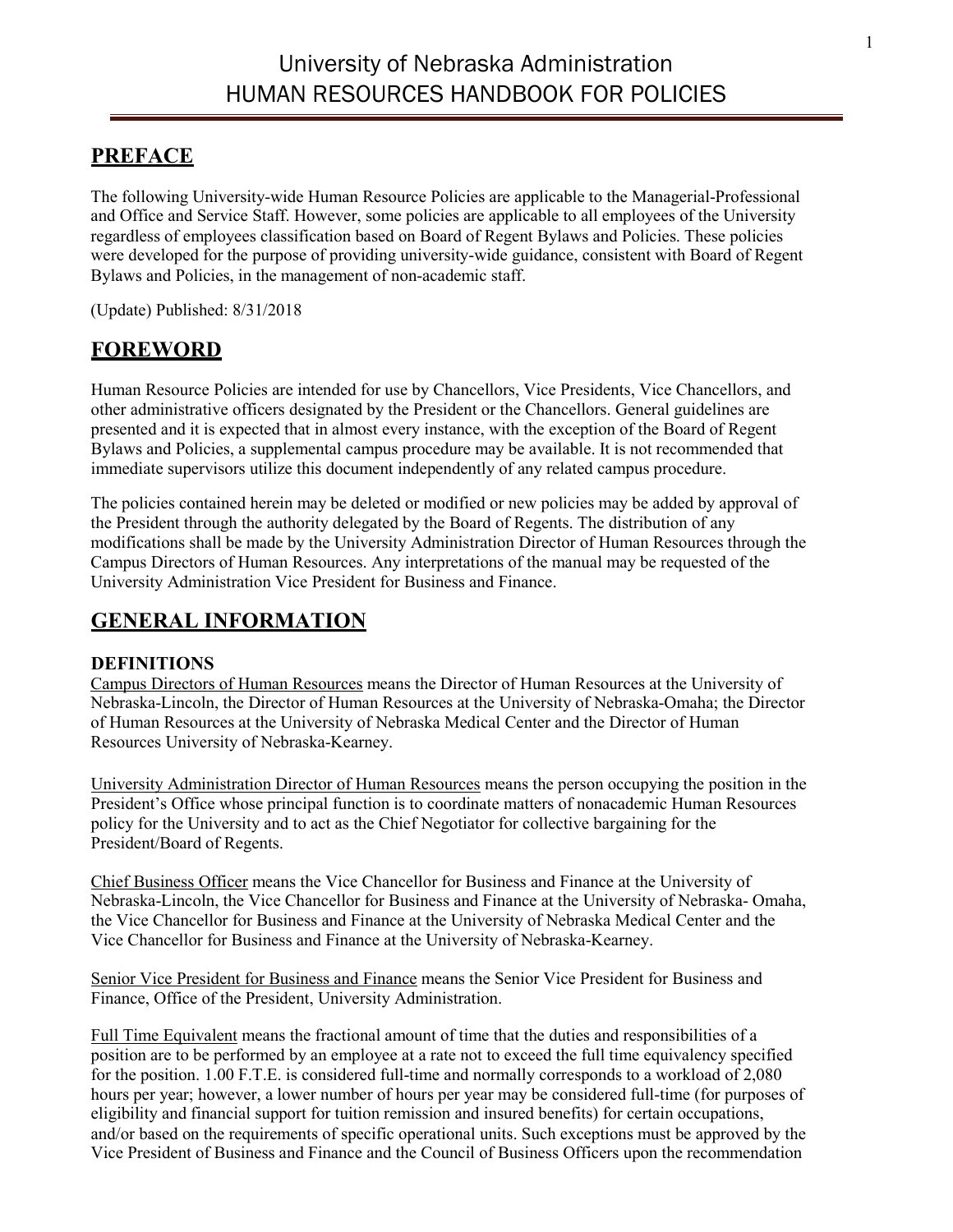# University of Nebraska Administration HUMAN RESOURCES HANDBOOK FOR POLICIES

## PREFACE

The following University-wide Human Resource Policies are applicable to the Managerial-Professional and Office and Service Staff. However, some policies are applicable to all employees of the University regardless of employees classification based on Board of Regent Bylaws and Policies. These policies were developed for the purpose of providing university-wide guidance, consistent with Board of Regent Bylaws and Policies, in the management of non-academic staff.

(Update) Published: 8/31/2018

## FOREWORD

Human Resource Policies are intended for use by Chancellors, Vice Presidents, Vice Chancellors, and other administrative officers designated by the President or the Chancellors. General guidelines are presented and it is expected that in almost every instance, with the exception of the Board of Regent Bylaws and Policies, a supplemental campus procedure may be available. It is not recommended that immediate supervisors utilize this document independently of any related campus procedure.

The policies contained herein may be deleted or modified or new policies may be added by approval of the President through the authority delegated by the Board of Regents. The distribution of any modifications shall be made by the University Administration Director of Human Resources through the Campus Directors of Human Resources. Any interpretations of the manual may be requested of the University Administration Vice President for Business and Finance.

## GENERAL INFORMATION

### DEFINITIONS

Campus Directors of Human Resources means the Director of Human Resources at the University of Nebraska-Lincoln, the Director of Human Resources at the University of Nebraska-Omaha; the Director of Human Resources at the University of Nebraska Medical Center and the Director of Human Resources University of Nebraska-Kearney.

University Administration Director of Human Resources means the person occupying the position in the President's Office whose principal function is to coordinate matters of nonacademic Human Resources policy for the University and to act as the Chief Negotiator for collective bargaining for the President/Board of Regents.

Chief Business Officer means the Vice Chancellor for Business and Finance at the University of Nebraska-Lincoln, the Vice Chancellor for Business and Finance at the University of Nebraska- Omaha, the Vice Chancellor for Business and Finance at the University of Nebraska Medical Center and the Vice Chancellor for Business and Finance at the University of Nebraska-Kearney.

Senior Vice President for Business and Finance means the Senior Vice President for Business and Finance, Office of the President, University Administration.

Full Time Equivalent means the fractional amount of time that the duties and responsibilities of a position are to be performed by an employee at a rate not to exceed the full time equivalency specified for the position. 1.00 F.T.E. is considered full-time and normally corresponds to a workload of 2,080 hours per year; however, a lower number of hours per year may be considered full-time (for purposes of eligibility and financial support for tuition remission and insured benefits) for certain occupations, and/or based on the requirements of specific operational units. Such exceptions must be approved by the Vice President of Business and Finance and the Council of Business Officers upon the recommendation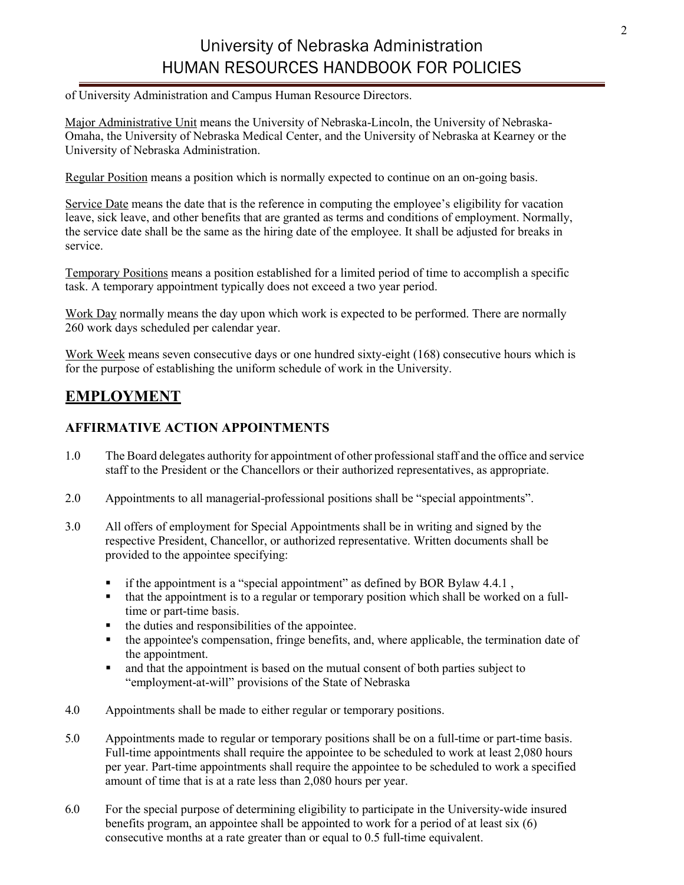of University Administration and Campus Human Resource Directors.

Major Administrative Unit means the University of Nebraska-Lincoln, the University of Nebraska-Omaha, the University of Nebraska Medical Center, and the University of Nebraska at Kearney or the University of Nebraska Administration.

Regular Position means a position which is normally expected to continue on an on-going basis.

Service Date means the date that is the reference in computing the employee's eligibility for vacation leave, sick leave, and other benefits that are granted as terms and conditions of employment. Normally, the service date shall be the same as the hiring date of the employee. It shall be adjusted for breaks in service.

Temporary Positions means a position established for a limited period of time to accomplish a specific task. A temporary appointment typically does not exceed a two year period.

Work Day normally means the day upon which work is expected to be performed. There are normally 260 work days scheduled per calendar year.

Work Week means seven consecutive days or one hundred sixty-eight (168) consecutive hours which is for the purpose of establishing the uniform schedule of work in the University.

# EMPLOYMENT

## AFFIRMATIVE ACTION APPOINTMENTS

1.0 The Board delegates authority for appointment of other professional staff and the office and service staff to the President or the Chancellors or their authorized representatives, as appropriate.

2.0 Appointments to all managerial-professional positions shall be "special appointments".

3.0 All offers of employment for Special Appointments shall be in writing and signed by the respective President, Chancellor, or authorized representative. Written documents shall be provided to the appointee specifying:

- if the appointment is a "special appointment" as defined by BOR Bylaw 4.4.1 ,
- that the appointment is to a regular or temporary position which shall be worked on a full-time or part-time basis.
- the duties and responsibilities of the appointee.
- the appointee's compensation, fringe benefits, and, where applicable, the termination date of the appointment.
- and that the appointment is based on the mutual consent of both parties subject to "employment-at-will" provisions of the State of Nebraska

4.0 Appointments shall be made to either regular or temporary positions.

5.0 Appointments made to regular or temporary positions shall be on a full-time or part-time basis. Full-time appointments shall require the appointee to be scheduled to work at least 2,080 hours per year. Part-time appointments shall require the appointee to be scheduled to work a specified amount of time that is at a rate less than 2,080 hours per year.

6.0 For the special purpose of determining eligibility to participate in the University-wide insured benefits program, an appointee shall be appointed to work for a period of at least six (6) consecutive months at a rate greater than or equal to 0.5 full-time equivalent.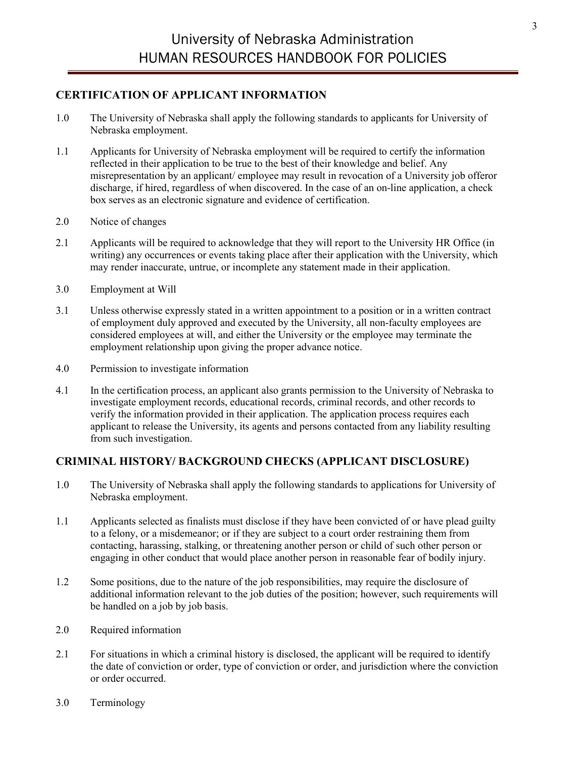## CERTIFICATION OF APPLICANT INFORMATION

1.0 The University of Nebraska shall apply the following standards to applicants for University of Nebraska employment.

1.1 Applicants for University of Nebraska employment will be required to certify the information reflected in their application to be true to the best of their knowledge and belief. Any misrepresentation by an applicant/ employee may result in revocation of a University job offeror discharge, if hired, regardless of when discovered. In the case of an on-line application, a check box serves as an electronic signature and evidence of certification.

2.0 Notice of changes

2.1 Applicants will be required to acknowledge that they will report to the University HR Office (in writing) any occurrences or events taking place after their application with the University, which may render inaccurate, untrue, or incomplete any statement made in their application.

3.0 Employment at Will

3.1 Unless otherwise expressly stated in a written appointment to a position or in a written contract of employment duly approved and executed by the University, all non-faculty employees are considered employees at will, and either the University or the employee may terminate the employment relationship upon giving the proper advance notice.

4.0 Permission to investigate information

4.1 In the certification process, an applicant also grants permission to the University of Nebraska to investigate employment records, educational records, criminal records, and other records to verify the information provided in their application. The application process requires each applicant to release the University, its agents and persons contacted from any liability resulting from such investigation.

## CRIMINAL HISTORY/ BACKGROUND CHECKS (APPLICANT DISCLOSURE)

1.0 The University of Nebraska shall apply the following standards to applications for University of Nebraska employment.

1.1 Applicants selected as finalists must disclose if they have been convicted of or have plead guilty to a felony, or a misdemeanor; or if they are subject to a court order restraining them from contacting, harassing, stalking, or threatening another person or child of such other person or engaging in other conduct that would place another person in reasonable fear of bodily injury.

1.2 Some positions, due to the nature of the job responsibilities, may require the disclosure of additional information relevant to the job duties of the position; however, such requirements will be handled on a job by job basis.

2.0 Required information

2.1 For situations in which a criminal history is disclosed, the applicant will be required to identify the date of conviction or order, type of conviction or order, and jurisdiction where the conviction or order occurred.

3.0 Terminology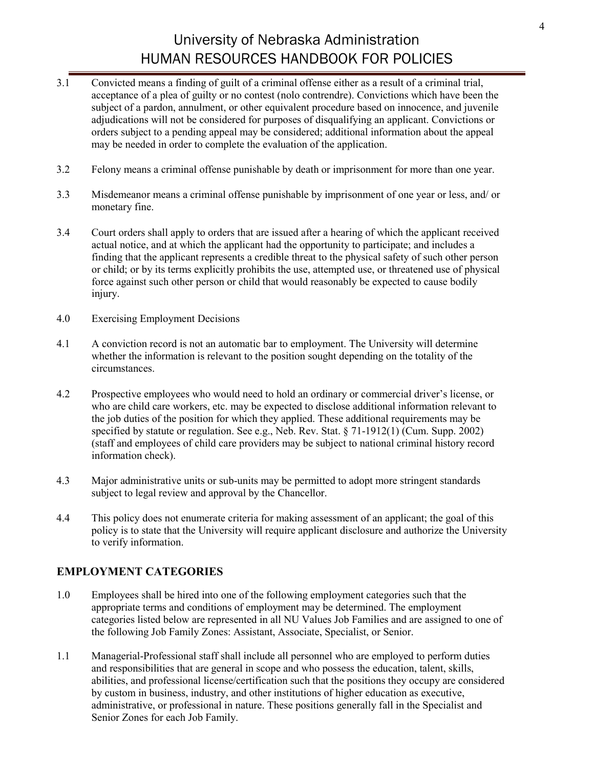3.1 Convicted means a finding of guilt of a criminal offense either as a result of a criminal trial, acceptance of a plea of guilty or no contest (nolo contrendre). Convictions which have been the subject of a pardon, annulment, or other equivalent procedure based on innocence, and juvenile adjudications will not be considered for purposes of disqualifying an applicant. Convictions or orders subject to a pending appeal may be considered; additional information about the appeal may be needed in order to complete the evaluation of the application.

3.2 Felony means a criminal offense punishable by death or imprisonment for more than one year.

3.3 Misdemeanor means a criminal offense punishable by imprisonment of one year or less, and/ or monetary fine.

3.4 Court orders shall apply to orders that are issued after a hearing of which the applicant received actual notice, and at which the applicant had the opportunity to participate; and includes a finding that the applicant represents a credible threat to the physical safety of such other person or child; or by its terms explicitly prohibits the use, attempted use, or threatened use of physical force against such other person or child that would reasonably be expected to cause bodily injury.

4.0 Exercising Employment Decisions

4.1 A conviction record is not an automatic bar to employment. The University will determine whether the information is relevant to the position sought depending on the totality of the circumstances.

4.2 Prospective employees who would need to hold an ordinary or commercial driver's license, or who are child care workers, etc. may be expected to disclose additional information relevant to the job duties of the position for which they applied. These additional requirements may be specified by statute or regulation. See e.g., Neb. Rev. Stat. § 71-1912(1) (Cum. Supp. 2002) (staff and employees of child care providers may be subject to national criminal history record information check).

4.3 Major administrative units or sub-units may be permitted to adopt more stringent standards subject to legal review and approval by the Chancellor.

4.4 This policy does not enumerate criteria for making assessment of an applicant; the goal of this policy is to state that the University will require applicant disclosure and authorize the University to verify information.

## EMPLOYMENT CATEGORIES

1.0 Employees shall be hired into one of the following employment categories such that the appropriate terms and conditions of employment may be determined. The employment categories listed below are represented in all NU Values Job Families and are assigned to one of the following Job Family Zones: Assistant, Associate, Specialist, or Senior.

1.1 Managerial-Professional staff shall include all personnel who are employed to perform duties and responsibilities that are general in scope and who possess the education, talent, skills, abilities, and professional license/certification such that the positions they occupy are considered by custom in business, industry, and other institutions of higher education as executive, administrative, or professional in nature. These positions generally fall in the Specialist and Senior Zones for each Job Family.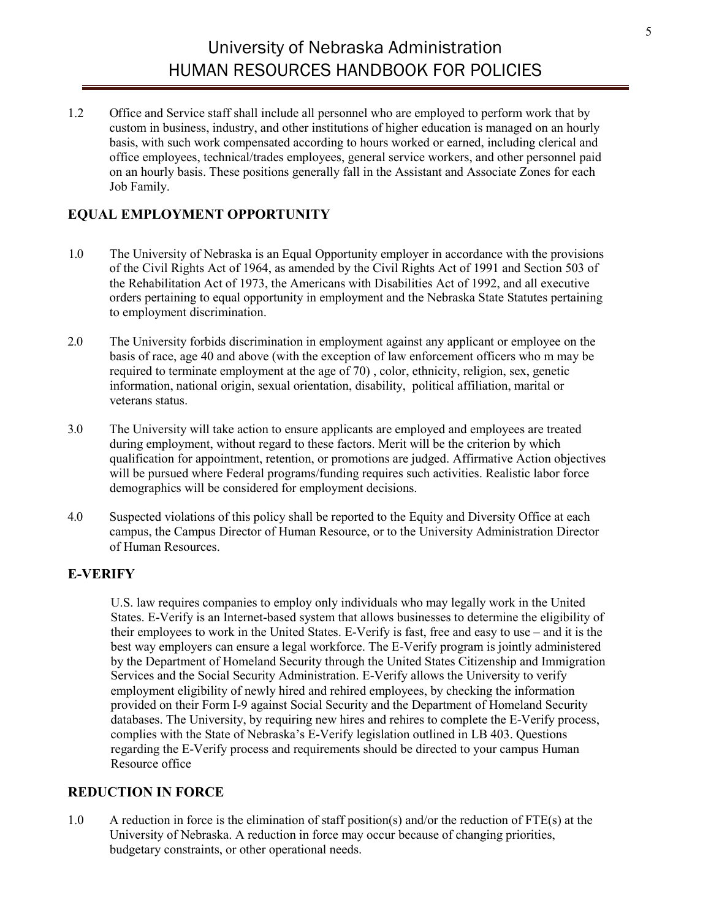1.2 Office and Service staff shall include all personnel who are employed to perform work that by custom in business, industry, and other institutions of higher education is managed on an hourly basis, with such work compensated according to hours worked or earned, including clerical and office employees, technical/trades employees, general service workers, and other personnel paid on an hourly basis. These positions generally fall in the Assistant and Associate Zones for each Job Family.

## EQUAL EMPLOYMENT OPPORTUNITY

1.0 The University of Nebraska is an Equal Opportunity employer in accordance with the provisions of the Civil Rights Act of 1964, as amended by the Civil Rights Act of 1991 and Section 503 of the Rehabilitation Act of 1973, the Americans with Disabilities Act of 1992, and all executive orders pertaining to equal opportunity in employment and the Nebraska State Statutes pertaining to employment discrimination.

2.0 The University forbids discrimination in employment against any applicant or employee on the basis of race, age 40 and above (with the exception of law enforcement officers who m may be required to terminate employment at the age of 70) , color, ethnicity, religion, sex, genetic information, national origin, sexual orientation, disability, political affiliation, marital or veterans status.

3.0 The University will take action to ensure applicants are employed and employees are treated during employment, without regard to these factors. Merit will be the criterion by which qualification for appointment, retention, or promotions are judged. Affirmative Action objectives will be pursued where Federal programs/funding requires such activities. Realistic labor force demographics will be considered for employment decisions.

4.0 Suspected violations of this policy shall be reported to the Equity and Diversity Office at each campus, the Campus Director of Human Resource, or to the University Administration Director of Human Resources.

## E-VERIFY

U.S. law requires companies to employ only individuals who may legally work in the United States. E-Verify is an Internet-based system that allows businesses to determine the eligibility of their employees to work in the United States. E-Verify is fast, free and easy to use – and it is the best way employers can ensure a legal workforce. The E-Verify program is jointly administered by the Department of Homeland Security through the United States Citizenship and Immigration Services and the Social Security Administration. E-Verify allows the University to verify employment eligibility of newly hired and rehired employees, by checking the information provided on their Form I-9 against Social Security and the Department of Homeland Security databases. The University, by requiring new hires and rehires to complete the E-Verify process, complies with the State of Nebraska's E-Verify legislation outlined in LB 403. Questions regarding the E-Verify process and requirements should be directed to your campus Human Resource office

## REDUCTION IN FORCE

1.0 A reduction in force is the elimination of staff position(s) and/or the reduction of FTE(s) at the University of Nebraska. A reduction in force may occur because of changing priorities, budgetary constraints, or other operational needs.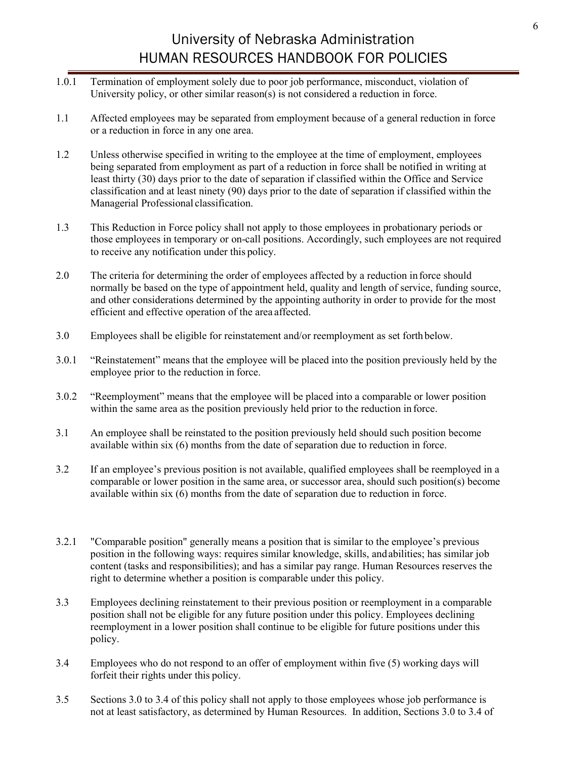1.0.1 Termination of employment solely due to poor job performance, misconduct, violation of University policy, or other similar reason(s) is not considered a reduction in force.

1.1 Affected employees may be separated from employment because of a general reduction in force or a reduction in force in any one area.

1.2 Unless otherwise specified in writing to the employee at the time of employment, employees being separated from employment as part of a reduction in force shall be notified in writing at least thirty (30) days prior to the date of separation if classified within the Office and Service classification and at least ninety (90) days prior to the date of separation if classified within the Managerial Professional classification.

1.3 This Reduction in Force policy shall not apply to those employees in probationary periods or those employees in temporary or on-call positions. Accordingly, such employees are not required to receive any notification under this policy.

2.0 The criteria for determining the order of employees affected by a reduction in force should normally be based on the type of appointment held, quality and length of service, funding source, and other considerations determined by the appointing authority in order to provide for the most efficient and effective operation of the area affected.

3.0 Employees shall be eligible for reinstatement and/or reemployment as set forth below.

3.0.1 "Reinstatement" means that the employee will be placed into the position previously held by the employee prior to the reduction in force.

3.0.2 "Reemployment" means that the employee will be placed into a comparable or lower position within the same area as the position previously held prior to the reduction in force.

3.1 An employee shall be reinstated to the position previously held should such position become available within six (6) months from the date of separation due to reduction in force.

3.2 If an employee's previous position is not available, qualified employees shall be reemployed in a comparable or lower position in the same area, or successor area, should such position(s) become available within six (6) months from the date of separation due to reduction in force.

3.2.1 "Comparable position" generally means a position that is similar to the employee's previous position in the following ways: requires similar knowledge, skills, and abilities; has similar job content (tasks and responsibilities); and has a similar pay range. Human Resources reserves the right to determine whether a position is comparable under this policy.

3.3 Employees declining reinstatement to their previous position or reemployment in a comparable position shall not be eligible for any future position under this policy. Employees declining reemployment in a lower position shall continue to be eligible for future positions under this policy.

3.4 Employees who do not respond to an offer of employment within five (5) working days will forfeit their rights under this policy.

3.5 Sections 3.0 to 3.4 of this policy shall not apply to those employees whose job performance is not at least satisfactory, as determined by Human Resources. In addition, Sections 3.0 to 3.4 of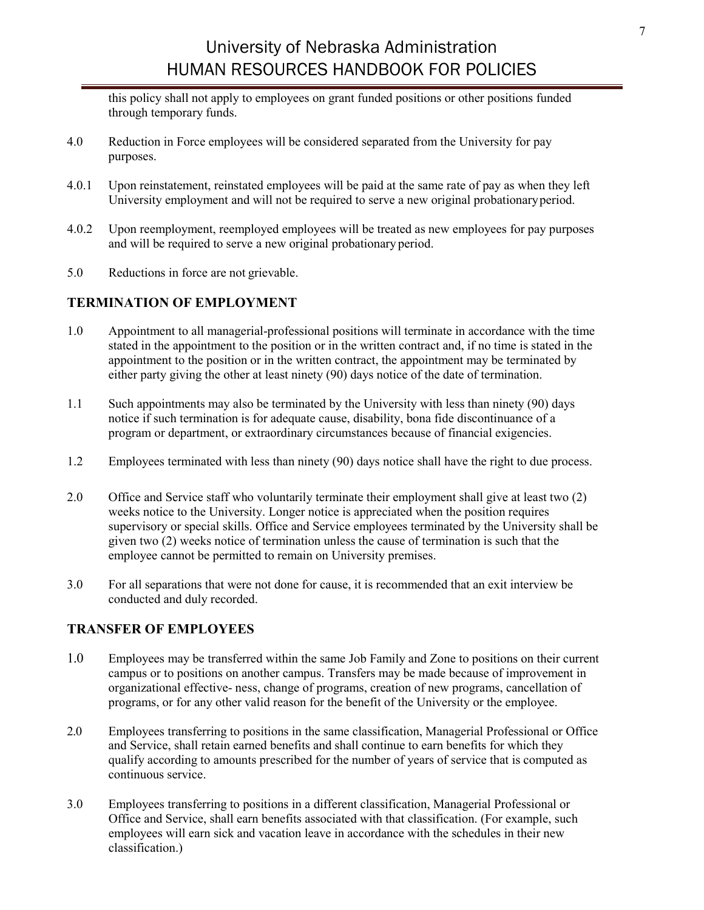this policy shall not apply to employees on grant funded positions or other positions funded through temporary funds.

4.0 Reduction in Force employees will be considered separated from the University for pay purposes.

4.0.1 Upon reinstatement, reinstated employees will be paid at the same rate of pay as when they left University employment and will not be required to serve a new original probationary period.

4.0.2 Upon reemployment, reemployed employees will be treated as new employees for pay purposes and will be required to serve a new original probationary period.

5.0 Reductions in force are not grievable.

## TERMINATION OF EMPLOYMENT

1.0 Appointment to all managerial-professional positions will terminate in accordance with the time stated in the appointment to the position or in the written contract and, if no time is stated in the appointment to the position or in the written contract, the appointment may be terminated by either party giving the other at least ninety (90) days notice of the date of termination.

1.1 Such appointments may also be terminated by the University with less than ninety (90) days notice if such termination is for adequate cause, disability, bona fide discontinuance of a program or department, or extraordinary circumstances because of financial exigencies.

1.2 Employees terminated with less than ninety (90) days notice shall have the right to due process.

2.0 Office and Service staff who voluntarily terminate their employment shall give at least two (2) weeks notice to the University. Longer notice is appreciated when the position requires supervisory or special skills. Office and Service employees terminated by the University shall be given two (2) weeks notice of termination unless the cause of termination is such that the employee cannot be permitted to remain on University premises.

3.0 For all separations that were not done for cause, it is recommended that an exit interview be conducted and duly recorded.

## TRANSFER OF EMPLOYEES

1.0 Employees may be transferred within the same Job Family and Zone to positions on their current campus or to positions on another campus. Transfers may be made because of improvement in organizational effective- ness, change of programs, creation of new programs, cancellation of programs, or for any other valid reason for the benefit of the University or the employee.

2.0 Employees transferring to positions in the same classification, Managerial Professional or Office and Service, shall retain earned benefits and shall continue to earn benefits for which they qualify according to amounts prescribed for the number of years of service that is computed as continuous service.

3.0 Employees transferring to positions in a different classification, Managerial Professional or Office and Service, shall earn benefits associated with that classification. (For example, such employees will earn sick and vacation leave in accordance with the schedules in their new classification.)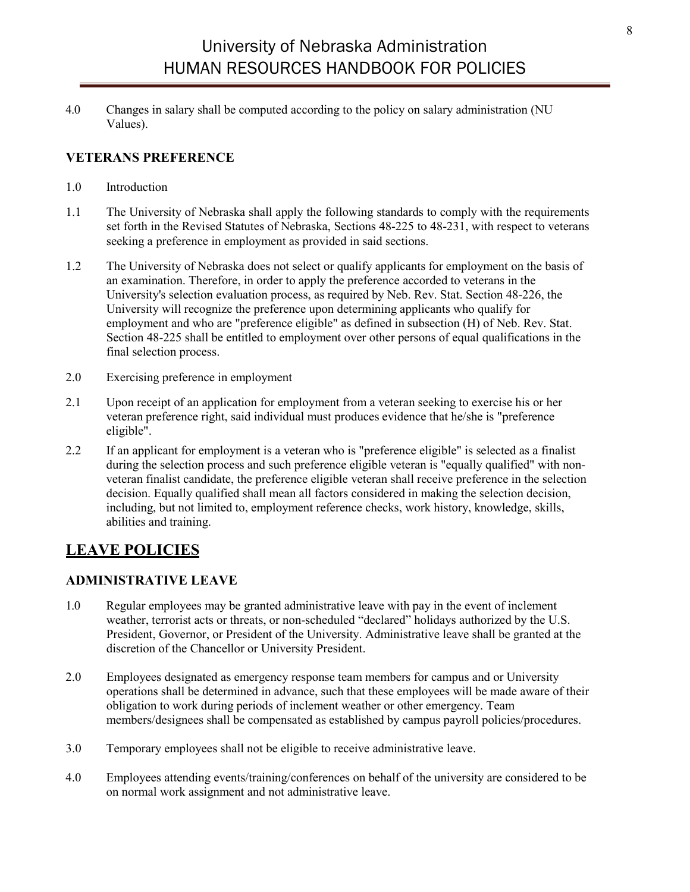4.0 Changes in salary shall be computed according to the policy on salary administration (NU Values).

### VETERANS PREFERENCE

1.0 Introduction

1.1 The University of Nebraska shall apply the following standards to comply with the requirements set forth in the Revised Statutes of Nebraska, Sections 48-225 to 48-231, with respect to veterans seeking a preference in employment as provided in said sections.

1.2 The University of Nebraska does not select or qualify applicants for employment on the basis of an examination. Therefore, in order to apply the preference accorded to veterans in the University's selection evaluation process, as required by Neb. Rev. Stat. Section 48-226, the University will recognize the preference upon determining applicants who qualify for employment and who are "preference eligible" as defined in subsection (H) of Neb. Rev. Stat. Section 48-225 shall be entitled to employment over other persons of equal qualifications in the final selection process.

2.0 Exercising preference in employment

2.1 Upon receipt of an application for employment from a veteran seeking to exercise his or her veteran preference right, said individual must produces evidence that he/she is "preference eligible".

2.2 If an applicant for employment is a veteran who is "preference eligible" is selected as a finalist during the selection process and such preference eligible veteran is "equally qualified" with non-veteran finalist candidate, the preference eligible veteran shall receive preference in the selection decision. Equally qualified shall mean all factors considered in making the selection decision, including, but not limited to, employment reference checks, work history, knowledge, skills, abilities and training.

## LEAVE POLICIES

### ADMINISTRATIVE LEAVE

1.0 Regular employees may be granted administrative leave with pay in the event of inclement weather, terrorist acts or threats, or non-scheduled "declared" holidays authorized by the U.S. President, Governor, or President of the University. Administrative leave shall be granted at the discretion of the Chancellor or University President.

2.0 Employees designated as emergency response team members for campus and or University operations shall be determined in advance, such that these employees will be made aware of their obligation to work during periods of inclement weather or other emergency. Team members/designees shall be compensated as established by campus payroll policies/procedures.

3.0 Temporary employees shall not be eligible to receive administrative leave.

4.0 Employees attending events/training/conferences on behalf of the university are considered to be on normal work assignment and not administrative leave.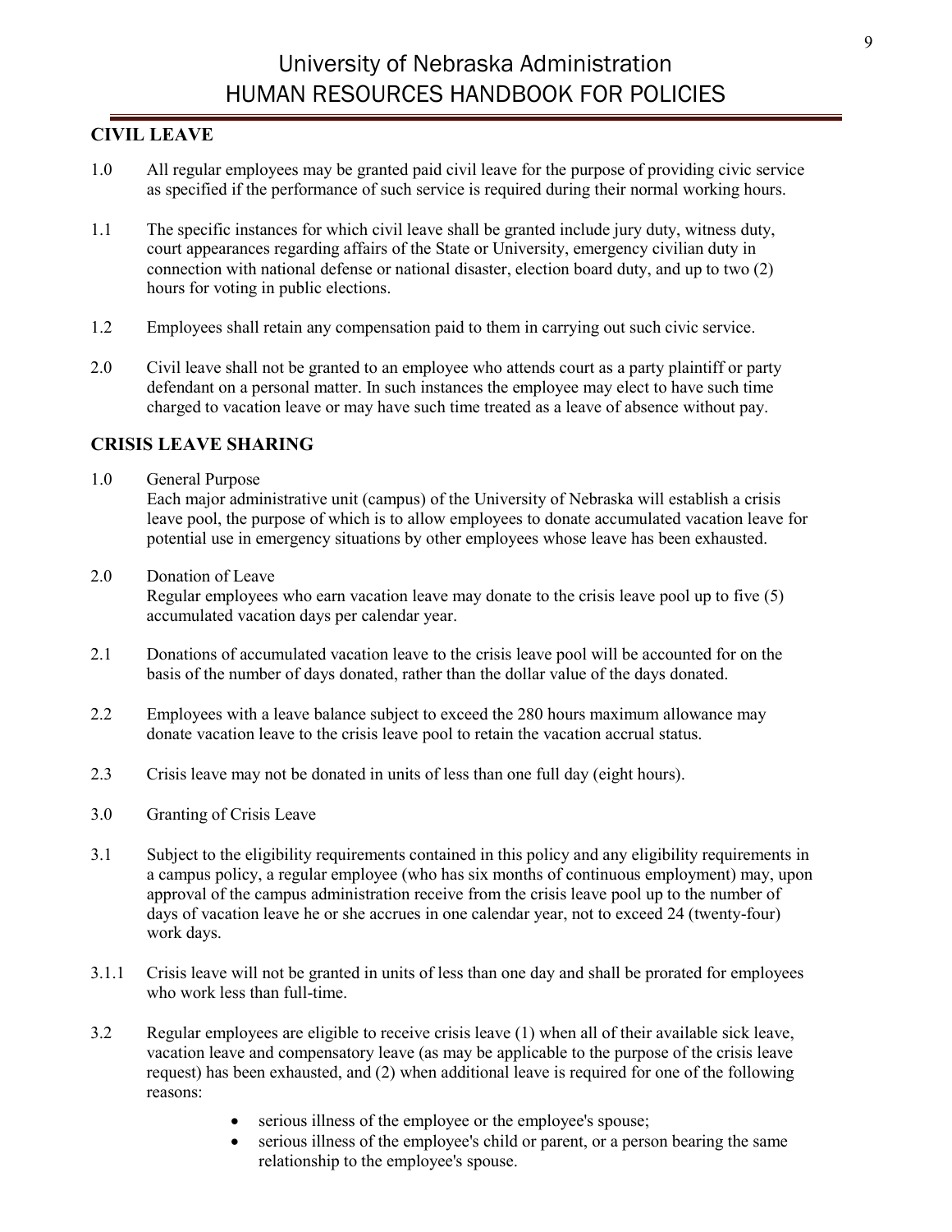## CIVIL LEAVE

1.0 All regular employees may be granted paid civil leave for the purpose of providing civic service as specified if the performance of such service is required during their normal working hours.

1.1 The specific instances for which civil leave shall be granted include jury duty, witness duty, court appearances regarding affairs of the State or University, emergency civilian duty in connection with national defense or national disaster, election board duty, and up to two (2) hours for voting in public elections.

1.2 Employees shall retain any compensation paid to them in carrying out such civic service.

2.0 Civil leave shall not be granted to an employee who attends court as a party plaintiff or party defendant on a personal matter. In such instances the employee may elect to have such time charged to vacation leave or may have such time treated as a leave of absence without pay.

## CRISIS LEAVE SHARING

1.0 General Purpose
Each major administrative unit (campus) of the University of Nebraska will establish a crisis leave pool, the purpose of which is to allow employees to donate accumulated vacation leave for potential use in emergency situations by other employees whose leave has been exhausted.

2.0 Donation of Leave
Regular employees who earn vacation leave may donate to the crisis leave pool up to five (5) accumulated vacation days per calendar year.

2.1 Donations of accumulated vacation leave to the crisis leave pool will be accounted for on the basis of the number of days donated, rather than the dollar value of the days donated.

2.2 Employees with a leave balance subject to exceed the 280 hours maximum allowance may donate vacation leave to the crisis leave pool to retain the vacation accrual status.

2.3 Crisis leave may not be donated in units of less than one full day (eight hours).

3.0 Granting of Crisis Leave

3.1 Subject to the eligibility requirements contained in this policy and any eligibility requirements in a campus policy, a regular employee (who has six months of continuous employment) may, upon approval of the campus administration receive from the crisis leave pool up to the number of days of vacation leave he or she accrues in one calendar year, not to exceed 24 (twenty-four) work days.

3.1.1 Crisis leave will not be granted in units of less than one day and shall be prorated for employees who work less than full-time.

3.2 Regular employees are eligible to receive crisis leave (1) when all of their available sick leave, vacation leave and compensatory leave (as may be applicable to the purpose of the crisis leave request) has been exhausted, and (2) when additional leave is required for one of the following reasons:

- serious illness of the employee or the employee's spouse;
- serious illness of the employee's child or parent, or a person bearing the same relationship to the employee's spouse.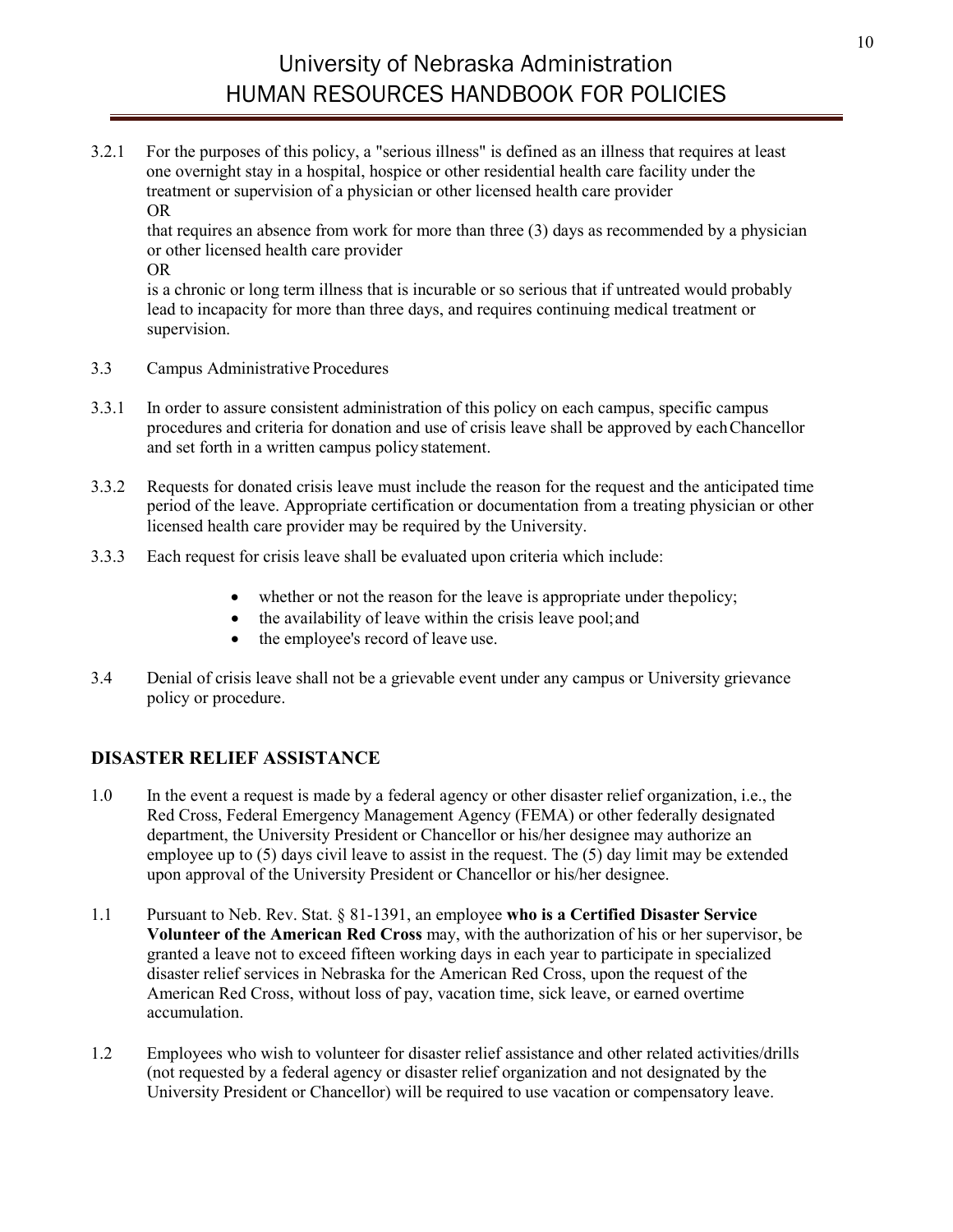3.2.1 For the purposes of this policy, a "serious illness" is defined as an illness that requires at least one overnight stay in a hospital, hospice or other residential health care facility under the treatment or supervision of a physician or other licensed health care provider
OR
that requires an absence from work for more than three (3) days as recommended by a physician or other licensed health care provider
OR
is a chronic or long term illness that is incurable or so serious that if untreated would probably lead to incapacity for more than three days, and requires continuing medical treatment or supervision.

3.3 Campus Administrative Procedures

3.3.1 In order to assure consistent administration of this policy on each campus, specific campus procedures and criteria for donation and use of crisis leave shall be approved by each Chancellor and set forth in a written campus policy statement.

3.3.2 Requests for donated crisis leave must include the reason for the request and the anticipated time period of the leave. Appropriate certification or documentation from a treating physician or other licensed health care provider may be required by the University.

3.3.3 Each request for crisis leave shall be evaluated upon criteria which include:

- whether or not the reason for the leave is appropriate under the policy;
- the availability of leave within the crisis leave pool; and
- the employee's record of leave use.

3.4 Denial of crisis leave shall not be a grievable event under any campus or University grievance policy or procedure.

## DISASTER RELIEF ASSISTANCE

1.0 In the event a request is made by a federal agency or other disaster relief organization, i.e., the Red Cross, Federal Emergency Management Agency (FEMA) or other federally designated department, the University President or Chancellor or his/her designee may authorize an employee up to (5) days civil leave to assist in the request. The (5) day limit may be extended upon approval of the University President or Chancellor or his/her designee.

1.1 Pursuant to Neb. Rev. Stat. § 81-1391, an employee **who is a Certified Disaster Service Volunteer of the American Red Cross** may, with the authorization of his or her supervisor, be granted a leave not to exceed fifteen working days in each year to participate in specialized disaster relief services in Nebraska for the American Red Cross, upon the request of the American Red Cross, without loss of pay, vacation time, sick leave, or earned overtime accumulation.

1.2 Employees who wish to volunteer for disaster relief assistance and other related activities/drills (not requested by a federal agency or disaster relief organization and not designated by the University President or Chancellor) will be required to use vacation or compensatory leave.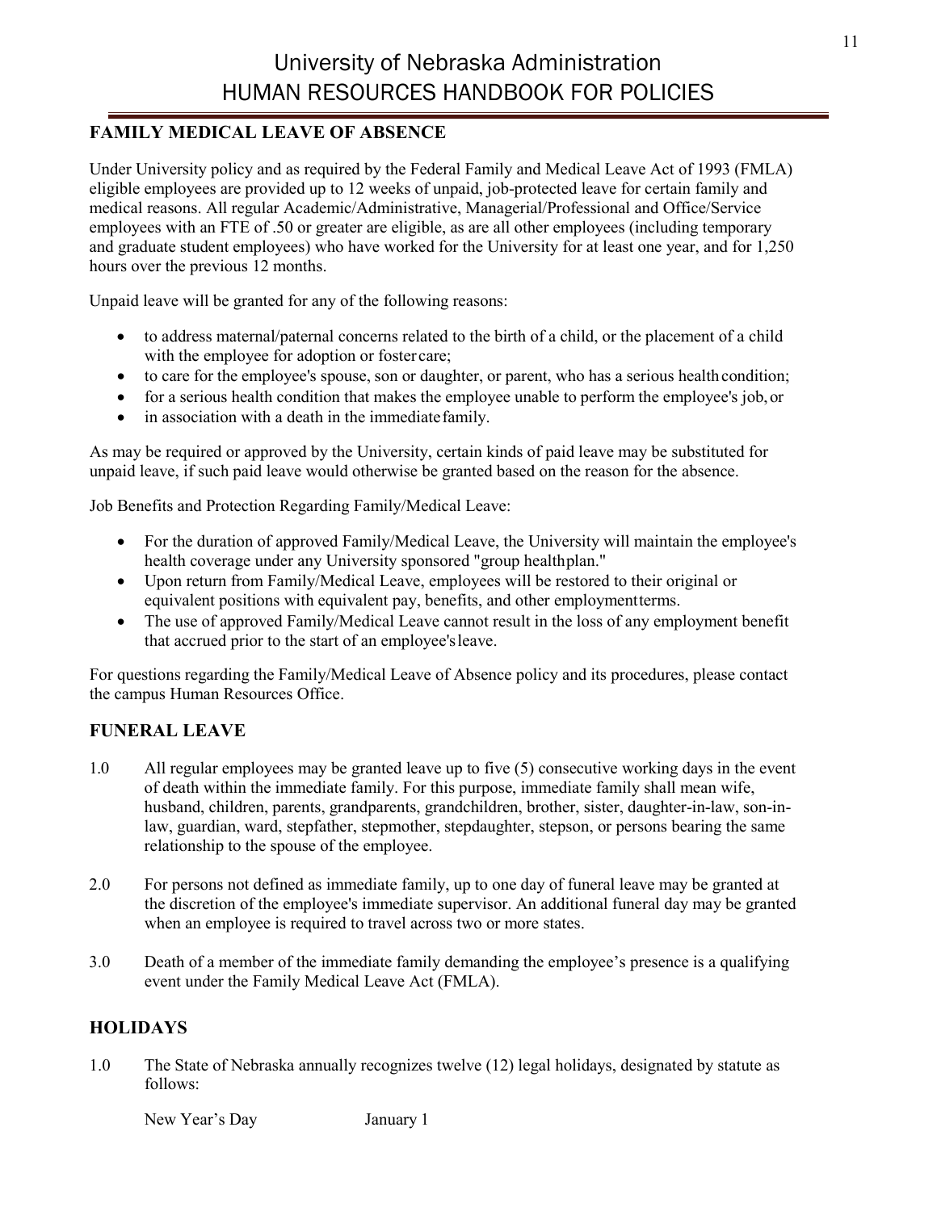## FAMILY MEDICAL LEAVE OF ABSENCE

Under University policy and as required by the Federal Family and Medical Leave Act of 1993 (FMLA) eligible employees are provided up to 12 weeks of unpaid, job-protected leave for certain family and medical reasons. All regular Academic/Administrative, Managerial/Professional and Office/Service employees with an FTE of .50 or greater are eligible, as are all other employees (including temporary and graduate student employees) who have worked for the University for at least one year, and for 1,250 hours over the previous 12 months.

Unpaid leave will be granted for any of the following reasons:

- to address maternal/paternal concerns related to the birth of a child, or the placement of a child with the employee for adoption or foster care;
- to care for the employee's spouse, son or daughter, or parent, who has a serious health condition;
- for a serious health condition that makes the employee unable to perform the employee's job, or
- in association with a death in the immediate family.

As may be required or approved by the University, certain kinds of paid leave may be substituted for unpaid leave, if such paid leave would otherwise be granted based on the reason for the absence.

Job Benefits and Protection Regarding Family/Medical Leave:

- For the duration of approved Family/Medical Leave, the University will maintain the employee's health coverage under any University sponsored "group health plan."
- Upon return from Family/Medical Leave, employees will be restored to their original or equivalent positions with equivalent pay, benefits, and other employment terms.
- The use of approved Family/Medical Leave cannot result in the loss of any employment benefit that accrued prior to the start of an employee's leave.

For questions regarding the Family/Medical Leave of Absence policy and its procedures, please contact the campus Human Resources Office.

## FUNERAL LEAVE

1.0 All regular employees may be granted leave up to five (5) consecutive working days in the event of death within the immediate family. For this purpose, immediate family shall mean wife, husband, children, parents, grandparents, grandchildren, brother, sister, daughter-in-law, son-in-law, guardian, ward, stepfather, stepmother, stepdaughter, stepson, or persons bearing the same relationship to the spouse of the employee.

2.0 For persons not defined as immediate family, up to one day of funeral leave may be granted at the discretion of the employee's immediate supervisor. An additional funeral day may be granted when an employee is required to travel across two or more states.

3.0 Death of a member of the immediate family demanding the employee's presence is a qualifying event under the Family Medical Leave Act (FMLA).

## HOLIDAYS

1.0 The State of Nebraska annually recognizes twelve (12) legal holidays, designated by statute as follows:

| | |
|---|---|
| New Year's Day | January 1 |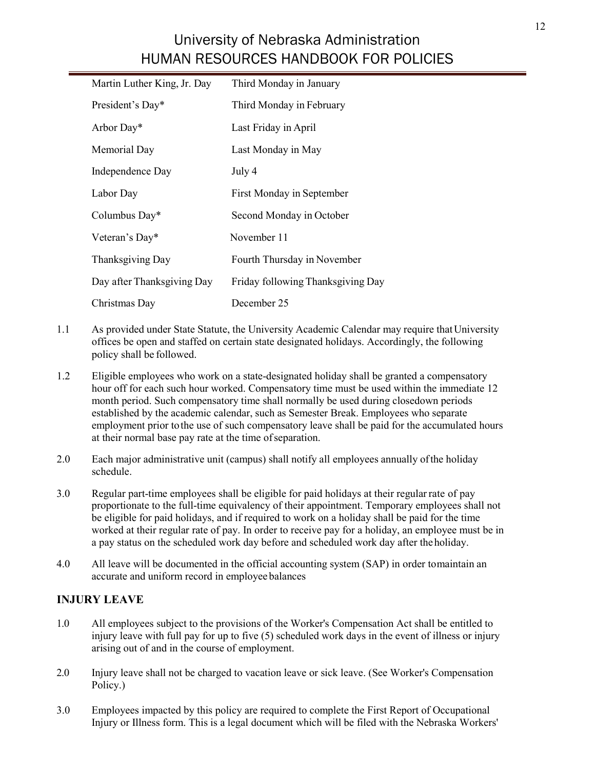| | |
|---|---|
| Martin Luther King, Jr. Day | Third Monday in January |
| President's Day* | Third Monday in February |
| Arbor Day* | Last Friday in April |
| Memorial Day | Last Monday in May |
| Independence Day | July 4 |
| Labor Day | First Monday in September |
| Columbus Day* | Second Monday in October |
| Veteran's Day* | November 11 |
| Thanksgiving Day | Fourth Thursday in November |
| Day after Thanksgiving Day | Friday following Thanksgiving Day |
| Christmas Day | December 25 |

1.1 As provided under State Statute, the University Academic Calendar may require that University offices be open and staffed on certain state designated holidays. Accordingly, the following policy shall be followed.

1.2 Eligible employees who work on a state-designated holiday shall be granted a compensatory hour off for each such hour worked. Compensatory time must be used within the immediate 12 month period. Such compensatory time shall normally be used during closedown periods established by the academic calendar, such as Semester Break. Employees who separate employment prior to the use of such compensatory leave shall be paid for the accumulated hours at their normal base pay rate at the time of separation.

2.0 Each major administrative unit (campus) shall notify all employees annually of the holiday schedule.

3.0 Regular part-time employees shall be eligible for paid holidays at their regular rate of pay proportionate to the full-time equivalency of their appointment. Temporary employees shall not be eligible for paid holidays, and if required to work on a holiday shall be paid for the time worked at their regular rate of pay. In order to receive pay for a holiday, an employee must be in a pay status on the scheduled work day before and scheduled work day after the holiday.

4.0 All leave will be documented in the official accounting system (SAP) in order to maintain an accurate and uniform record in employee balances

## INJURY LEAVE

1.0 All employees subject to the provisions of the Worker's Compensation Act shall be entitled to injury leave with full pay for up to five (5) scheduled work days in the event of illness or injury arising out of and in the course of employment.

2.0 Injury leave shall not be charged to vacation leave or sick leave. (See Worker's Compensation Policy.)

3.0 Employees impacted by this policy are required to complete the First Report of Occupational Injury or Illness form. This is a legal document which will be filed with the Nebraska Workers'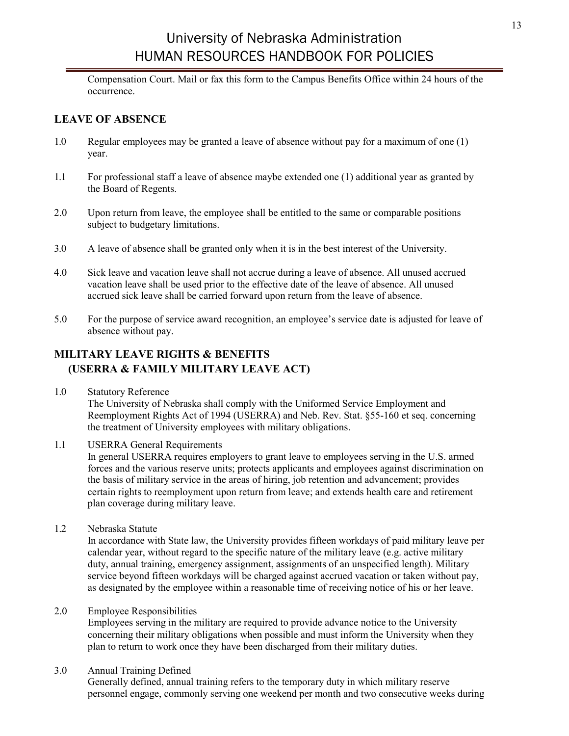Compensation Court. Mail or fax this form to the Campus Benefits Office within 24 hours of the occurrence.

## LEAVE OF ABSENCE

1.0 Regular employees may be granted a leave of absence without pay for a maximum of one (1) year.

1.1 For professional staff a leave of absence maybe extended one (1) additional year as granted by the Board of Regents.

2.0 Upon return from leave, the employee shall be entitled to the same or comparable positions subject to budgetary limitations.

3.0 A leave of absence shall be granted only when it is in the best interest of the University.

4.0 Sick leave and vacation leave shall not accrue during a leave of absence. All unused accrued vacation leave shall be used prior to the effective date of the leave of absence. All unused accrued sick leave shall be carried forward upon return from the leave of absence.

5.0 For the purpose of service award recognition, an employee's service date is adjusted for leave of absence without pay.

## MILITARY LEAVE RIGHTS & BENEFITS (USERRA & FAMILY MILITARY LEAVE ACT)

1.0 Statutory Reference
The University of Nebraska shall comply with the Uniformed Service Employment and Reemployment Rights Act of 1994 (USERRA) and Neb. Rev. Stat. §55-160 et seq. concerning the treatment of University employees with military obligations.

1.1 USERRA General Requirements
In general USERRA requires employers to grant leave to employees serving in the U.S. armed forces and the various reserve units; protects applicants and employees against discrimination on the basis of military service in the areas of hiring, job retention and advancement; provides certain rights to reemployment upon return from leave; and extends health care and retirement plan coverage during military leave.

1.2 Nebraska Statute
In accordance with State law, the University provides fifteen workdays of paid military leave per calendar year, without regard to the specific nature of the military leave (e.g. active military duty, annual training, emergency assignment, assignments of an unspecified length). Military service beyond fifteen workdays will be charged against accrued vacation or taken without pay, as designated by the employee within a reasonable time of receiving notice of his or her leave.

2.0 Employee Responsibilities
Employees serving in the military are required to provide advance notice to the University concerning their military obligations when possible and must inform the University when they plan to return to work once they have been discharged from their military duties.

3.0 Annual Training Defined
Generally defined, annual training refers to the temporary duty in which military reserve personnel engage, commonly serving one weekend per month and two consecutive weeks during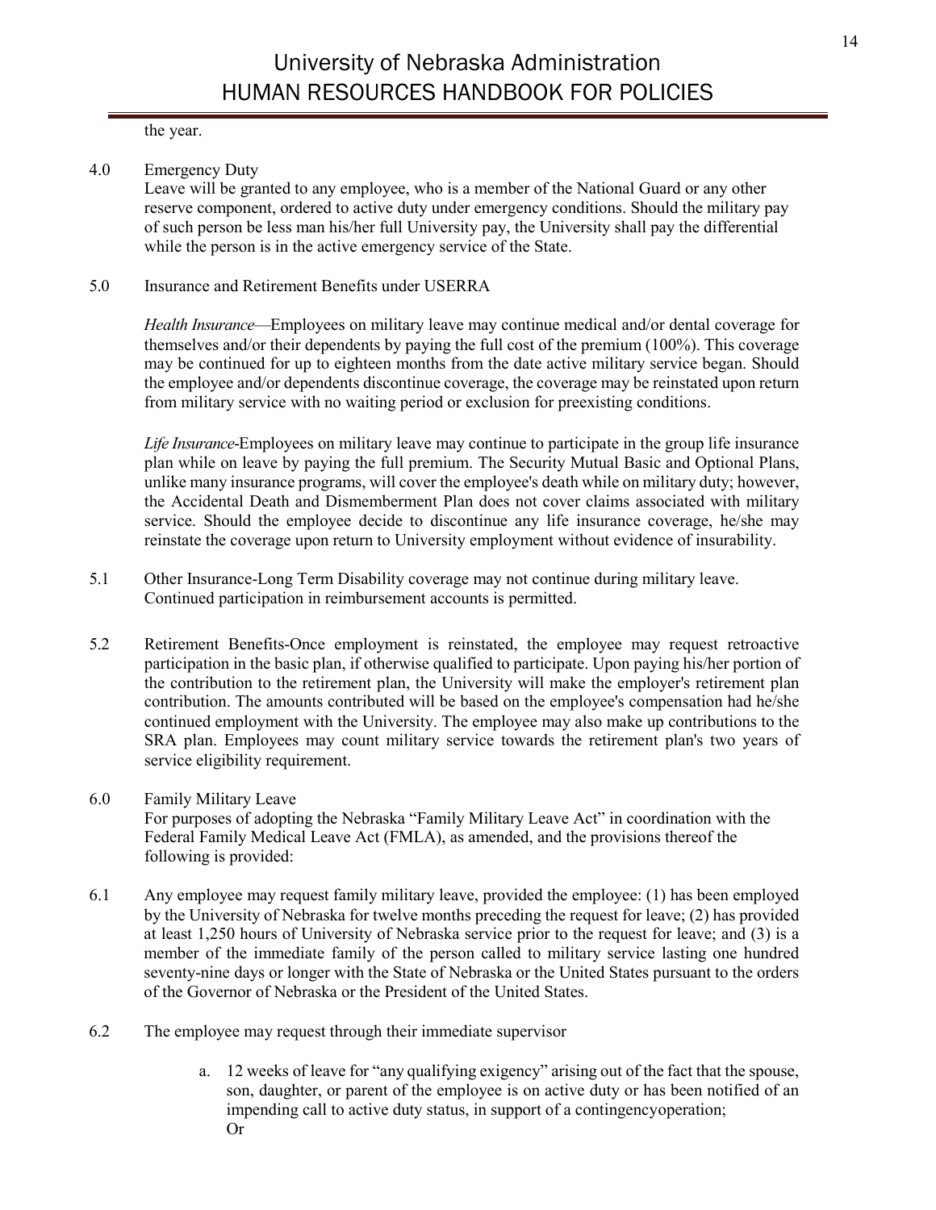the year.

4.0 Emergency Duty

Leave will be granted to any employee, who is a member of the National Guard or any other reserve component, ordered to active duty under emergency conditions. Should the military pay of such person be less man his/her full University pay, the University shall pay the differential while the person is in the active emergency service of the State.

5.0 Insurance and Retirement Benefits under USERRA

*Health Insurance*—Employees on military leave may continue medical and/or dental coverage for themselves and/or their dependents by paying the full cost of the premium (100%). This coverage may be continued for up to eighteen months from the date active military service began. Should the employee and/or dependents discontinue coverage, the coverage may be reinstated upon return from military service with no waiting period or exclusion for preexisting conditions.

*Life Insurance*-Employees on military leave may continue to participate in the group life insurance plan while on leave by paying the full premium. The Security Mutual Basic and Optional Plans, unlike many insurance programs, will cover the employee's death while on military duty; however, the Accidental Death and Dismemberment Plan does not cover claims associated with military service. Should the employee decide to discontinue any life insurance coverage, he/she may reinstate the coverage upon return to University employment without evidence of insurability.

5.1 Other Insurance-Long Term Disability coverage may not continue during military leave. Continued participation in reimbursement accounts is permitted.

5.2 Retirement Benefits-Once employment is reinstated, the employee may request retroactive participation in the basic plan, if otherwise qualified to participate. Upon paying his/her portion of the contribution to the retirement plan, the University will make the employer's retirement plan contribution. The amounts contributed will be based on the employee's compensation had he/she continued employment with the University. The employee may also make up contributions to the SRA plan. Employees may count military service towards the retirement plan's two years of service eligibility requirement.

6.0 Family Military Leave

For purposes of adopting the Nebraska "Family Military Leave Act" in coordination with the Federal Family Medical Leave Act (FMLA), as amended, and the provisions thereof the following is provided:

6.1 Any employee may request family military leave, provided the employee: (1) has been employed by the University of Nebraska for twelve months preceding the request for leave; (2) has provided at least 1,250 hours of University of Nebraska service prior to the request for leave; and (3) is a member of the immediate family of the person called to military service lasting one hundred seventy-nine days or longer with the State of Nebraska or the United States pursuant to the orders of the Governor of Nebraska or the President of the United States.

6.2 The employee may request through their immediate supervisor

a. 12 weeks of leave for "any qualifying exigency" arising out of the fact that the spouse, son, daughter, or parent of the employee is on active duty or has been notified of an impending call to active duty status, in support of a contingencyoperation;
Or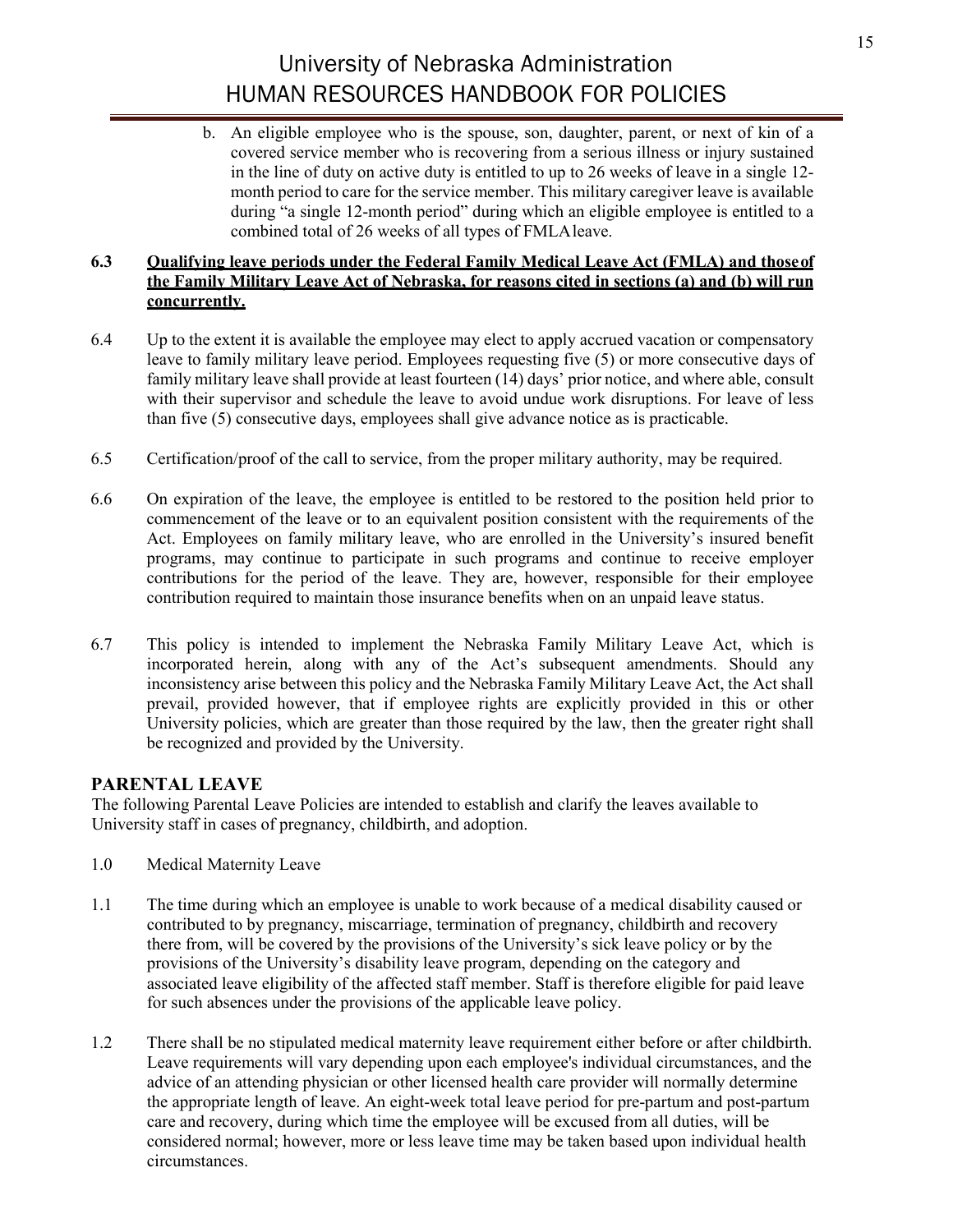b. An eligible employee who is the spouse, son, daughter, parent, or next of kin of a covered service member who is recovering from a serious illness or injury sustained in the line of duty on active duty is entitled to up to 26 weeks of leave in a single 12-month period to care for the service member. This military caregiver leave is available during "a single 12-month period" during which an eligible employee is entitled to a combined total of 26 weeks of all types of FMLA leave.

**6.3 Qualifying leave periods under the Federal Family Medical Leave Act (FMLA) and those of the Family Military Leave Act of Nebraska, for reasons cited in sections (a) and (b) will run concurrently.**

6.4 Up to the extent it is available the employee may elect to apply accrued vacation or compensatory leave to family military leave period. Employees requesting five (5) or more consecutive days of family military leave shall provide at least fourteen (14) days' prior notice, and where able, consult with their supervisor and schedule the leave to avoid undue work disruptions. For leave of less than five (5) consecutive days, employees shall give advance notice as is practicable.

6.5 Certification/proof of the call to service, from the proper military authority, may be required.

6.6 On expiration of the leave, the employee is entitled to be restored to the position held prior to commencement of the leave or to an equivalent position consistent with the requirements of the Act. Employees on family military leave, who are enrolled in the University's insured benefit programs, may continue to participate in such programs and continue to receive employer contributions for the period of the leave. They are, however, responsible for their employee contribution required to maintain those insurance benefits when on an unpaid leave status.

6.7 This policy is intended to implement the Nebraska Family Military Leave Act, which is incorporated herein, along with any of the Act's subsequent amendments. Should any inconsistency arise between this policy and the Nebraska Family Military Leave Act, the Act shall prevail, provided however, that if employee rights are explicitly provided in this or other University policies, which are greater than those required by the law, then the greater right shall be recognized and provided by the University.

## PARENTAL LEAVE

The following Parental Leave Policies are intended to establish and clarify the leaves available to University staff in cases of pregnancy, childbirth, and adoption.

1.0 Medical Maternity Leave

1.1 The time during which an employee is unable to work because of a medical disability caused or contributed to by pregnancy, miscarriage, termination of pregnancy, childbirth and recovery there from, will be covered by the provisions of the University's sick leave policy or by the provisions of the University's disability leave program, depending on the category and associated leave eligibility of the affected staff member. Staff is therefore eligible for paid leave for such absences under the provisions of the applicable leave policy.

1.2 There shall be no stipulated medical maternity leave requirement either before or after childbirth. Leave requirements will vary depending upon each employee's individual circumstances, and the advice of an attending physician or other licensed health care provider will normally determine the appropriate length of leave. An eight-week total leave period for pre-partum and post-partum care and recovery, during which time the employee will be excused from all duties, will be considered normal; however, more or less leave time may be taken based upon individual health circumstances.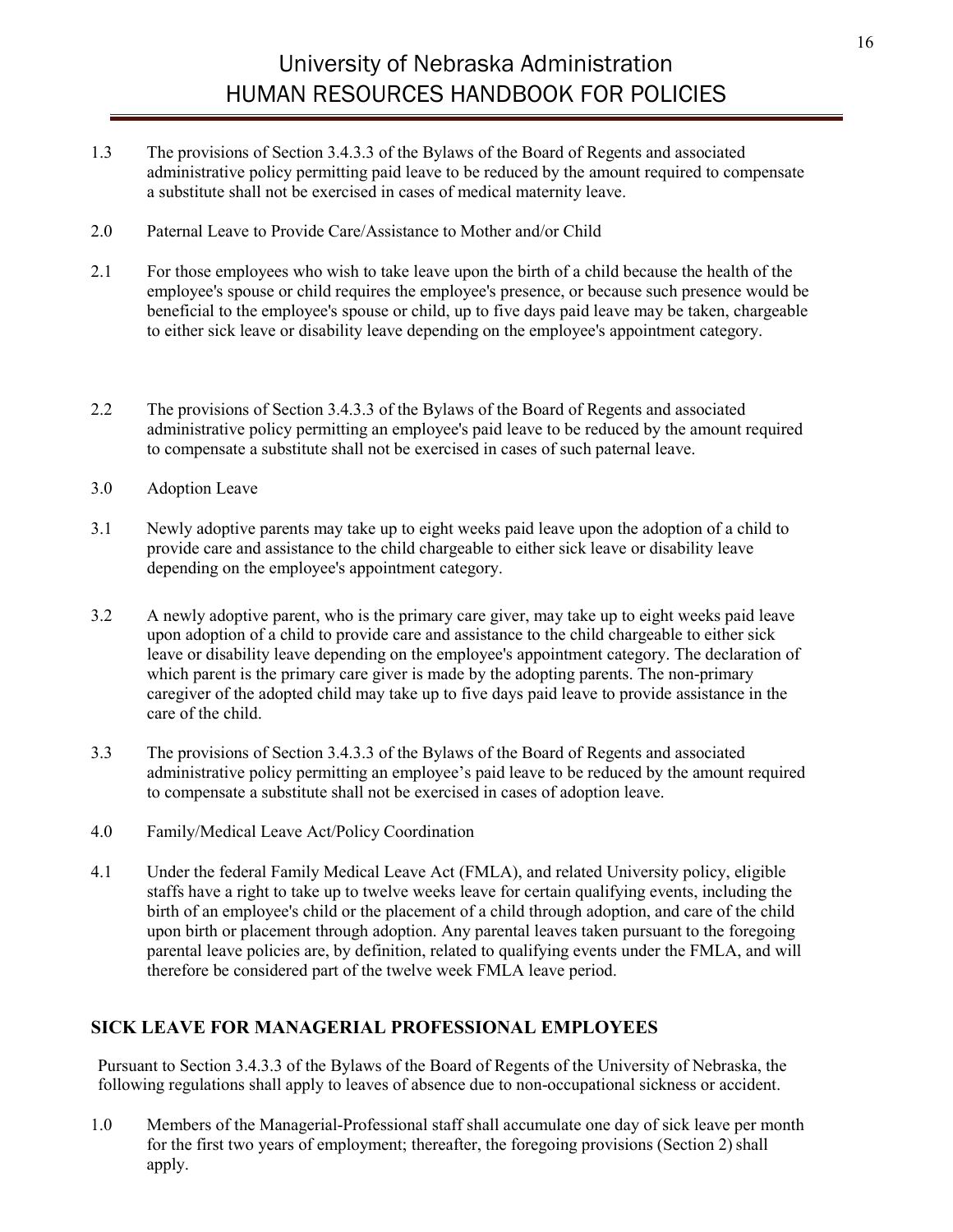1.3 The provisions of Section 3.4.3.3 of the Bylaws of the Board of Regents and associated administrative policy permitting paid leave to be reduced by the amount required to compensate a substitute shall not be exercised in cases of medical maternity leave.

2.0 Paternal Leave to Provide Care/Assistance to Mother and/or Child

2.1 For those employees who wish to take leave upon the birth of a child because the health of the employee's spouse or child requires the employee's presence, or because such presence would be beneficial to the employee's spouse or child, up to five days paid leave may be taken, chargeable to either sick leave or disability leave depending on the employee's appointment category.

2.2 The provisions of Section 3.4.3.3 of the Bylaws of the Board of Regents and associated administrative policy permitting an employee's paid leave to be reduced by the amount required to compensate a substitute shall not be exercised in cases of such paternal leave.

3.0 Adoption Leave

3.1 Newly adoptive parents may take up to eight weeks paid leave upon the adoption of a child to provide care and assistance to the child chargeable to either sick leave or disability leave depending on the employee's appointment category.

3.2 A newly adoptive parent, who is the primary care giver, may take up to eight weeks paid leave upon adoption of a child to provide care and assistance to the child chargeable to either sick leave or disability leave depending on the employee's appointment category. The declaration of which parent is the primary care giver is made by the adopting parents. The non-primary caregiver of the adopted child may take up to five days paid leave to provide assistance in the care of the child.

3.3 The provisions of Section 3.4.3.3 of the Bylaws of the Board of Regents and associated administrative policy permitting an employee's paid leave to be reduced by the amount required to compensate a substitute shall not be exercised in cases of adoption leave.

4.0 Family/Medical Leave Act/Policy Coordination

4.1 Under the federal Family Medical Leave Act (FMLA), and related University policy, eligible staffs have a right to take up to twelve weeks leave for certain qualifying events, including the birth of an employee's child or the placement of a child through adoption, and care of the child upon birth or placement through adoption. Any parental leaves taken pursuant to the foregoing parental leave policies are, by definition, related to qualifying events under the FMLA, and will therefore be considered part of the twelve week FMLA leave period.

## SICK LEAVE FOR MANAGERIAL PROFESSIONAL EMPLOYEES

Pursuant to Section 3.4.3.3 of the Bylaws of the Board of Regents of the University of Nebraska, the following regulations shall apply to leaves of absence due to non-occupational sickness or accident.

1.0 Members of the Managerial-Professional staff shall accumulate one day of sick leave per month for the first two years of employment; thereafter, the foregoing provisions (Section 2) shall apply.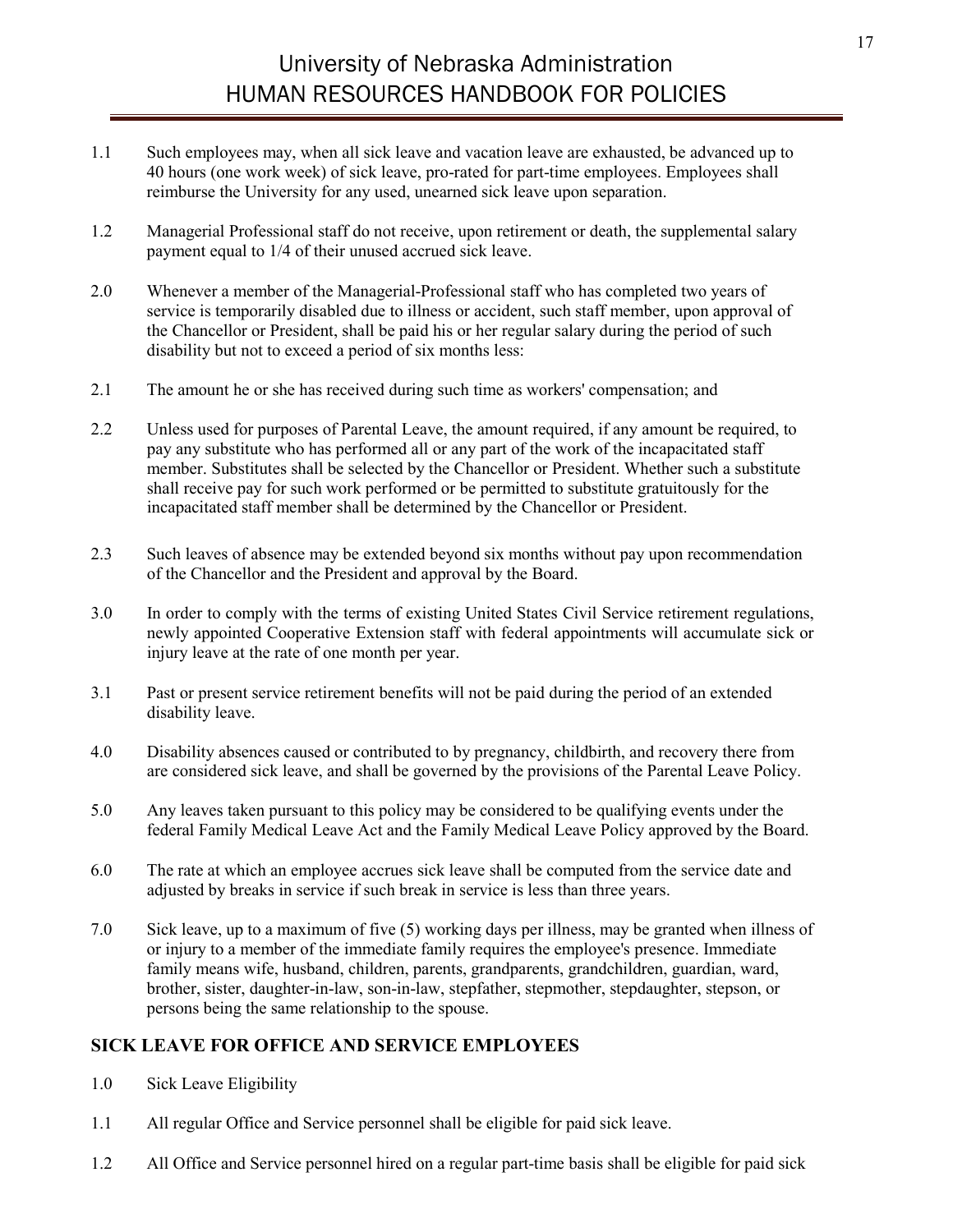1.1 Such employees may, when all sick leave and vacation leave are exhausted, be advanced up to 40 hours (one work week) of sick leave, pro-rated for part-time employees. Employees shall reimburse the University for any used, unearned sick leave upon separation.

1.2 Managerial Professional staff do not receive, upon retirement or death, the supplemental salary payment equal to 1/4 of their unused accrued sick leave.

2.0 Whenever a member of the Managerial-Professional staff who has completed two years of service is temporarily disabled due to illness or accident, such staff member, upon approval of the Chancellor or President, shall be paid his or her regular salary during the period of such disability but not to exceed a period of six months less:

2.1 The amount he or she has received during such time as workers' compensation; and

2.2 Unless used for purposes of Parental Leave, the amount required, if any amount be required, to pay any substitute who has performed all or any part of the work of the incapacitated staff member. Substitutes shall be selected by the Chancellor or President. Whether such a substitute shall receive pay for such work performed or be permitted to substitute gratuitously for the incapacitated staff member shall be determined by the Chancellor or President.

2.3 Such leaves of absence may be extended beyond six months without pay upon recommendation of the Chancellor and the President and approval by the Board.

3.0 In order to comply with the terms of existing United States Civil Service retirement regulations, newly appointed Cooperative Extension staff with federal appointments will accumulate sick or injury leave at the rate of one month per year.

3.1 Past or present service retirement benefits will not be paid during the period of an extended disability leave.

4.0 Disability absences caused or contributed to by pregnancy, childbirth, and recovery there from are considered sick leave, and shall be governed by the provisions of the Parental Leave Policy.

5.0 Any leaves taken pursuant to this policy may be considered to be qualifying events under the federal Family Medical Leave Act and the Family Medical Leave Policy approved by the Board.

6.0 The rate at which an employee accrues sick leave shall be computed from the service date and adjusted by breaks in service if such break in service is less than three years.

7.0 Sick leave, up to a maximum of five (5) working days per illness, may be granted when illness of or injury to a member of the immediate family requires the employee's presence. Immediate family means wife, husband, children, parents, grandparents, grandchildren, guardian, ward, brother, sister, daughter-in-law, son-in-law, stepfather, stepmother, stepdaughter, stepson, or persons being the same relationship to the spouse.

## SICK LEAVE FOR OFFICE AND SERVICE EMPLOYEES

1.0 Sick Leave Eligibility

1.1 All regular Office and Service personnel shall be eligible for paid sick leave.

1.2 All Office and Service personnel hired on a regular part-time basis shall be eligible for paid sick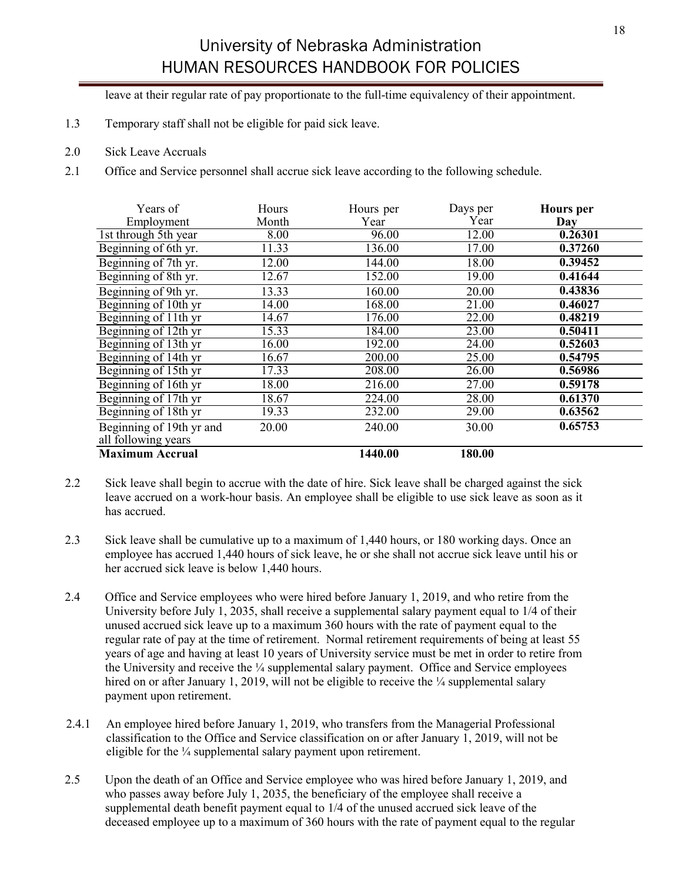leave at their regular rate of pay proportionate to the full-time equivalency of their appointment.

1.3 Temporary staff shall not be eligible for paid sick leave.

2.0 Sick Leave Accruals

2.1 Office and Service personnel shall accrue sick leave according to the following schedule.

| Years of Employment | Hours Month | Hours per Year | Days per Year | **Hours per Day** |
|---|---|---|---|---|
| 1st through 5th year | 8.00 | 96.00 | 12.00 | **0.26301** |
| Beginning of 6th yr. | 11.33 | 136.00 | 17.00 | **0.37260** |
| Beginning of 7th yr. | 12.00 | 144.00 | 18.00 | **0.39452** |
| Beginning of 8th yr. | 12.67 | 152.00 | 19.00 | **0.41644** |
| Beginning of 9th yr. | 13.33 | 160.00 | 20.00 | **0.43836** |
| Beginning of 10th yr | 14.00 | 168.00 | 21.00 | **0.46027** |
| Beginning of 11th yr | 14.67 | 176.00 | 22.00 | **0.48219** |
| Beginning of 12th yr | 15.33 | 184.00 | 23.00 | **0.50411** |
| Beginning of 13th yr | 16.00 | 192.00 | 24.00 | **0.52603** |
| Beginning of 14th yr | 16.67 | 200.00 | 25.00 | **0.54795** |
| Beginning of 15th yr | 17.33 | 208.00 | 26.00 | **0.56986** |
| Beginning of 16th yr | 18.00 | 216.00 | 27.00 | **0.59178** |
| Beginning of 17th yr | 18.67 | 224.00 | 28.00 | **0.61370** |
| Beginning of 18th yr | 19.33 | 232.00 | 29.00 | **0.63562** |
| Beginning of 19th yr and all following years | 20.00 | 240.00 | 30.00 | **0.65753** |
| **Maximum Accrual** | | **1440.00** | **180.00** | |

2.2 Sick leave shall begin to accrue with the date of hire. Sick leave shall be charged against the sick leave accrued on a work-hour basis. An employee shall be eligible to use sick leave as soon as it has accrued.

2.3 Sick leave shall be cumulative up to a maximum of 1,440 hours, or 180 working days. Once an employee has accrued 1,440 hours of sick leave, he or she shall not accrue sick leave until his or her accrued sick leave is below 1,440 hours.

2.4 Office and Service employees who were hired before January 1, 2019, and who retire from the University before July 1, 2035, shall receive a supplemental salary payment equal to 1/4 of their unused accrued sick leave up to a maximum 360 hours with the rate of payment equal to the regular rate of pay at the time of retirement. Normal retirement requirements of being at least 55 years of age and having at least 10 years of University service must be met in order to retire from the University and receive the ¼ supplemental salary payment. Office and Service employees hired on or after January 1, 2019, will not be eligible to receive the ¼ supplemental salary payment upon retirement.

2.4.1 An employee hired before January 1, 2019, who transfers from the Managerial Professional classification to the Office and Service classification on or after January 1, 2019, will not be eligible for the ¼ supplemental salary payment upon retirement.

2.5 Upon the death of an Office and Service employee who was hired before January 1, 2019, and who passes away before July 1, 2035, the beneficiary of the employee shall receive a supplemental death benefit payment equal to 1/4 of the unused accrued sick leave of the deceased employee up to a maximum of 360 hours with the rate of payment equal to the regular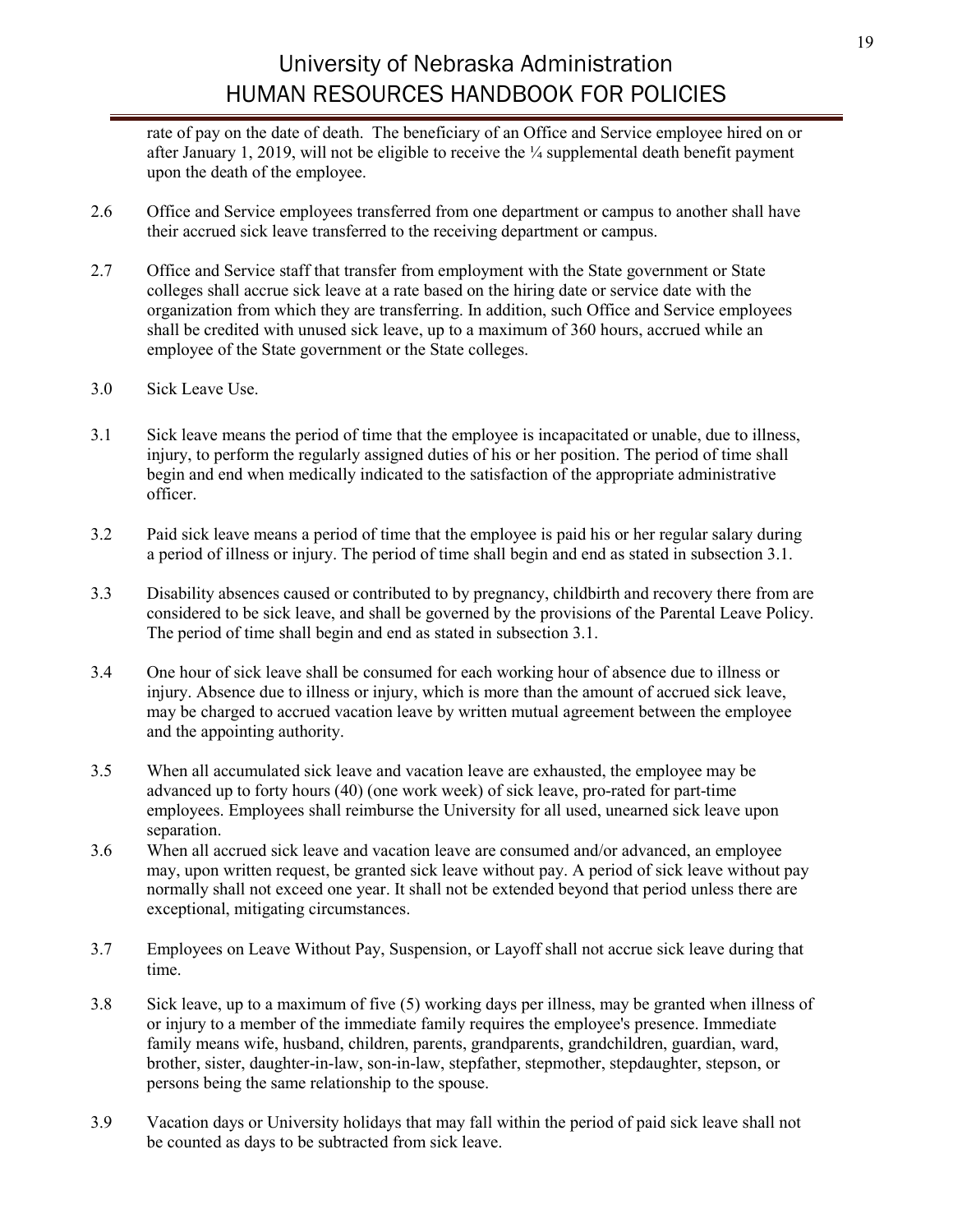rate of pay on the date of death. The beneficiary of an Office and Service employee hired on or after January 1, 2019, will not be eligible to receive the ¼ supplemental death benefit payment upon the death of the employee.

2.6 Office and Service employees transferred from one department or campus to another shall have their accrued sick leave transferred to the receiving department or campus.

2.7 Office and Service staff that transfer from employment with the State government or State colleges shall accrue sick leave at a rate based on the hiring date or service date with the organization from which they are transferring. In addition, such Office and Service employees shall be credited with unused sick leave, up to a maximum of 360 hours, accrued while an employee of the State government or the State colleges.

3.0 Sick Leave Use.

3.1 Sick leave means the period of time that the employee is incapacitated or unable, due to illness, injury, to perform the regularly assigned duties of his or her position. The period of time shall begin and end when medically indicated to the satisfaction of the appropriate administrative officer.

3.2 Paid sick leave means a period of time that the employee is paid his or her regular salary during a period of illness or injury. The period of time shall begin and end as stated in subsection 3.1.

3.3 Disability absences caused or contributed to by pregnancy, childbirth and recovery there from are considered to be sick leave, and shall be governed by the provisions of the Parental Leave Policy. The period of time shall begin and end as stated in subsection 3.1.

3.4 One hour of sick leave shall be consumed for each working hour of absence due to illness or injury. Absence due to illness or injury, which is more than the amount of accrued sick leave, may be charged to accrued vacation leave by written mutual agreement between the employee and the appointing authority.

3.5 When all accumulated sick leave and vacation leave are exhausted, the employee may be advanced up to forty hours (40) (one work week) of sick leave, pro-rated for part-time employees. Employees shall reimburse the University for all used, unearned sick leave upon separation.

3.6 When all accrued sick leave and vacation leave are consumed and/or advanced, an employee may, upon written request, be granted sick leave without pay. A period of sick leave without pay normally shall not exceed one year. It shall not be extended beyond that period unless there are exceptional, mitigating circumstances.

3.7 Employees on Leave Without Pay, Suspension, or Layoff shall not accrue sick leave during that time.

3.8 Sick leave, up to a maximum of five (5) working days per illness, may be granted when illness of or injury to a member of the immediate family requires the employee's presence. Immediate family means wife, husband, children, parents, grandparents, grandchildren, guardian, ward, brother, sister, daughter-in-law, son-in-law, stepfather, stepmother, stepdaughter, stepson, or persons being the same relationship to the spouse.

3.9 Vacation days or University holidays that may fall within the period of paid sick leave shall not be counted as days to be subtracted from sick leave.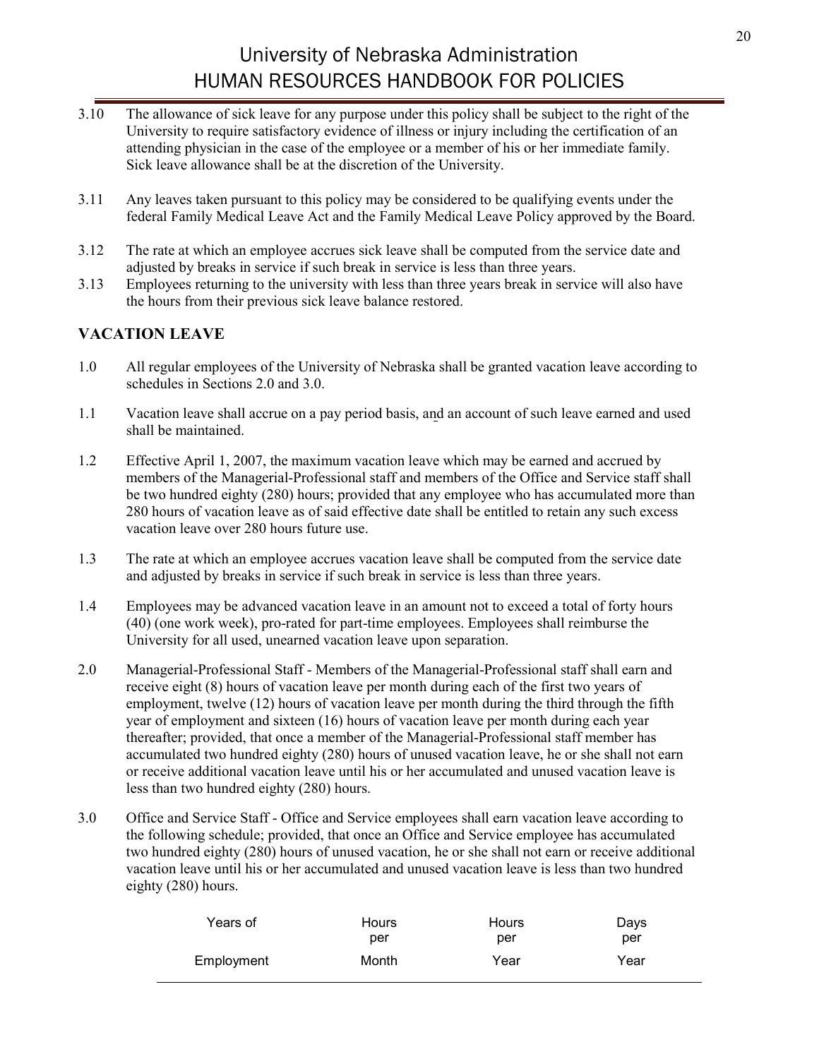3.10 The allowance of sick leave for any purpose under this policy shall be subject to the right of the University to require satisfactory evidence of illness or injury including the certification of an attending physician in the case of the employee or a member of his or her immediate family. Sick leave allowance shall be at the discretion of the University.

3.11 Any leaves taken pursuant to this policy may be considered to be qualifying events under the federal Family Medical Leave Act and the Family Medical Leave Policy approved by the Board.

3.12 The rate at which an employee accrues sick leave shall be computed from the service date and adjusted by breaks in service if such break in service is less than three years.

3.13 Employees returning to the university with less than three years break in service will also have the hours from their previous sick leave balance restored.

## VACATION LEAVE

1.0 All regular employees of the University of Nebraska shall be granted vacation leave according to schedules in Sections 2.0 and 3.0.

1.1 Vacation leave shall accrue on a pay period basis, and an account of such leave earned and used shall be maintained.

1.2 Effective April 1, 2007, the maximum vacation leave which may be earned and accrued by members of the Managerial-Professional staff and members of the Office and Service staff shall be two hundred eighty (280) hours; provided that any employee who has accumulated more than 280 hours of vacation leave as of said effective date shall be entitled to retain any such excess vacation leave over 280 hours future use.

1.3 The rate at which an employee accrues vacation leave shall be computed from the service date and adjusted by breaks in service if such break in service is less than three years.

1.4 Employees may be advanced vacation leave in an amount not to exceed a total of forty hours (40) (one work week), pro-rated for part-time employees. Employees shall reimburse the University for all used, unearned vacation leave upon separation.

2.0 Managerial-Professional Staff - Members of the Managerial-Professional staff shall earn and receive eight (8) hours of vacation leave per month during each of the first two years of employment, twelve (12) hours of vacation leave per month during the third through the fifth year of employment and sixteen (16) hours of vacation leave per month during each year thereafter; provided, that once a member of the Managerial-Professional staff member has accumulated two hundred eighty (280) hours of unused vacation leave, he or she shall not earn or receive additional vacation leave until his or her accumulated and unused vacation leave is less than two hundred eighty (280) hours.

3.0 Office and Service Staff - Office and Service employees shall earn vacation leave according to the following schedule; provided, that once an Office and Service employee has accumulated two hundred eighty (280) hours of unused vacation, he or she shall not earn or receive additional vacation leave until his or her accumulated and unused vacation leave is less than two hundred eighty (280) hours.

| Years of Employment | Hours per Month | Hours per Year | Days per Year |
|---|---|---|---|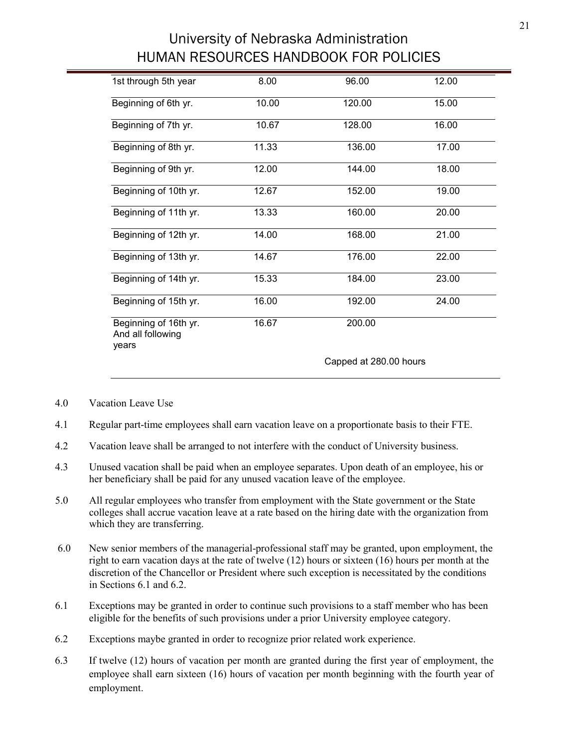| | | | |
|---|---|---|---|
| 1st through 5th year | 8.00 | 96.00 | 12.00 |
| Beginning of 6th yr. | 10.00 | 120.00 | 15.00 |
| Beginning of 7th yr. | 10.67 | 128.00 | 16.00 |
| Beginning of 8th yr. | 11.33 | 136.00 | 17.00 |
| Beginning of 9th yr. | 12.00 | 144.00 | 18.00 |
| Beginning of 10th yr. | 12.67 | 152.00 | 19.00 |
| Beginning of 11th yr. | 13.33 | 160.00 | 20.00 |
| Beginning of 12th yr. | 14.00 | 168.00 | 21.00 |
| Beginning of 13th yr. | 14.67 | 176.00 | 22.00 |
| Beginning of 14th yr. | 15.33 | 184.00 | 23.00 |
| Beginning of 15th yr. | 16.00 | 192.00 | 24.00 |
| Beginning of 16th yr. And all following years | 16.67 | 200.00 | |
| | | Capped at 280.00 hours | |

4.0 Vacation Leave Use

4.1 Regular part-time employees shall earn vacation leave on a proportionate basis to their FTE.

4.2 Vacation leave shall be arranged to not interfere with the conduct of University business.

4.3 Unused vacation shall be paid when an employee separates. Upon death of an employee, his or her beneficiary shall be paid for any unused vacation leave of the employee.

5.0 All regular employees who transfer from employment with the State government or the State colleges shall accrue vacation leave at a rate based on the hiring date with the organization from which they are transferring.

6.0 New senior members of the managerial-professional staff may be granted, upon employment, the right to earn vacation days at the rate of twelve (12) hours or sixteen (16) hours per month at the discretion of the Chancellor or President where such exception is necessitated by the conditions in Sections 6.1 and 6.2.

6.1 Exceptions may be granted in order to continue such provisions to a staff member who has been eligible for the benefits of such provisions under a prior University employee category.

6.2 Exceptions maybe granted in order to recognize prior related work experience.

6.3 If twelve (12) hours of vacation per month are granted during the first year of employment, the employee shall earn sixteen (16) hours of vacation per month beginning with the fourth year of employment.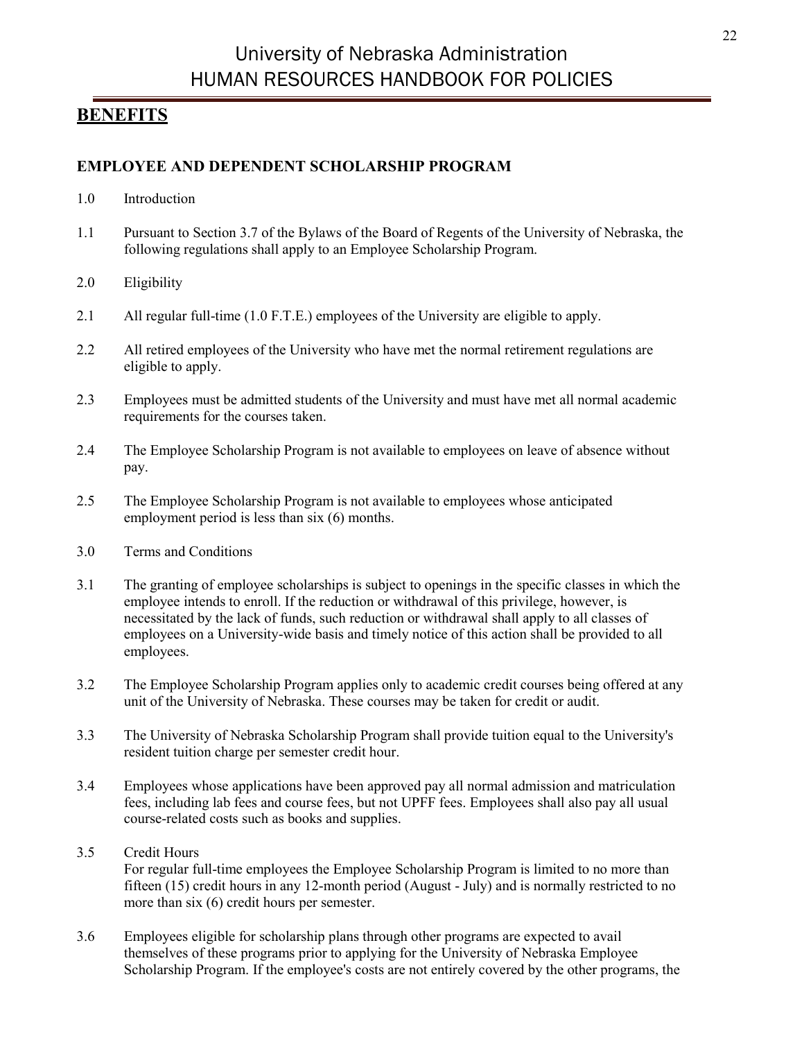## BENEFITS

### EMPLOYEE AND DEPENDENT SCHOLARSHIP PROGRAM

1.0 Introduction

1.1 Pursuant to Section 3.7 of the Bylaws of the Board of Regents of the University of Nebraska, the following regulations shall apply to an Employee Scholarship Program.

2.0 Eligibility

2.1 All regular full-time (1.0 F.T.E.) employees of the University are eligible to apply.

2.2 All retired employees of the University who have met the normal retirement regulations are eligible to apply.

2.3 Employees must be admitted students of the University and must have met all normal academic requirements for the courses taken.

2.4 The Employee Scholarship Program is not available to employees on leave of absence without pay.

2.5 The Employee Scholarship Program is not available to employees whose anticipated employment period is less than six (6) months.

3.0 Terms and Conditions

3.1 The granting of employee scholarships is subject to openings in the specific classes in which the employee intends to enroll. If the reduction or withdrawal of this privilege, however, is necessitated by the lack of funds, such reduction or withdrawal shall apply to all classes of employees on a University-wide basis and timely notice of this action shall be provided to all employees.

3.2 The Employee Scholarship Program applies only to academic credit courses being offered at any unit of the University of Nebraska. These courses may be taken for credit or audit.

3.3 The University of Nebraska Scholarship Program shall provide tuition equal to the University's resident tuition charge per semester credit hour.

3.4 Employees whose applications have been approved pay all normal admission and matriculation fees, including lab fees and course fees, but not UPFF fees. Employees shall also pay all usual course-related costs such as books and supplies.

3.5 Credit Hours
For regular full-time employees the Employee Scholarship Program is limited to no more than fifteen (15) credit hours in any 12-month period (August - July) and is normally restricted to no more than six (6) credit hours per semester.

3.6 Employees eligible for scholarship plans through other programs are expected to avail themselves of these programs prior to applying for the University of Nebraska Employee Scholarship Program. If the employee's costs are not entirely covered by the other programs, the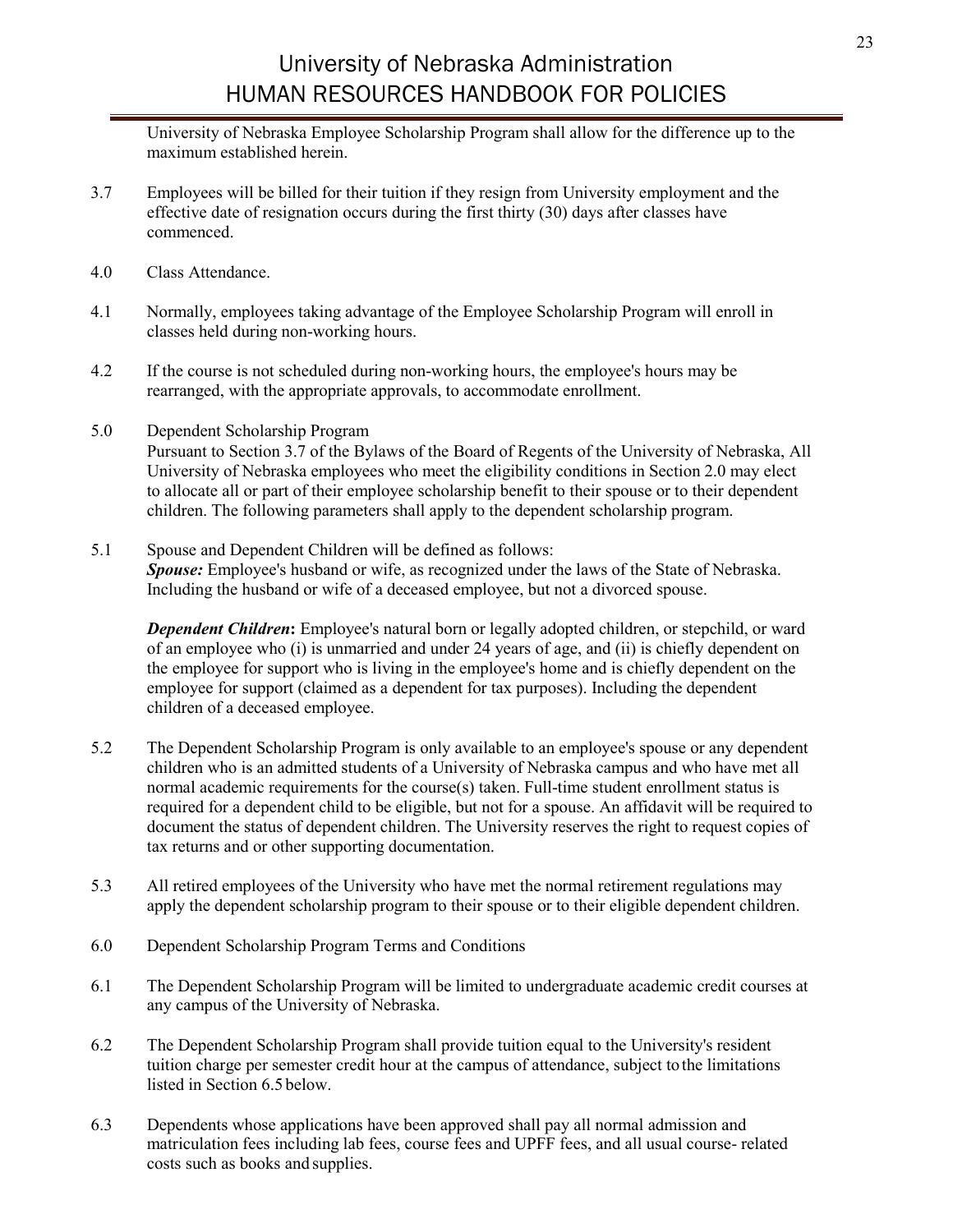University of Nebraska Employee Scholarship Program shall allow for the difference up to the maximum established herein.

3.7 Employees will be billed for their tuition if they resign from University employment and the effective date of resignation occurs during the first thirty (30) days after classes have commenced.

4.0 Class Attendance.

4.1 Normally, employees taking advantage of the Employee Scholarship Program will enroll in classes held during non-working hours.

4.2 If the course is not scheduled during non-working hours, the employee's hours may be rearranged, with the appropriate approvals, to accommodate enrollment.

5.0 Dependent Scholarship Program
Pursuant to Section 3.7 of the Bylaws of the Board of Regents of the University of Nebraska, All University of Nebraska employees who meet the eligibility conditions in Section 2.0 may elect to allocate all or part of their employee scholarship benefit to their spouse or to their dependent children. The following parameters shall apply to the dependent scholarship program.

5.1 Spouse and Dependent Children will be defined as follows:
***Spouse:*** Employee's husband or wife, as recognized under the laws of the State of Nebraska. Including the husband or wife of a deceased employee, but not a divorced spouse.

***Dependent Children*****:** Employee's natural born or legally adopted children, or stepchild, or ward of an employee who (i) is unmarried and under 24 years of age, and (ii) is chiefly dependent on the employee for support who is living in the employee's home and is chiefly dependent on the employee for support (claimed as a dependent for tax purposes). Including the dependent children of a deceased employee.

5.2 The Dependent Scholarship Program is only available to an employee's spouse or any dependent children who is an admitted students of a University of Nebraska campus and who have met all normal academic requirements for the course(s) taken. Full-time student enrollment status is required for a dependent child to be eligible, but not for a spouse. An affidavit will be required to document the status of dependent children. The University reserves the right to request copies of tax returns and or other supporting documentation.

5.3 All retired employees of the University who have met the normal retirement regulations may apply the dependent scholarship program to their spouse or to their eligible dependent children.

6.0 Dependent Scholarship Program Terms and Conditions

6.1 The Dependent Scholarship Program will be limited to undergraduate academic credit courses at any campus of the University of Nebraska.

6.2 The Dependent Scholarship Program shall provide tuition equal to the University's resident tuition charge per semester credit hour at the campus of attendance, subject to the limitations listed in Section 6.5 below.

6.3 Dependents whose applications have been approved shall pay all normal admission and matriculation fees including lab fees, course fees and UPFF fees, and all usual course- related costs such as books and supplies.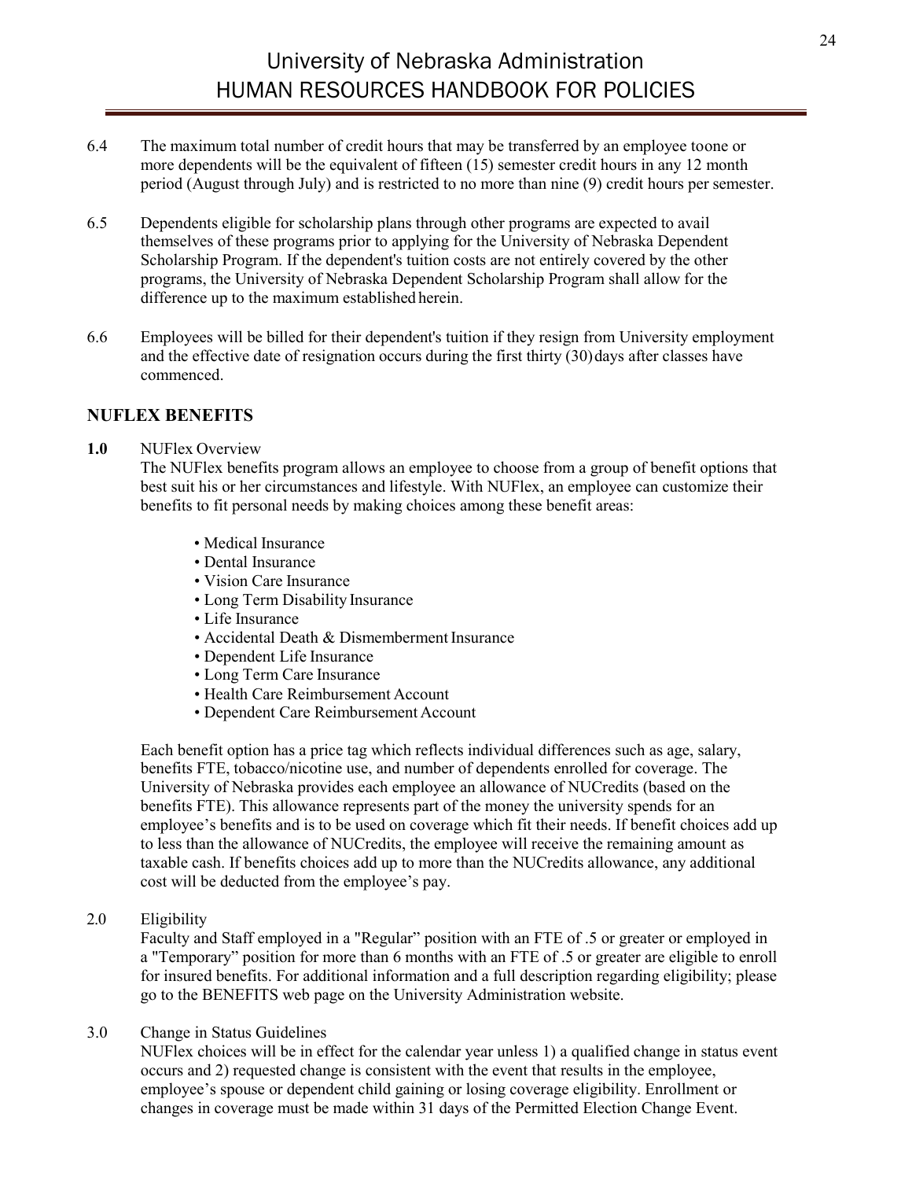6.4 The maximum total number of credit hours that may be transferred by an employee toone or more dependents will be the equivalent of fifteen (15) semester credit hours in any 12 month period (August through July) and is restricted to no more than nine (9) credit hours per semester.

6.5 Dependents eligible for scholarship plans through other programs are expected to avail themselves of these programs prior to applying for the University of Nebraska Dependent Scholarship Program. If the dependent's tuition costs are not entirely covered by the other programs, the University of Nebraska Dependent Scholarship Program shall allow for the difference up to the maximum established herein.

6.6 Employees will be billed for their dependent's tuition if they resign from University employment and the effective date of resignation occurs during the first thirty (30) days after classes have commenced.

## NUFLEX BENEFITS

**1.0** NUFlex Overview

The NUFlex benefits program allows an employee to choose from a group of benefit options that best suit his or her circumstances and lifestyle. With NUFlex, an employee can customize their benefits to fit personal needs by making choices among these benefit areas:

- Medical Insurance
- Dental Insurance
- Vision Care Insurance
- Long Term Disability Insurance
- Life Insurance
- Accidental Death & Dismemberment Insurance
- Dependent Life Insurance
- Long Term Care Insurance
- Health Care Reimbursement Account
- Dependent Care Reimbursement Account

Each benefit option has a price tag which reflects individual differences such as age, salary, benefits FTE, tobacco/nicotine use, and number of dependents enrolled for coverage. The University of Nebraska provides each employee an allowance of NUCredits (based on the benefits FTE). This allowance represents part of the money the university spends for an employee's benefits and is to be used on coverage which fit their needs. If benefit choices add up to less than the allowance of NUCredits, the employee will receive the remaining amount as taxable cash. If benefits choices add up to more than the NUCredits allowance, any additional cost will be deducted from the employee's pay.

2.0 Eligibility

Faculty and Staff employed in a "Regular" position with an FTE of .5 or greater or employed in a "Temporary" position for more than 6 months with an FTE of .5 or greater are eligible to enroll for insured benefits. For additional information and a full description regarding eligibility; please go to the BENEFITS web page on the University Administration website.

3.0 Change in Status Guidelines

NUFlex choices will be in effect for the calendar year unless 1) a qualified change in status event occurs and 2) requested change is consistent with the event that results in the employee, employee's spouse or dependent child gaining or losing coverage eligibility. Enrollment or changes in coverage must be made within 31 days of the Permitted Election Change Event.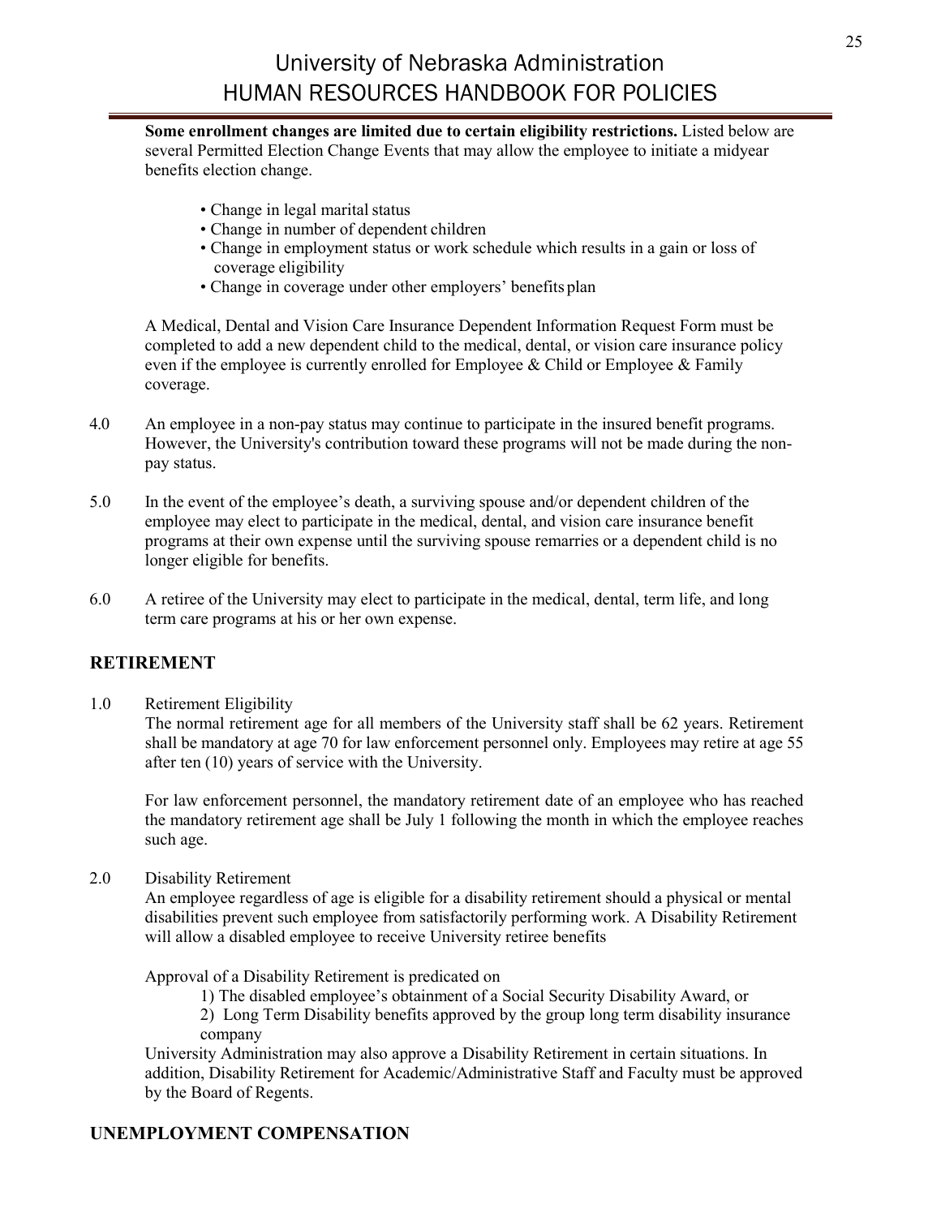**Some enrollment changes are limited due to certain eligibility restrictions.** Listed below are several Permitted Election Change Events that may allow the employee to initiate a midyear benefits election change.

- Change in legal marital status
- Change in number of dependent children
- Change in employment status or work schedule which results in a gain or loss of coverage eligibility
- Change in coverage under other employers' benefits plan

A Medical, Dental and Vision Care Insurance Dependent Information Request Form must be completed to add a new dependent child to the medical, dental, or vision care insurance policy even if the employee is currently enrolled for Employee & Child or Employee & Family coverage.

4.0 An employee in a non-pay status may continue to participate in the insured benefit programs. However, the University's contribution toward these programs will not be made during the non-pay status.

5.0 In the event of the employee's death, a surviving spouse and/or dependent children of the employee may elect to participate in the medical, dental, and vision care insurance benefit programs at their own expense until the surviving spouse remarries or a dependent child is no longer eligible for benefits.

6.0 A retiree of the University may elect to participate in the medical, dental, term life, and long term care programs at his or her own expense.

## RETIREMENT

1.0 Retirement Eligibility

The normal retirement age for all members of the University staff shall be 62 years. Retirement shall be mandatory at age 70 for law enforcement personnel only. Employees may retire at age 55 after ten (10) years of service with the University.

For law enforcement personnel, the mandatory retirement date of an employee who has reached the mandatory retirement age shall be July 1 following the month in which the employee reaches such age.

2.0 Disability Retirement

An employee regardless of age is eligible for a disability retirement should a physical or mental disabilities prevent such employee from satisfactorily performing work. A Disability Retirement will allow a disabled employee to receive University retiree benefits

Approval of a Disability Retirement is predicated on

1) The disabled employee's obtainment of a Social Security Disability Award, or
2) Long Term Disability benefits approved by the group long term disability insurance company

University Administration may also approve a Disability Retirement in certain situations. In addition, Disability Retirement for Academic/Administrative Staff and Faculty must be approved by the Board of Regents.

## UNEMPLOYMENT COMPENSATION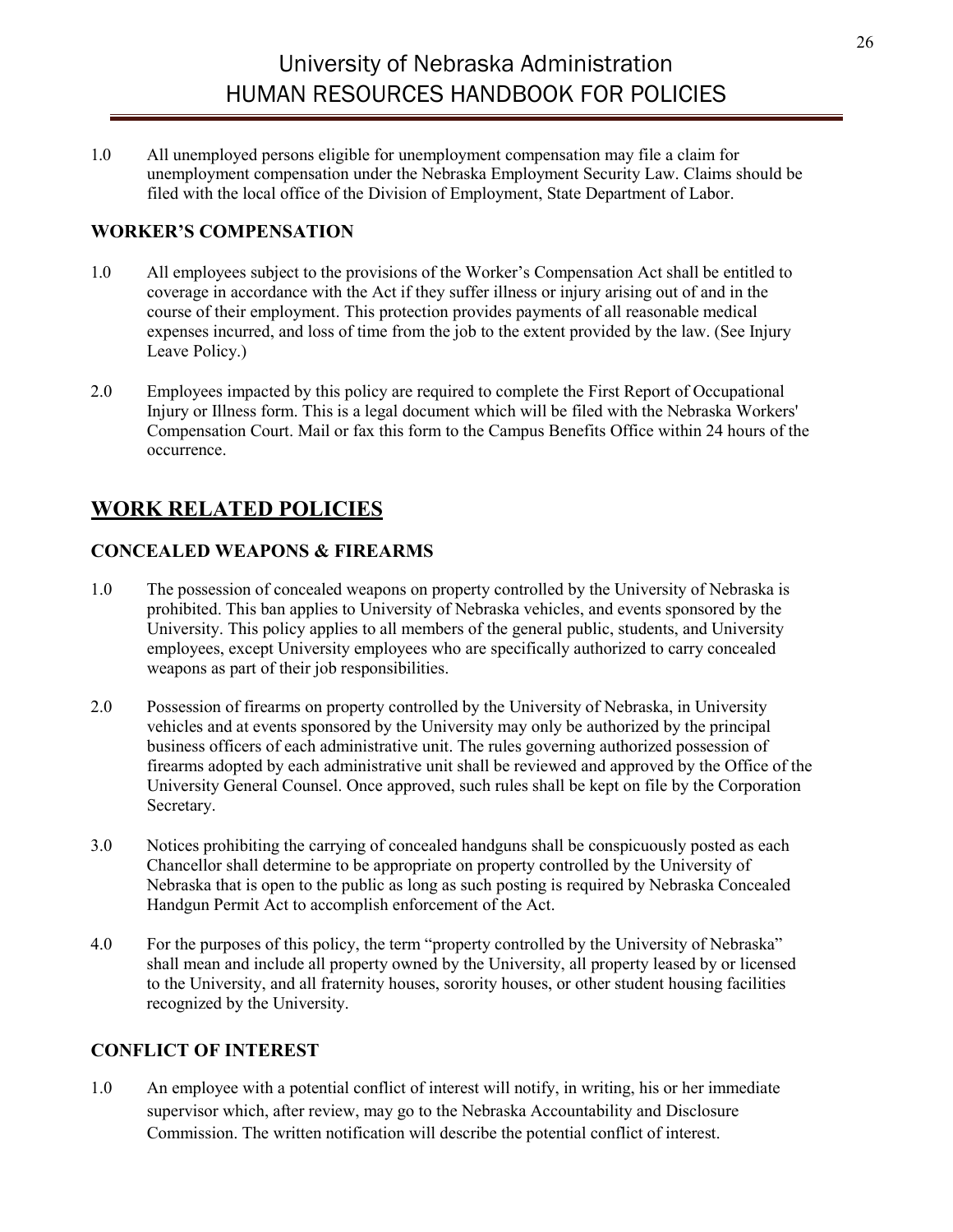1.0 All unemployed persons eligible for unemployment compensation may file a claim for unemployment compensation under the Nebraska Employment Security Law. Claims should be filed with the local office of the Division of Employment, State Department of Labor.

### WORKER'S COMPENSATION

1.0 All employees subject to the provisions of the Worker's Compensation Act shall be entitled to coverage in accordance with the Act if they suffer illness or injury arising out of and in the course of their employment. This protection provides payments of all reasonable medical expenses incurred, and loss of time from the job to the extent provided by the law. (See Injury Leave Policy.)

2.0 Employees impacted by this policy are required to complete the First Report of Occupational Injury or Illness form. This is a legal document which will be filed with the Nebraska Workers' Compensation Court. Mail or fax this form to the Campus Benefits Office within 24 hours of the occurrence.

## WORK RELATED POLICIES

### CONCEALED WEAPONS & FIREARMS

1.0 The possession of concealed weapons on property controlled by the University of Nebraska is prohibited. This ban applies to University of Nebraska vehicles, and events sponsored by the University. This policy applies to all members of the general public, students, and University employees, except University employees who are specifically authorized to carry concealed weapons as part of their job responsibilities.

2.0 Possession of firearms on property controlled by the University of Nebraska, in University vehicles and at events sponsored by the University may only be authorized by the principal business officers of each administrative unit. The rules governing authorized possession of firearms adopted by each administrative unit shall be reviewed and approved by the Office of the University General Counsel. Once approved, such rules shall be kept on file by the Corporation Secretary.

3.0 Notices prohibiting the carrying of concealed handguns shall be conspicuously posted as each Chancellor shall determine to be appropriate on property controlled by the University of Nebraska that is open to the public as long as such posting is required by Nebraska Concealed Handgun Permit Act to accomplish enforcement of the Act.

4.0 For the purposes of this policy, the term "property controlled by the University of Nebraska" shall mean and include all property owned by the University, all property leased by or licensed to the University, and all fraternity houses, sorority houses, or other student housing facilities recognized by the University.

### CONFLICT OF INTEREST

1.0 An employee with a potential conflict of interest will notify, in writing, his or her immediate supervisor which, after review, may go to the Nebraska Accountability and Disclosure Commission. The written notification will describe the potential conflict of interest.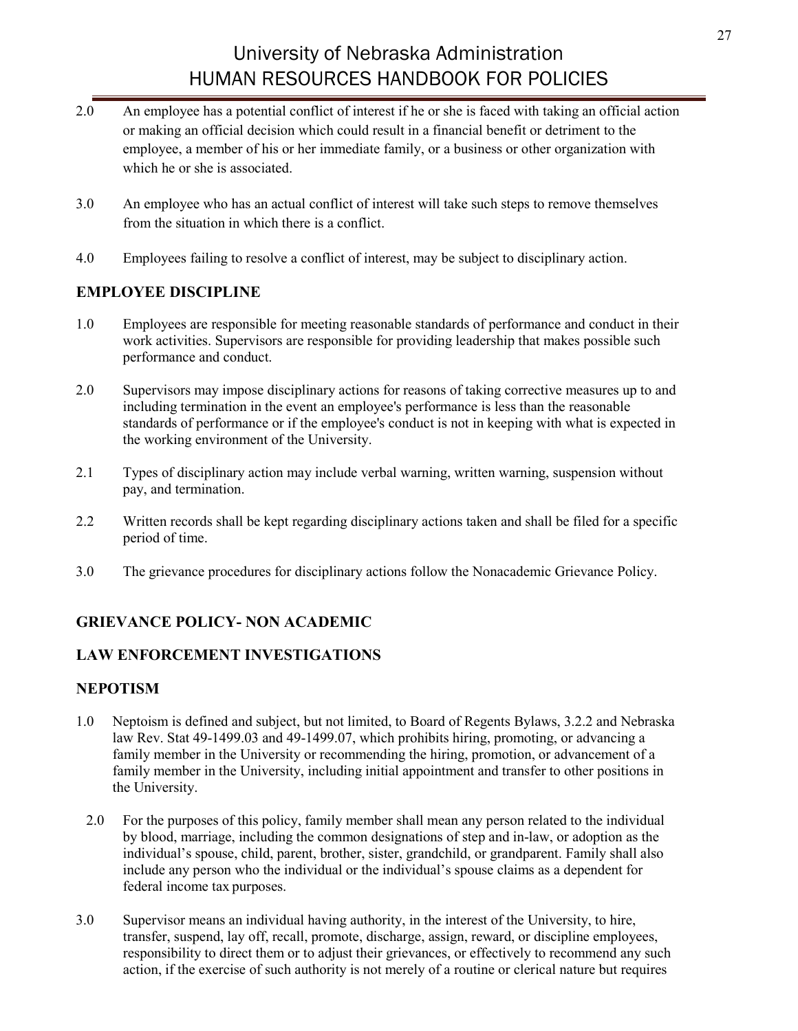2.0 An employee has a potential conflict of interest if he or she is faced with taking an official action or making an official decision which could result in a financial benefit or detriment to the employee, a member of his or her immediate family, or a business or other organization with which he or she is associated.

3.0 An employee who has an actual conflict of interest will take such steps to remove themselves from the situation in which there is a conflict.

4.0 Employees failing to resolve a conflict of interest, may be subject to disciplinary action.

## EMPLOYEE DISCIPLINE

1.0 Employees are responsible for meeting reasonable standards of performance and conduct in their work activities. Supervisors are responsible for providing leadership that makes possible such performance and conduct.

2.0 Supervisors may impose disciplinary actions for reasons of taking corrective measures up to and including termination in the event an employee's performance is less than the reasonable standards of performance or if the employee's conduct is not in keeping with what is expected in the working environment of the University.

2.1 Types of disciplinary action may include verbal warning, written warning, suspension without pay, and termination.

2.2 Written records shall be kept regarding disciplinary actions taken and shall be filed for a specific period of time.

3.0 The grievance procedures for disciplinary actions follow the Nonacademic Grievance Policy.

## GRIEVANCE POLICY- NON ACADEMIC

## LAW ENFORCEMENT INVESTIGATIONS

## NEPOTISM

1.0 Neptoism is defined and subject, but not limited, to Board of Regents Bylaws, 3.2.2 and Nebraska law Rev. Stat 49-1499.03 and 49-1499.07, which prohibits hiring, promoting, or advancing a family member in the University or recommending the hiring, promotion, or advancement of a family member in the University, including initial appointment and transfer to other positions in the University.

2.0 For the purposes of this policy, family member shall mean any person related to the individual by blood, marriage, including the common designations of step and in-law, or adoption as the individual's spouse, child, parent, brother, sister, grandchild, or grandparent. Family shall also include any person who the individual or the individual's spouse claims as a dependent for federal income tax purposes.

3.0 Supervisor means an individual having authority, in the interest of the University, to hire, transfer, suspend, lay off, recall, promote, discharge, assign, reward, or discipline employees, responsibility to direct them or to adjust their grievances, or effectively to recommend any such action, if the exercise of such authority is not merely of a routine or clerical nature but requires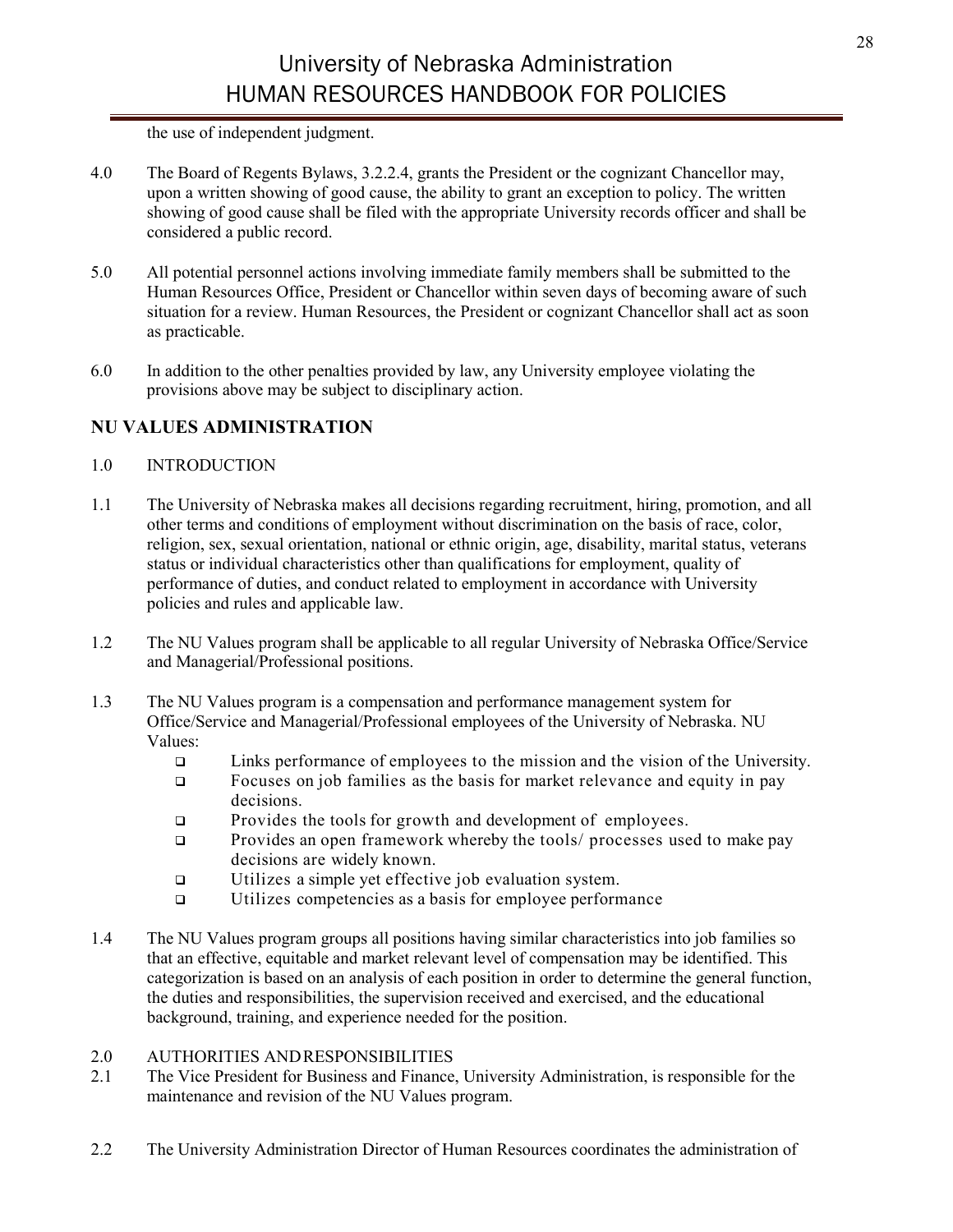the use of independent judgment.

4.0 The Board of Regents Bylaws, 3.2.2.4, grants the President or the cognizant Chancellor may, upon a written showing of good cause, the ability to grant an exception to policy. The written showing of good cause shall be filed with the appropriate University records officer and shall be considered a public record.

5.0 All potential personnel actions involving immediate family members shall be submitted to the Human Resources Office, President or Chancellor within seven days of becoming aware of such situation for a review. Human Resources, the President or cognizant Chancellor shall act as soon as practicable.

6.0 In addition to the other penalties provided by law, any University employee violating the provisions above may be subject to disciplinary action.

## NU VALUES ADMINISTRATION

1.0 INTRODUCTION

1.1 The University of Nebraska makes all decisions regarding recruitment, hiring, promotion, and all other terms and conditions of employment without discrimination on the basis of race, color, religion, sex, sexual orientation, national or ethnic origin, age, disability, marital status, veterans status or individual characteristics other than qualifications for employment, quality of performance of duties, and conduct related to employment in accordance with University policies and rules and applicable law.

1.2 The NU Values program shall be applicable to all regular University of Nebraska Office/Service and Managerial/Professional positions.

1.3 The NU Values program is a compensation and performance management system for Office/Service and Managerial/Professional employees of the University of Nebraska. NU Values:

- Links performance of employees to the mission and the vision of the University.
- Focuses on job families as the basis for market relevance and equity in pay decisions.
- Provides the tools for growth and development of employees.
- Provides an open framework whereby the tools/ processes used to make pay decisions are widely known.
- Utilizes a simple yet effective job evaluation system.
- Utilizes competencies as a basis for employee performance

1.4 The NU Values program groups all positions having similar characteristics into job families so that an effective, equitable and market relevant level of compensation may be identified. This categorization is based on an analysis of each position in order to determine the general function, the duties and responsibilities, the supervision received and exercised, and the educational background, training, and experience needed for the position.

2.0 AUTHORITIES AND RESPONSIBILITIES

2.1 The Vice President for Business and Finance, University Administration, is responsible for the maintenance and revision of the NU Values program.

2.2 The University Administration Director of Human Resources coordinates the administration of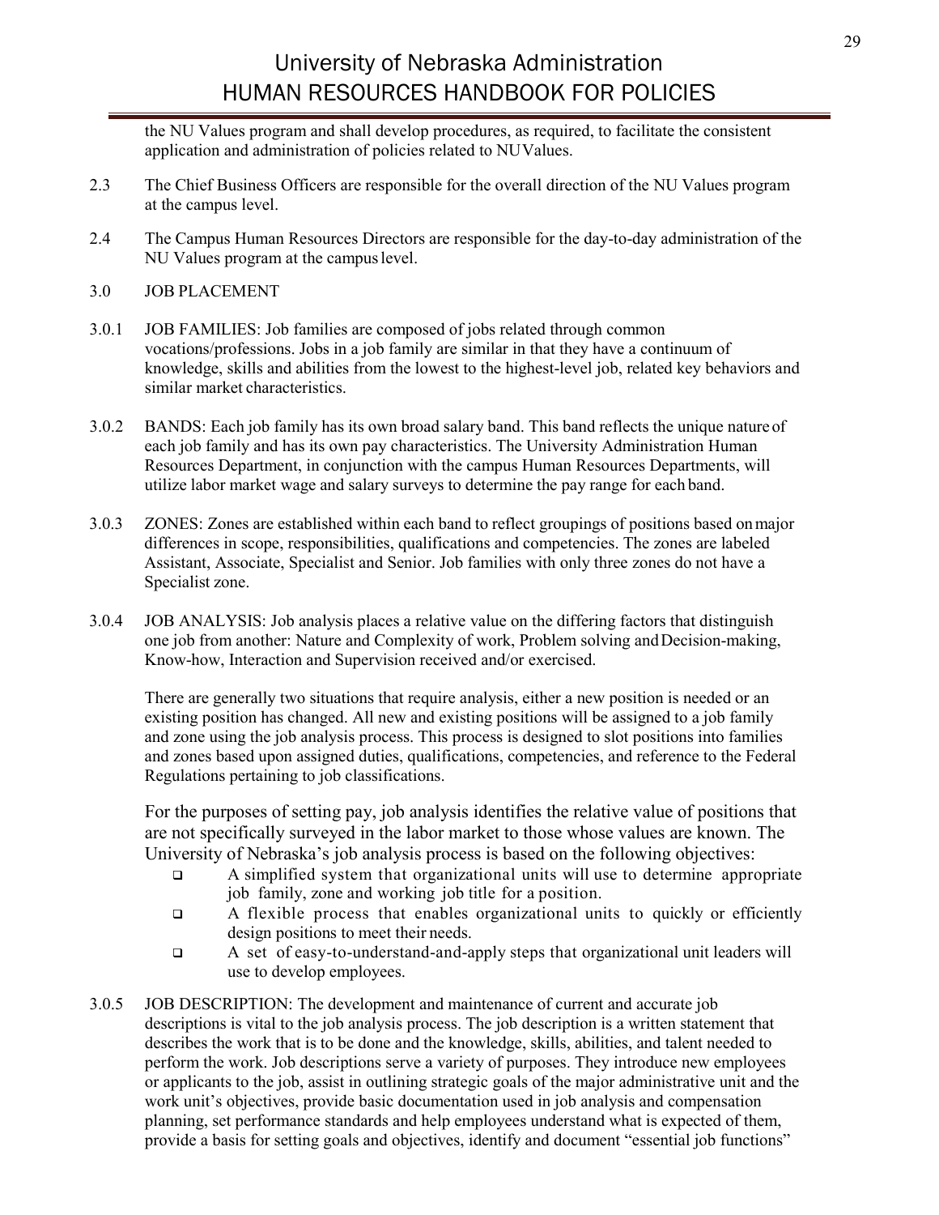the NU Values program and shall develop procedures, as required, to facilitate the consistent application and administration of policies related to NU Values.

2.3 The Chief Business Officers are responsible for the overall direction of the NU Values program at the campus level.

2.4 The Campus Human Resources Directors are responsible for the day-to-day administration of the NU Values program at the campus level.

3.0 JOB PLACEMENT

3.0.1 JOB FAMILIES: Job families are composed of jobs related through common vocations/professions. Jobs in a job family are similar in that they have a continuum of knowledge, skills and abilities from the lowest to the highest-level job, related key behaviors and similar market characteristics.

3.0.2 BANDS: Each job family has its own broad salary band. This band reflects the unique nature of each job family and has its own pay characteristics. The University Administration Human Resources Department, in conjunction with the campus Human Resources Departments, will utilize labor market wage and salary surveys to determine the pay range for each band.

3.0.3 ZONES: Zones are established within each band to reflect groupings of positions based on major differences in scope, responsibilities, qualifications and competencies. The zones are labeled Assistant, Associate, Specialist and Senior. Job families with only three zones do not have a Specialist zone.

3.0.4 JOB ANALYSIS: Job analysis places a relative value on the differing factors that distinguish one job from another: Nature and Complexity of work, Problem solving and Decision-making, Know-how, Interaction and Supervision received and/or exercised.

There are generally two situations that require analysis, either a new position is needed or an existing position has changed. All new and existing positions will be assigned to a job family and zone using the job analysis process. This process is designed to slot positions into families and zones based upon assigned duties, qualifications, competencies, and reference to the Federal Regulations pertaining to job classifications.

For the purposes of setting pay, job analysis identifies the relative value of positions that are not specifically surveyed in the labor market to those whose values are known. The University of Nebraska's job analysis process is based on the following objectives:

- A simplified system that organizational units will use to determine appropriate job family, zone and working job title for a position.
- A flexible process that enables organizational units to quickly or efficiently design positions to meet their needs.
- A set of easy-to-understand-and-apply steps that organizational unit leaders will use to develop employees.

3.0.5 JOB DESCRIPTION: The development and maintenance of current and accurate job descriptions is vital to the job analysis process. The job description is a written statement that describes the work that is to be done and the knowledge, skills, abilities, and talent needed to perform the work. Job descriptions serve a variety of purposes. They introduce new employees or applicants to the job, assist in outlining strategic goals of the major administrative unit and the work unit's objectives, provide basic documentation used in job analysis and compensation planning, set performance standards and help employees understand what is expected of them, provide a basis for setting goals and objectives, identify and document "essential job functions"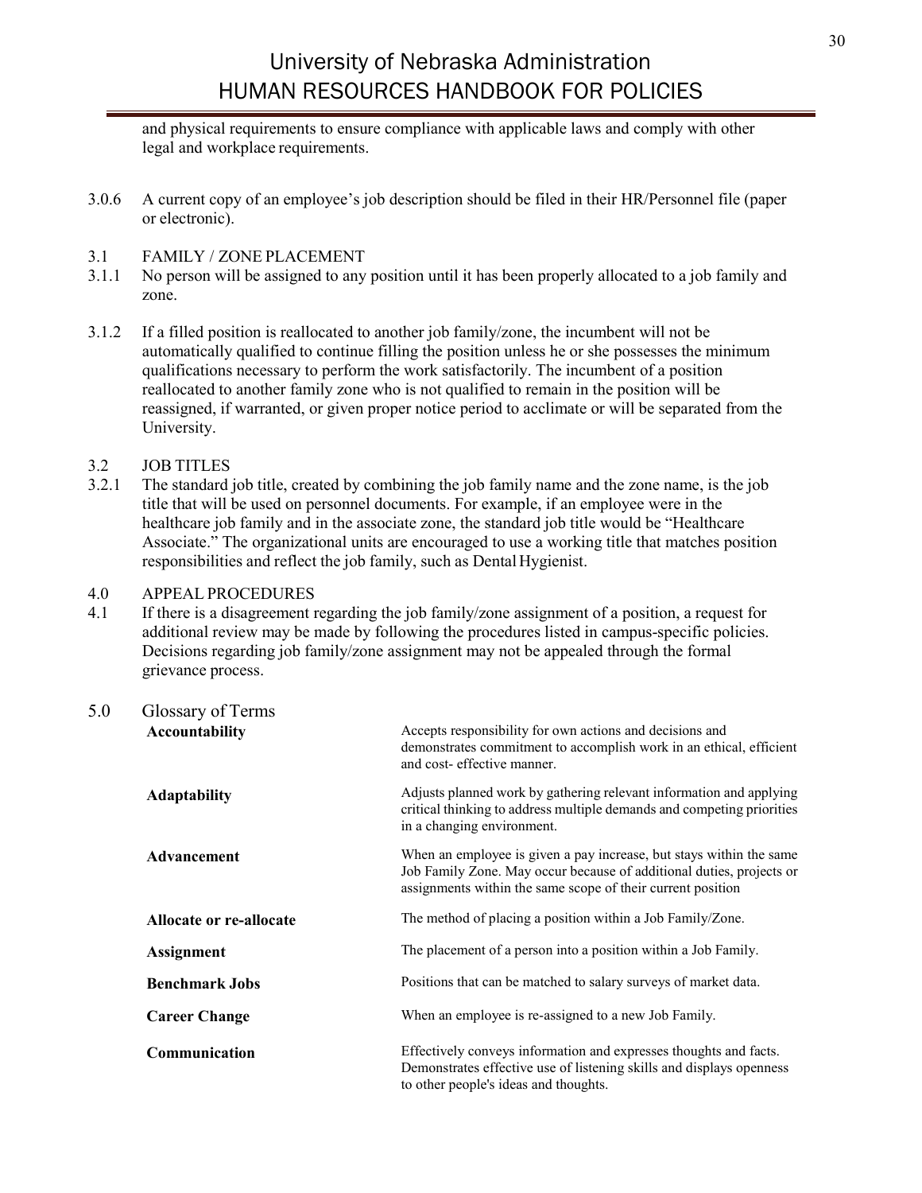and physical requirements to ensure compliance with applicable laws and comply with other legal and workplace requirements.

3.0.6 A current copy of an employee's job description should be filed in their HR/Personnel file (paper or electronic).

3.1 FAMILY / ZONE PLACEMENT

3.1.1 No person will be assigned to any position until it has been properly allocated to a job family and zone.

3.1.2 If a filled position is reallocated to another job family/zone, the incumbent will not be automatically qualified to continue filling the position unless he or she possesses the minimum qualifications necessary to perform the work satisfactorily. The incumbent of a position reallocated to another family zone who is not qualified to remain in the position will be reassigned, if warranted, or given proper notice period to acclimate or will be separated from the University.

3.2 JOB TITLES

3.2.1 The standard job title, created by combining the job family name and the zone name, is the job title that will be used on personnel documents. For example, if an employee were in the healthcare job family and in the associate zone, the standard job title would be "Healthcare Associate." The organizational units are encouraged to use a working title that matches position responsibilities and reflect the job family, such as Dental Hygienist.

4.0 APPEAL PROCEDURES

4.1 If there is a disagreement regarding the job family/zone assignment of a position, a request for additional review may be made by following the procedures listed in campus-specific policies. Decisions regarding job family/zone assignment may not be appealed through the formal grievance process.

## 5.0 Glossary of Terms

| Term | Definition |
|---|---|
| **Accountability** | Accepts responsibility for own actions and decisions and demonstrates commitment to accomplish work in an ethical, efficient and cost- effective manner. |
| **Adaptability** | Adjusts planned work by gathering relevant information and applying critical thinking to address multiple demands and competing priorities in a changing environment. |
| **Advancement** | When an employee is given a pay increase, but stays within the same Job Family Zone. May occur because of additional duties, projects or assignments within the same scope of their current position |
| **Allocate or re-allocate** | The method of placing a position within a Job Family/Zone. |
| **Assignment** | The placement of a person into a position within a Job Family. |
| **Benchmark Jobs** | Positions that can be matched to salary surveys of market data. |
| **Career Change** | When an employee is re-assigned to a new Job Family. |
| **Communication** | Effectively conveys information and expresses thoughts and facts. Demonstrates effective use of listening skills and displays openness to other people's ideas and thoughts. |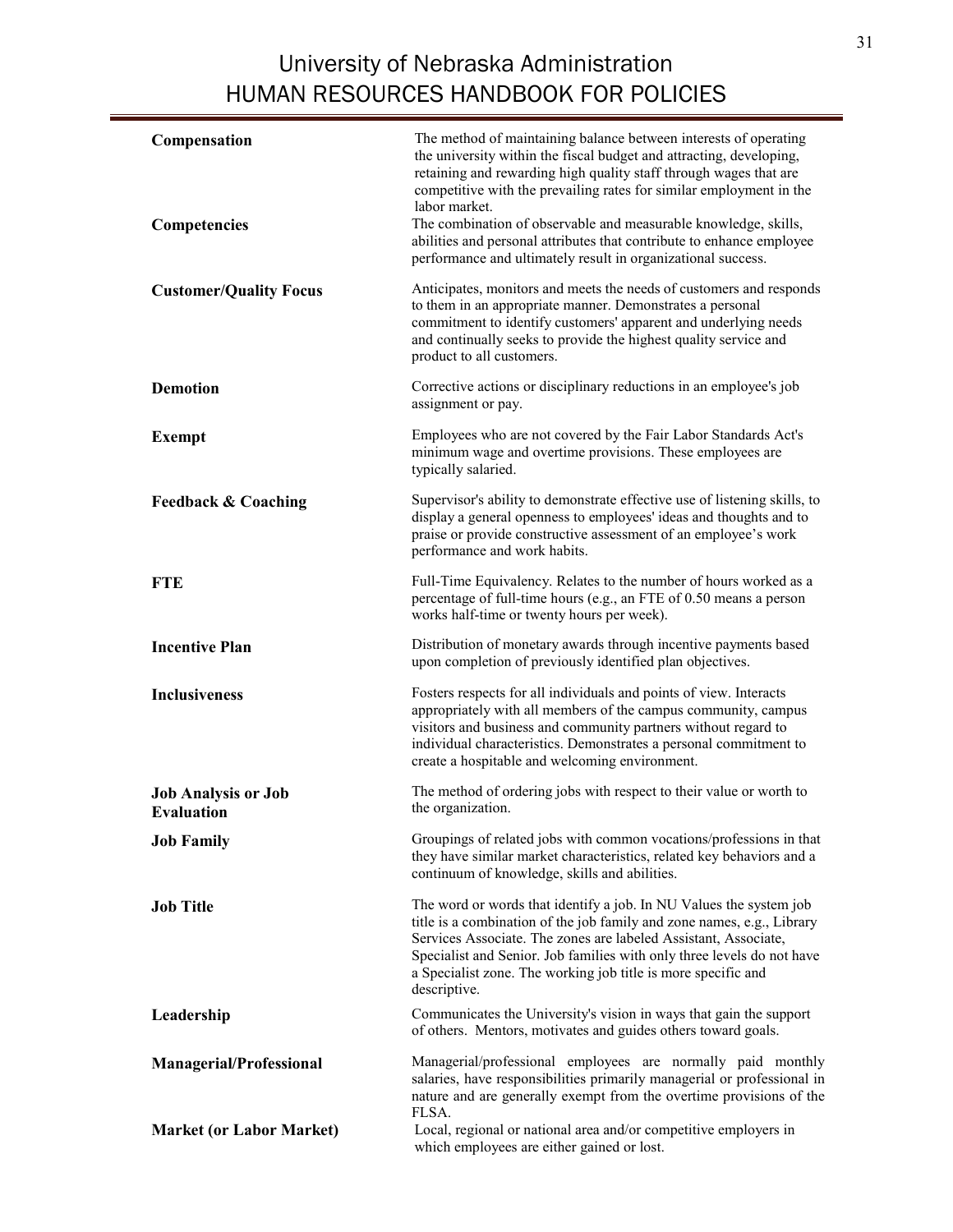| | |
|---|---|
| **Compensation** | The method of maintaining balance between interests of operating the university within the fiscal budget and attracting, developing, retaining and rewarding high quality staff through wages that are competitive with the prevailing rates for similar employment in the labor market. |
| **Competencies** | The combination of observable and measurable knowledge, skills, abilities and personal attributes that contribute to enhance employee performance and ultimately result in organizational success. |
| **Customer/Quality Focus** | Anticipates, monitors and meets the needs of customers and responds to them in an appropriate manner. Demonstrates a personal commitment to identify customers' apparent and underlying needs and continually seeks to provide the highest quality service and product to all customers. |
| **Demotion** | Corrective actions or disciplinary reductions in an employee's job assignment or pay. |
| **Exempt** | Employees who are not covered by the Fair Labor Standards Act's minimum wage and overtime provisions. These employees are typically salaried. |
| **Feedback & Coaching** | Supervisor's ability to demonstrate effective use of listening skills, to display a general openness to employees' ideas and thoughts and to praise or provide constructive assessment of an employee's work performance and work habits. |
| **FTE** | Full-Time Equivalency. Relates to the number of hours worked as a percentage of full-time hours (e.g., an FTE of 0.50 means a person works half-time or twenty hours per week). |
| **Incentive Plan** | Distribution of monetary awards through incentive payments based upon completion of previously identified plan objectives. |
| **Inclusiveness** | Fosters respects for all individuals and points of view. Interacts appropriately with all members of the campus community, campus visitors and business and community partners without regard to individual characteristics. Demonstrates a personal commitment to create a hospitable and welcoming environment. |
| **Job Analysis or Job Evaluation** | The method of ordering jobs with respect to their value or worth to the organization. |
| **Job Family** | Groupings of related jobs with common vocations/professions in that they have similar market characteristics, related key behaviors and a continuum of knowledge, skills and abilities. |
| **Job Title** | The word or words that identify a job. In NU Values the system job title is a combination of the job family and zone names, e.g., Library Services Associate. The zones are labeled Assistant, Associate, Specialist and Senior. Job families with only three levels do not have a Specialist zone. The working job title is more specific and descriptive. |
| **Leadership** | Communicates the University's vision in ways that gain the support of others. Mentors, motivates and guides others toward goals. |
| **Managerial/Professional** | Managerial/professional employees are normally paid monthly salaries, have responsibilities primarily managerial or professional in nature and are generally exempt from the overtime provisions of the FLSA. |
| **Market (or Labor Market)** | Local, regional or national area and/or competitive employers in which employees are either gained or lost. |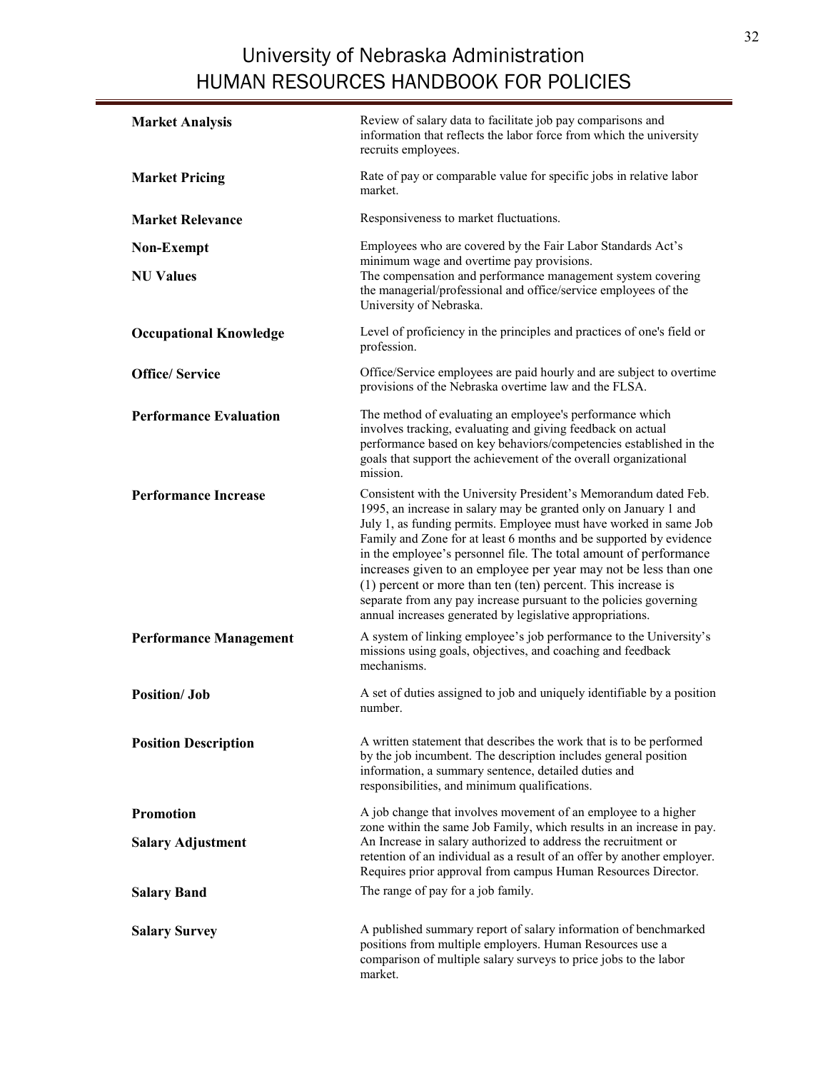| | |
|---|---|
| **Market Analysis** | Review of salary data to facilitate job pay comparisons and information that reflects the labor force from which the university recruits employees. |
| **Market Pricing** | Rate of pay or comparable value for specific jobs in relative labor market. |
| **Market Relevance** | Responsiveness to market fluctuations. |
| **Non-Exempt** | Employees who are covered by the Fair Labor Standards Act's minimum wage and overtime pay provisions. |
| **NU Values** | The compensation and performance management system covering the managerial/professional and office/service employees of the University of Nebraska. |
| **Occupational Knowledge** | Level of proficiency in the principles and practices of one's field or profession. |
| **Office/ Service** | Office/Service employees are paid hourly and are subject to overtime provisions of the Nebraska overtime law and the FLSA. |
| **Performance Evaluation** | The method of evaluating an employee's performance which involves tracking, evaluating and giving feedback on actual performance based on key behaviors/competencies established in the goals that support the achievement of the overall organizational mission. |
| **Performance Increase** | Consistent with the University President's Memorandum dated Feb. 1995, an increase in salary may be granted only on January 1 and July 1, as funding permits. Employee must have worked in same Job Family and Zone for at least 6 months and be supported by evidence in the employee's personnel file. The total amount of performance increases given to an employee per year may not be less than one (1) percent or more than ten (ten) percent. This increase is separate from any pay increase pursuant to the policies governing annual increases generated by legislative appropriations. |
| **Performance Management** | A system of linking employee's job performance to the University's missions using goals, objectives, and coaching and feedback mechanisms. |
| **Position/ Job** | A set of duties assigned to job and uniquely identifiable by a position number. |
| **Position Description** | A written statement that describes the work that is to be performed by the job incumbent. The description includes general position information, a summary sentence, detailed duties and responsibilities, and minimum qualifications. |
| **Promotion** | A job change that involves movement of an employee to a higher zone within the same Job Family, which results in an increase in pay. |
| **Salary Adjustment** | An Increase in salary authorized to address the recruitment or retention of an individual as a result of an offer by another employer. Requires prior approval from campus Human Resources Director. |
| **Salary Band** | The range of pay for a job family. |
| **Salary Survey** | A published summary report of salary information of benchmarked positions from multiple employers. Human Resources use a comparison of multiple salary surveys to price jobs to the labor market. |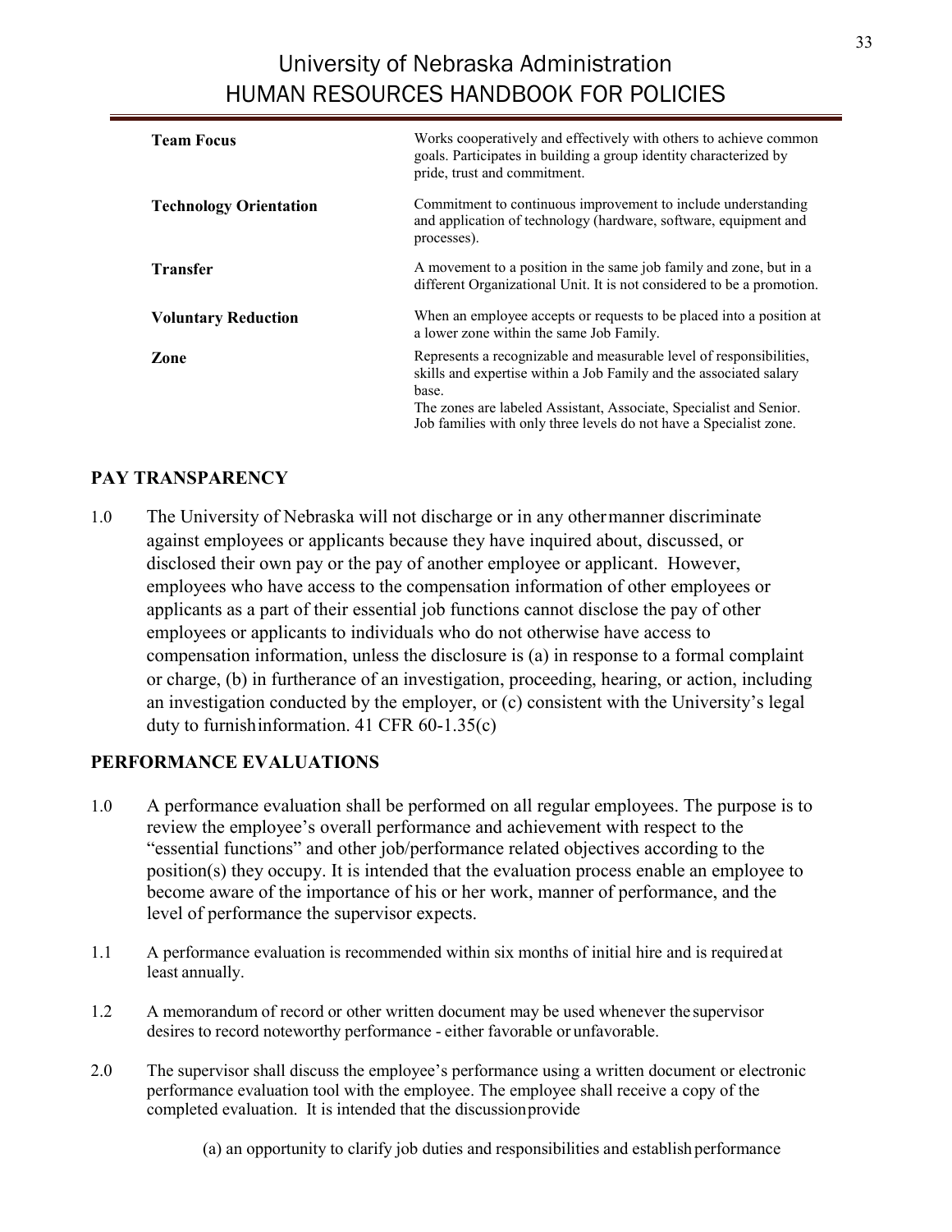| | |
|---|---|
| **Team Focus** | Works cooperatively and effectively with others to achieve common goals. Participates in building a group identity characterized by pride, trust and commitment. |
| **Technology Orientation** | Commitment to continuous improvement to include understanding and application of technology (hardware, software, equipment and processes). |
| **Transfer** | A movement to a position in the same job family and zone, but in a different Organizational Unit. It is not considered to be a promotion. |
| **Voluntary Reduction** | When an employee accepts or requests to be placed into a position at a lower zone within the same Job Family. |
| **Zone** | Represents a recognizable and measurable level of responsibilities, skills and expertise within a Job Family and the associated salary base. The zones are labeled Assistant, Associate, Specialist and Senior. Job families with only three levels do not have a Specialist zone. |

## PAY TRANSPARENCY

1.0 The University of Nebraska will not discharge or in any other manner discriminate against employees or applicants because they have inquired about, discussed, or disclosed their own pay or the pay of another employee or applicant. However, employees who have access to the compensation information of other employees or applicants as a part of their essential job functions cannot disclose the pay of other employees or applicants to individuals who do not otherwise have access to compensation information, unless the disclosure is (a) in response to a formal complaint or charge, (b) in furtherance of an investigation, proceeding, hearing, or action, including an investigation conducted by the employer, or (c) consistent with the University's legal duty to furnish information. 41 CFR 60-1.35(c)

## PERFORMANCE EVALUATIONS

1.0 A performance evaluation shall be performed on all regular employees. The purpose is to review the employee's overall performance and achievement with respect to the "essential functions" and other job/performance related objectives according to the position(s) they occupy. It is intended that the evaluation process enable an employee to become aware of the importance of his or her work, manner of performance, and the level of performance the supervisor expects.

1.1 A performance evaluation is recommended within six months of initial hire and is required at least annually.

1.2 A memorandum of record or other written document may be used whenever the supervisor desires to record noteworthy performance - either favorable or unfavorable.

2.0 The supervisor shall discuss the employee's performance using a written document or electronic performance evaluation tool with the employee. The employee shall receive a copy of the completed evaluation. It is intended that the discussion provide

(a) an opportunity to clarify job duties and responsibilities and establish performance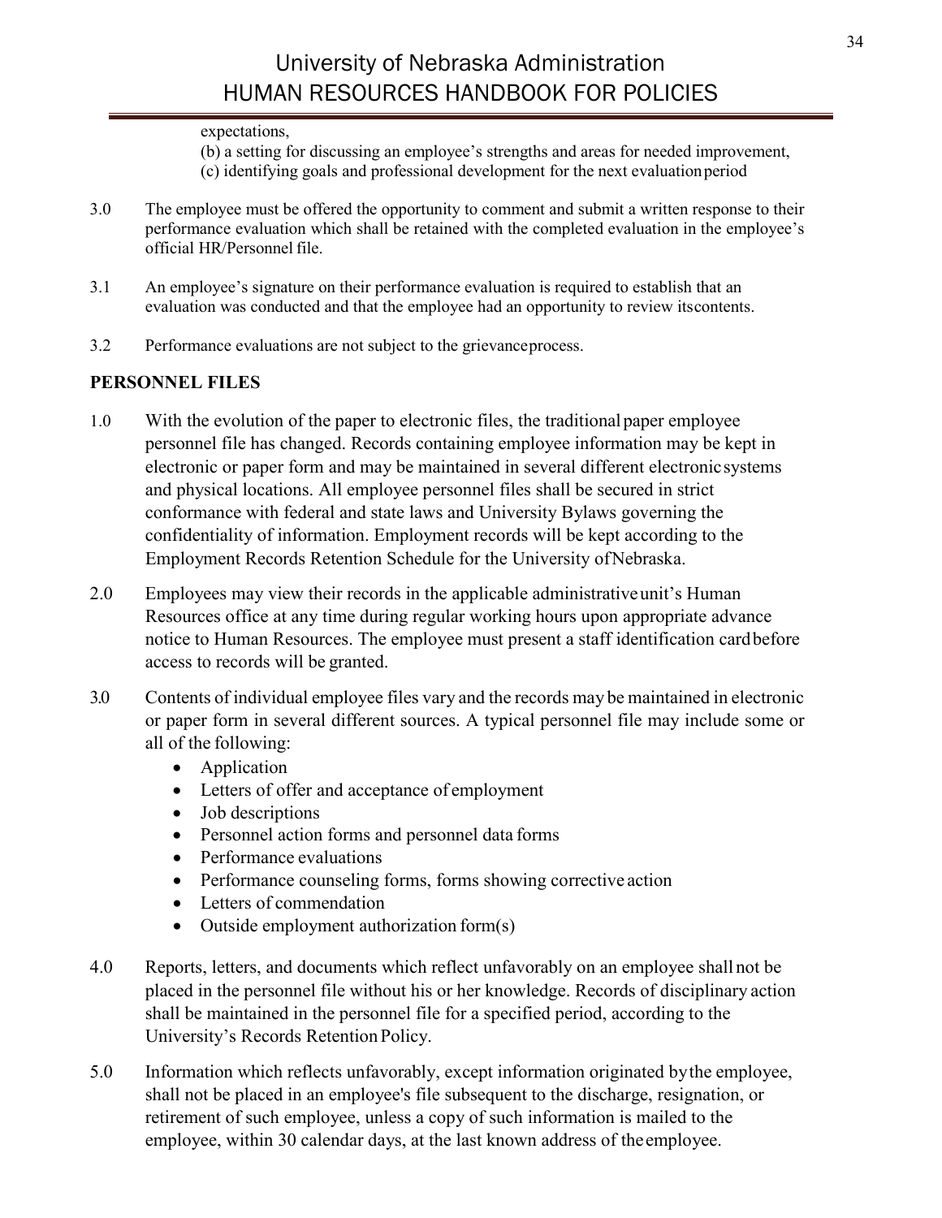expectations,
(b) a setting for discussing an employee's strengths and areas for needed improvement,
(c) identifying goals and professional development for the next evaluation period

3.0 The employee must be offered the opportunity to comment and submit a written response to their performance evaluation which shall be retained with the completed evaluation in the employee's official HR/Personnel file.

3.1 An employee's signature on their performance evaluation is required to establish that an evaluation was conducted and that the employee had an opportunity to review its contents.

3.2 Performance evaluations are not subject to the grievance process.

## PERSONNEL FILES

1.0 With the evolution of the paper to electronic files, the traditional paper employee personnel file has changed. Records containing employee information may be kept in electronic or paper form and may be maintained in several different electronic systems and physical locations. All employee personnel files shall be secured in strict conformance with federal and state laws and University Bylaws governing the confidentiality of information. Employment records will be kept according to the Employment Records Retention Schedule for the University of Nebraska.

2.0 Employees may view their records in the applicable administrative unit's Human Resources office at any time during regular working hours upon appropriate advance notice to Human Resources. The employee must present a staff identification card before access to records will be granted.

3.0 Contents of individual employee files vary and the records may be maintained in electronic or paper form in several different sources. A typical personnel file may include some or all of the following:

- Application
- Letters of offer and acceptance of employment
- Job descriptions
- Personnel action forms and personnel data forms
- Performance evaluations
- Performance counseling forms, forms showing corrective action
- Letters of commendation
- Outside employment authorization form(s)

4.0 Reports, letters, and documents which reflect unfavorably on an employee shall not be placed in the personnel file without his or her knowledge. Records of disciplinary action shall be maintained in the personnel file for a specified period, according to the University's Records Retention Policy.

5.0 Information which reflects unfavorably, except information originated by the employee, shall not be placed in an employee's file subsequent to the discharge, resignation, or retirement of such employee, unless a copy of such information is mailed to the employee, within 30 calendar days, at the last known address of the employee.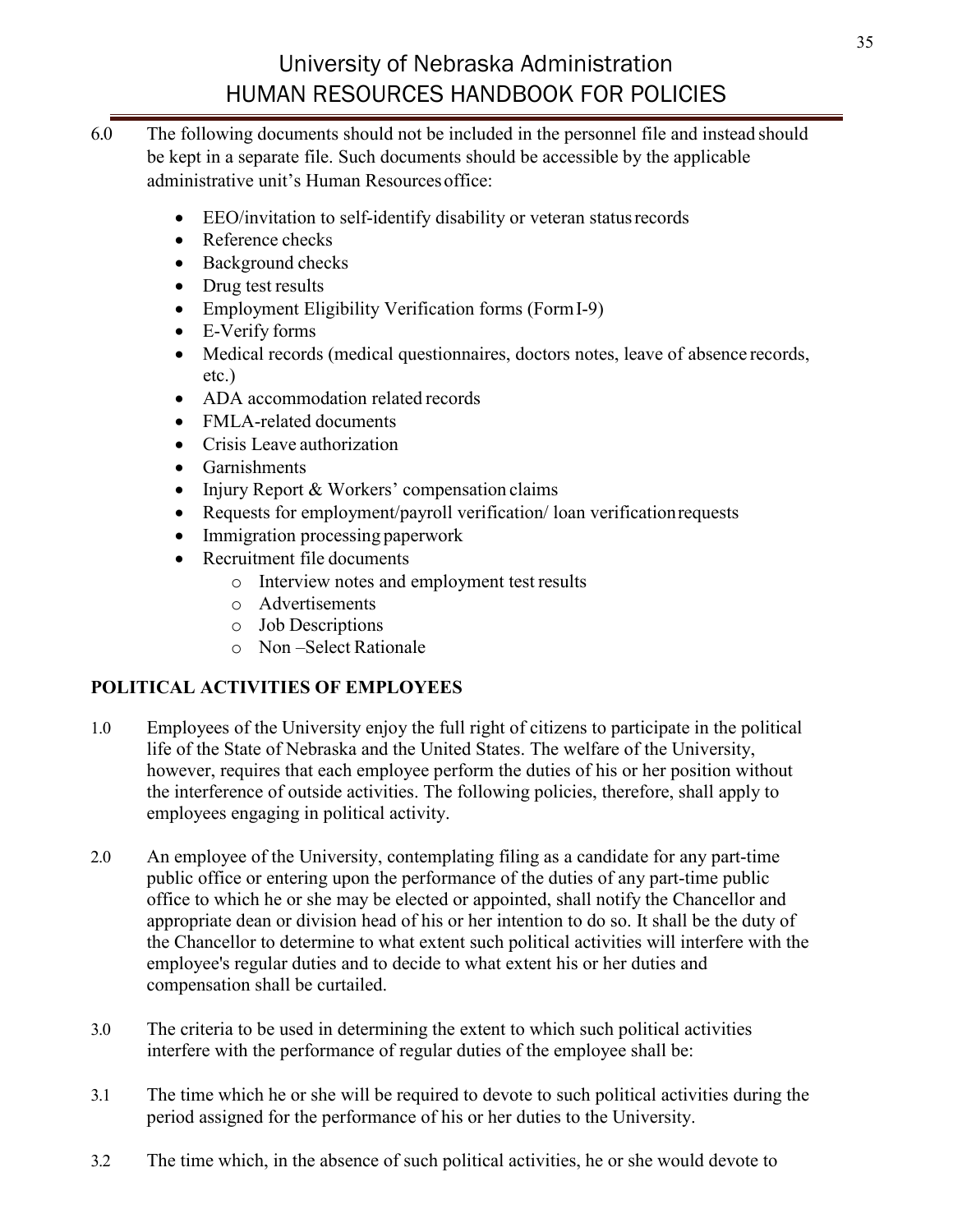6.0 The following documents should not be included in the personnel file and instead should be kept in a separate file. Such documents should be accessible by the applicable administrative unit's Human Resources office:

- EEO/invitation to self-identify disability or veteran status records
- Reference checks
- Background checks
- Drug test results
- Employment Eligibility Verification forms (Form I-9)
- E-Verify forms
- Medical records (medical questionnaires, doctors notes, leave of absence records, etc.)
- ADA accommodation related records
- FMLA-related documents
- Crisis Leave authorization
- Garnishments
- Injury Report & Workers' compensation claims
- Requests for employment/payroll verification/ loan verification requests
- Immigration processing paperwork
- Recruitment file documents
  - Interview notes and employment test results
  - Advertisements
  - Job Descriptions
  - Non –Select Rationale

## POLITICAL ACTIVITIES OF EMPLOYEES

1.0 Employees of the University enjoy the full right of citizens to participate in the political life of the State of Nebraska and the United States. The welfare of the University, however, requires that each employee perform the duties of his or her position without the interference of outside activities. The following policies, therefore, shall apply to employees engaging in political activity.

2.0 An employee of the University, contemplating filing as a candidate for any part-time public office or entering upon the performance of the duties of any part-time public office to which he or she may be elected or appointed, shall notify the Chancellor and appropriate dean or division head of his or her intention to do so. It shall be the duty of the Chancellor to determine to what extent such political activities will interfere with the employee's regular duties and to decide to what extent his or her duties and compensation shall be curtailed.

3.0 The criteria to be used in determining the extent to which such political activities interfere with the performance of regular duties of the employee shall be:

3.1 The time which he or she will be required to devote to such political activities during the period assigned for the performance of his or her duties to the University.

3.2 The time which, in the absence of such political activities, he or she would devote to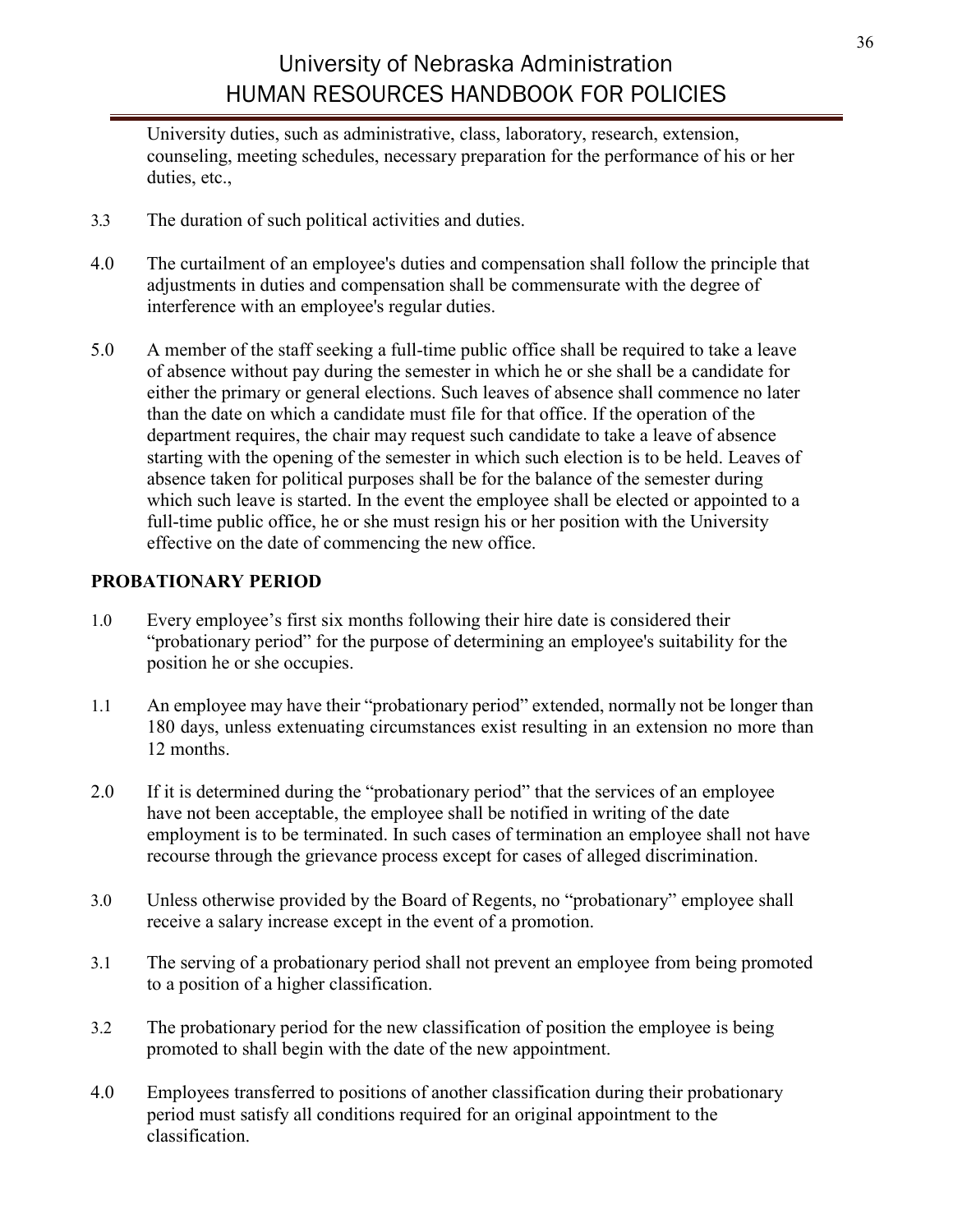University duties, such as administrative, class, laboratory, research, extension, counseling, meeting schedules, necessary preparation for the performance of his or her duties, etc.,

3.3 The duration of such political activities and duties.

4.0 The curtailment of an employee's duties and compensation shall follow the principle that adjustments in duties and compensation shall be commensurate with the degree of interference with an employee's regular duties.

5.0 A member of the staff seeking a full-time public office shall be required to take a leave of absence without pay during the semester in which he or she shall be a candidate for either the primary or general elections. Such leaves of absence shall commence no later than the date on which a candidate must file for that office. If the operation of the department requires, the chair may request such candidate to take a leave of absence starting with the opening of the semester in which such election is to be held. Leaves of absence taken for political purposes shall be for the balance of the semester during which such leave is started. In the event the employee shall be elected or appointed to a full-time public office, he or she must resign his or her position with the University effective on the date of commencing the new office.

## PROBATIONARY PERIOD

1.0 Every employee's first six months following their hire date is considered their "probationary period" for the purpose of determining an employee's suitability for the position he or she occupies.

1.1 An employee may have their "probationary period" extended, normally not be longer than 180 days, unless extenuating circumstances exist resulting in an extension no more than 12 months.

2.0 If it is determined during the "probationary period" that the services of an employee have not been acceptable, the employee shall be notified in writing of the date employment is to be terminated. In such cases of termination an employee shall not have recourse through the grievance process except for cases of alleged discrimination.

3.0 Unless otherwise provided by the Board of Regents, no "probationary" employee shall receive a salary increase except in the event of a promotion.

3.1 The serving of a probationary period shall not prevent an employee from being promoted to a position of a higher classification.

3.2 The probationary period for the new classification of position the employee is being promoted to shall begin with the date of the new appointment.

4.0 Employees transferred to positions of another classification during their probationary period must satisfy all conditions required for an original appointment to the classification.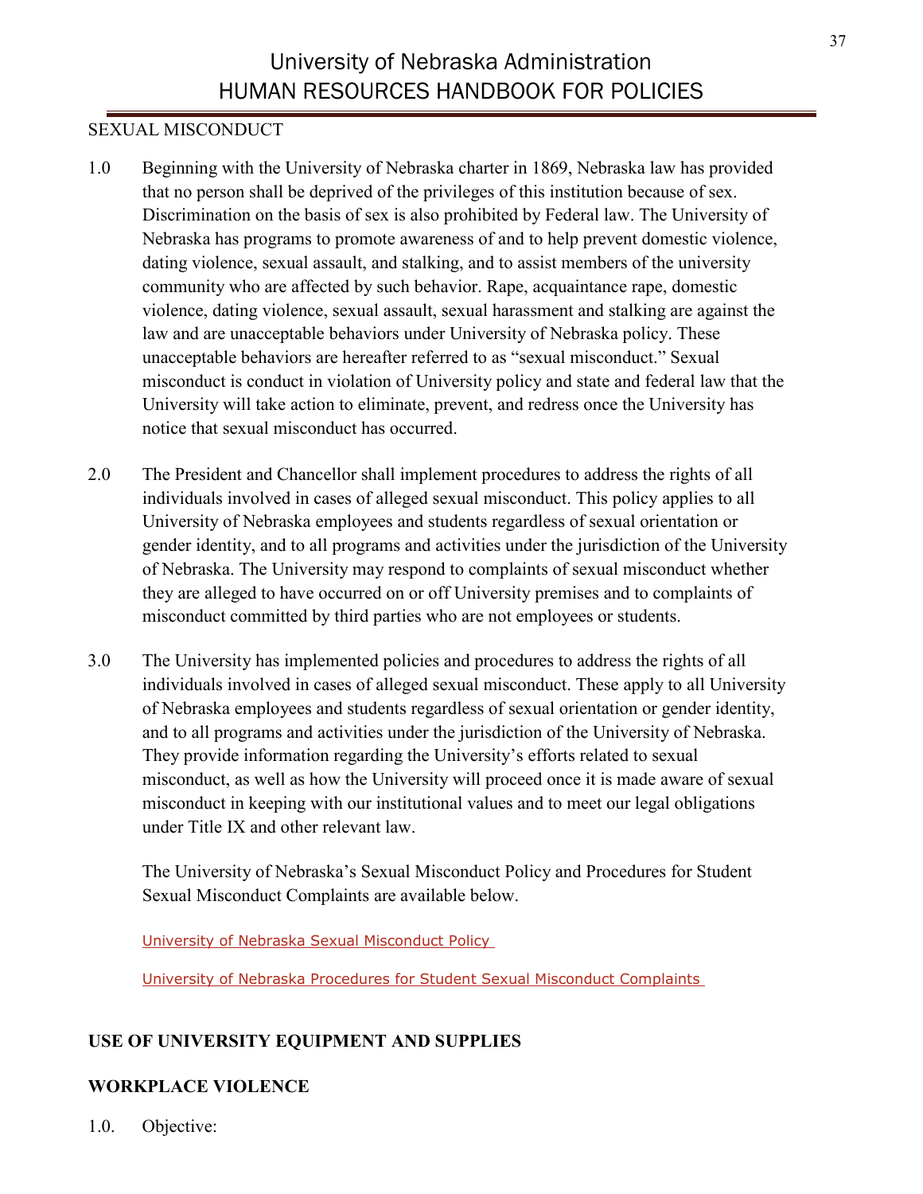SEXUAL MISCONDUCT

1.0 Beginning with the University of Nebraska charter in 1869, Nebraska law has provided that no person shall be deprived of the privileges of this institution because of sex. Discrimination on the basis of sex is also prohibited by Federal law. The University of Nebraska has programs to promote awareness of and to help prevent domestic violence, dating violence, sexual assault, and stalking, and to assist members of the university community who are affected by such behavior. Rape, acquaintance rape, domestic violence, dating violence, sexual assault, sexual harassment and stalking are against the law and are unacceptable behaviors under University of Nebraska policy. These unacceptable behaviors are hereafter referred to as "sexual misconduct." Sexual misconduct is conduct in violation of University policy and state and federal law that the University will take action to eliminate, prevent, and redress once the University has notice that sexual misconduct has occurred.

2.0 The President and Chancellor shall implement procedures to address the rights of all individuals involved in cases of alleged sexual misconduct. This policy applies to all University of Nebraska employees and students regardless of sexual orientation or gender identity, and to all programs and activities under the jurisdiction of the University of Nebraska. The University may respond to complaints of sexual misconduct whether they are alleged to have occurred on or off University premises and to complaints of misconduct committed by third parties who are not employees or students.

3.0 The University has implemented policies and procedures to address the rights of all individuals involved in cases of alleged sexual misconduct. These apply to all University of Nebraska employees and students regardless of sexual orientation or gender identity, and to all programs and activities under the jurisdiction of the University of Nebraska. They provide information regarding the University's efforts related to sexual misconduct, as well as how the University will proceed once it is made aware of sexual misconduct in keeping with our institutional values and to meet our legal obligations under Title IX and other relevant law.

The University of Nebraska's Sexual Misconduct Policy and Procedures for Student Sexual Misconduct Complaints are available below.

University of Nebraska Sexual Misconduct Policy

University of Nebraska Procedures for Student Sexual Misconduct Complaints

**USE OF UNIVERSITY EQUIPMENT AND SUPPLIES**

**WORKPLACE VIOLENCE**

1.0. Objective: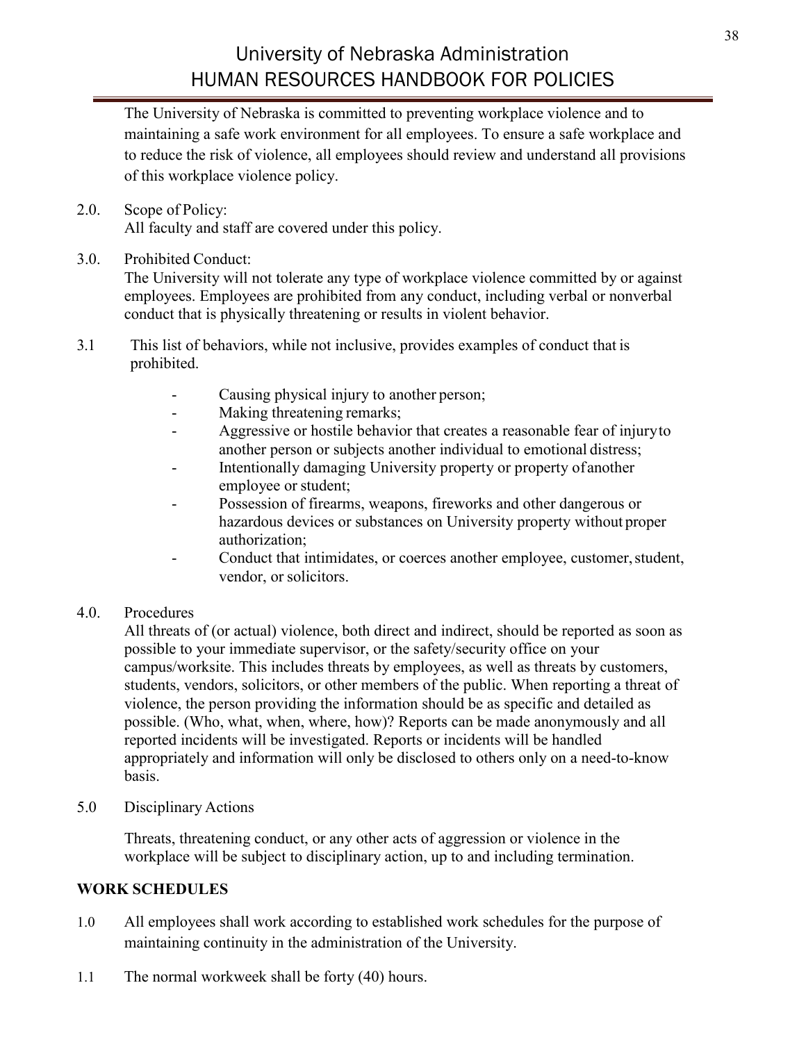The University of Nebraska is committed to preventing workplace violence and to maintaining a safe work environment for all employees. To ensure a safe workplace and to reduce the risk of violence, all employees should review and understand all provisions of this workplace violence policy.

2.0. Scope of Policy:
All faculty and staff are covered under this policy.

3.0. Prohibited Conduct:
The University will not tolerate any type of workplace violence committed by or against employees. Employees are prohibited from any conduct, including verbal or nonverbal conduct that is physically threatening or results in violent behavior.

3.1 This list of behaviors, while not inclusive, provides examples of conduct that is prohibited.

- Causing physical injury to another person;
- Making threatening remarks;
- Aggressive or hostile behavior that creates a reasonable fear of injury to another person or subjects another individual to emotional distress;
- Intentionally damaging University property or property of another employee or student;
- Possession of firearms, weapons, fireworks and other dangerous or hazardous devices or substances on University property without proper authorization;
- Conduct that intimidates, or coerces another employee, customer, student, vendor, or solicitors.

4.0. Procedures
All threats of (or actual) violence, both direct and indirect, should be reported as soon as possible to your immediate supervisor, or the safety/security office on your campus/worksite. This includes threats by employees, as well as threats by customers, students, vendors, solicitors, or other members of the public. When reporting a threat of violence, the person providing the information should be as specific and detailed as possible. (Who, what, when, where, how)? Reports can be made anonymously and all reported incidents will be investigated. Reports or incidents will be handled appropriately and information will only be disclosed to others only on a need-to-know basis.

5.0 Disciplinary Actions

Threats, threatening conduct, or any other acts of aggression or violence in the workplace will be subject to disciplinary action, up to and including termination.

## WORK SCHEDULES

1.0 All employees shall work according to established work schedules for the purpose of maintaining continuity in the administration of the University.

1.1 The normal workweek shall be forty (40) hours.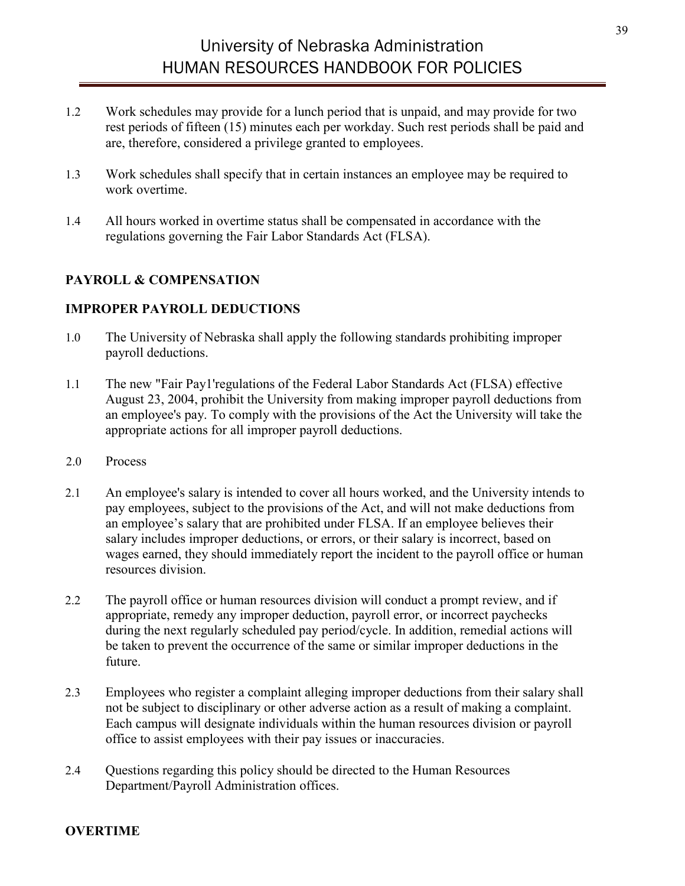1.2 Work schedules may provide for a lunch period that is unpaid, and may provide for two rest periods of fifteen (15) minutes each per workday. Such rest periods shall be paid and are, therefore, considered a privilege granted to employees.

1.3 Work schedules shall specify that in certain instances an employee may be required to work overtime.

1.4 All hours worked in overtime status shall be compensated in accordance with the regulations governing the Fair Labor Standards Act (FLSA).

**PAYROLL & COMPENSATION**

**IMPROPER PAYROLL DEDUCTIONS**

1.0 The University of Nebraska shall apply the following standards prohibiting improper payroll deductions.

1.1 The new "Fair Pay1'regulations of the Federal Labor Standards Act (FLSA) effective August 23, 2004, prohibit the University from making improper payroll deductions from an employee's pay. To comply with the provisions of the Act the University will take the appropriate actions for all improper payroll deductions.

2.0 Process

2.1 An employee's salary is intended to cover all hours worked, and the University intends to pay employees, subject to the provisions of the Act, and will not make deductions from an employee's salary that are prohibited under FLSA. If an employee believes their salary includes improper deductions, or errors, or their salary is incorrect, based on wages earned, they should immediately report the incident to the payroll office or human resources division.

2.2 The payroll office or human resources division will conduct a prompt review, and if appropriate, remedy any improper deduction, payroll error, or incorrect paychecks during the next regularly scheduled pay period/cycle. In addition, remedial actions will be taken to prevent the occurrence of the same or similar improper deductions in the future.

2.3 Employees who register a complaint alleging improper deductions from their salary shall not be subject to disciplinary or other adverse action as a result of making a complaint. Each campus will designate individuals within the human resources division or payroll office to assist employees with their pay issues or inaccuracies.

2.4 Questions regarding this policy should be directed to the Human Resources Department/Payroll Administration offices.

**OVERTIME**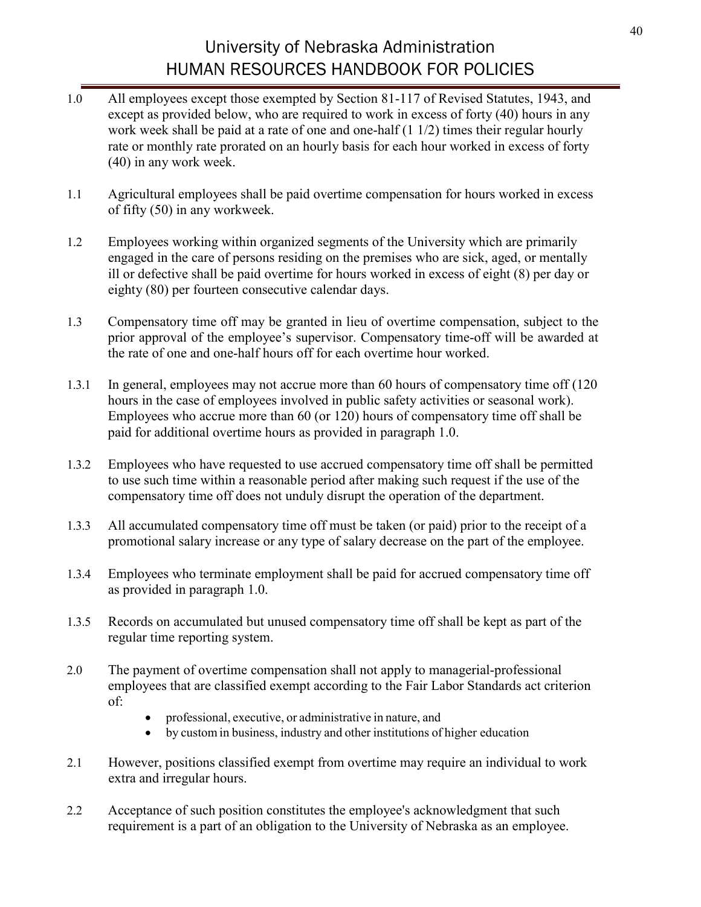1.0 All employees except those exempted by Section 81-117 of Revised Statutes, 1943, and except as provided below, who are required to work in excess of forty (40) hours in any work week shall be paid at a rate of one and one-half (1 1/2) times their regular hourly rate or monthly rate prorated on an hourly basis for each hour worked in excess of forty (40) in any work week.

1.1 Agricultural employees shall be paid overtime compensation for hours worked in excess of fifty (50) in any workweek.

1.2 Employees working within organized segments of the University which are primarily engaged in the care of persons residing on the premises who are sick, aged, or mentally ill or defective shall be paid overtime for hours worked in excess of eight (8) per day or eighty (80) per fourteen consecutive calendar days.

1.3 Compensatory time off may be granted in lieu of overtime compensation, subject to the prior approval of the employee's supervisor. Compensatory time-off will be awarded at the rate of one and one-half hours off for each overtime hour worked.

1.3.1 In general, employees may not accrue more than 60 hours of compensatory time off (120 hours in the case of employees involved in public safety activities or seasonal work). Employees who accrue more than 60 (or 120) hours of compensatory time off shall be paid for additional overtime hours as provided in paragraph 1.0.

1.3.2 Employees who have requested to use accrued compensatory time off shall be permitted to use such time within a reasonable period after making such request if the use of the compensatory time off does not unduly disrupt the operation of the department.

1.3.3 All accumulated compensatory time off must be taken (or paid) prior to the receipt of a promotional salary increase or any type of salary decrease on the part of the employee.

1.3.4 Employees who terminate employment shall be paid for accrued compensatory time off as provided in paragraph 1.0.

1.3.5 Records on accumulated but unused compensatory time off shall be kept as part of the regular time reporting system.

2.0 The payment of overtime compensation shall not apply to managerial-professional employees that are classified exempt according to the Fair Labor Standards act criterion of:

- professional, executive, or administrative in nature, and
- by custom in business, industry and other institutions of higher education

2.1 However, positions classified exempt from overtime may require an individual to work extra and irregular hours.

2.2 Acceptance of such position constitutes the employee's acknowledgment that such requirement is a part of an obligation to the University of Nebraska as an employee.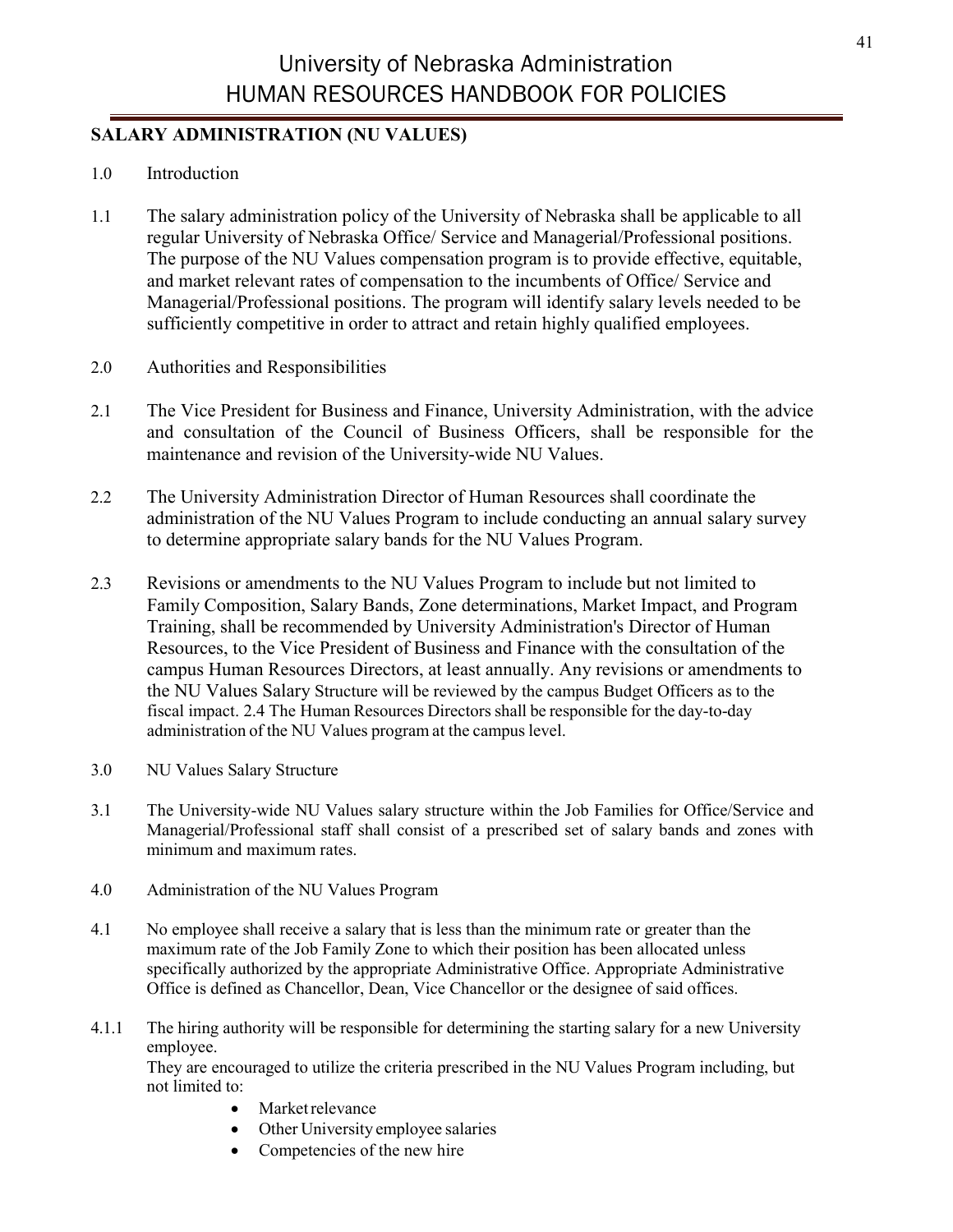## SALARY ADMINISTRATION (NU VALUES)

1.0 Introduction

1.1 The salary administration policy of the University of Nebraska shall be applicable to all regular University of Nebraska Office/ Service and Managerial/Professional positions. The purpose of the NU Values compensation program is to provide effective, equitable, and market relevant rates of compensation to the incumbents of Office/ Service and Managerial/Professional positions. The program will identify salary levels needed to be sufficiently competitive in order to attract and retain highly qualified employees.

2.0 Authorities and Responsibilities

2.1 The Vice President for Business and Finance, University Administration, with the advice and consultation of the Council of Business Officers, shall be responsible for the maintenance and revision of the University-wide NU Values.

2.2 The University Administration Director of Human Resources shall coordinate the administration of the NU Values Program to include conducting an annual salary survey to determine appropriate salary bands for the NU Values Program.

2.3 Revisions or amendments to the NU Values Program to include but not limited to Family Composition, Salary Bands, Zone determinations, Market Impact, and Program Training, shall be recommended by University Administration's Director of Human Resources, to the Vice President of Business and Finance with the consultation of the campus Human Resources Directors, at least annually. Any revisions or amendments to the NU Values Salary Structure will be reviewed by the campus Budget Officers as to the fiscal impact. 2.4 The Human Resources Directors shall be responsible for the day-to-day administration of the NU Values program at the campus level.

3.0 NU Values Salary Structure

3.1 The University-wide NU Values salary structure within the Job Families for Office/Service and Managerial/Professional staff shall consist of a prescribed set of salary bands and zones with minimum and maximum rates.

4.0 Administration of the NU Values Program

4.1 No employee shall receive a salary that is less than the minimum rate or greater than the maximum rate of the Job Family Zone to which their position has been allocated unless specifically authorized by the appropriate Administrative Office. Appropriate Administrative Office is defined as Chancellor, Dean, Vice Chancellor or the designee of said offices.

4.1.1 The hiring authority will be responsible for determining the starting salary for a new University employee.
They are encouraged to utilize the criteria prescribed in the NU Values Program including, but not limited to:

- Market relevance
- Other University employee salaries
- Competencies of the new hire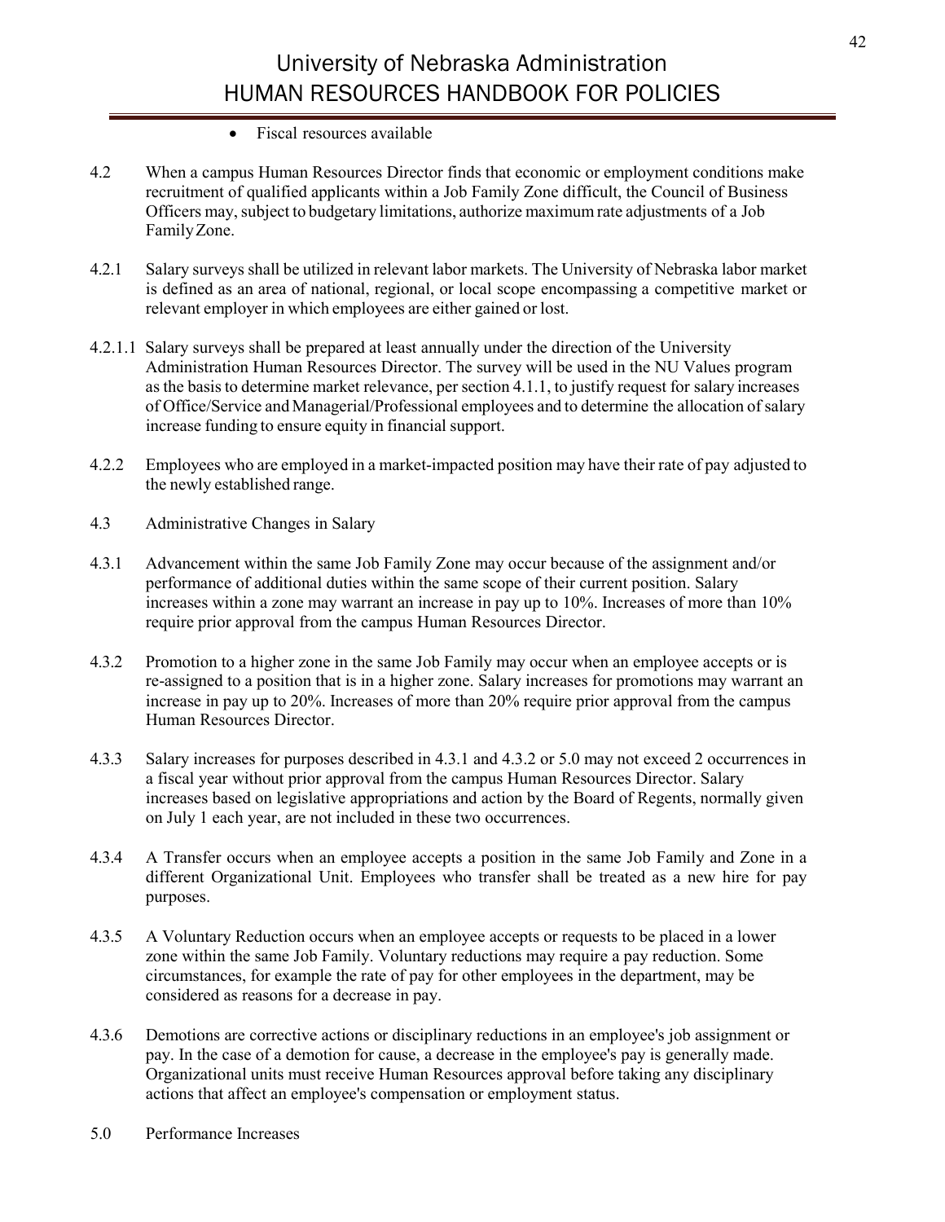- Fiscal resources available

4.2 When a campus Human Resources Director finds that economic or employment conditions make recruitment of qualified applicants within a Job Family Zone difficult, the Council of Business Officers may, subject to budgetary limitations, authorize maximum rate adjustments of a Job Family Zone.

4.2.1 Salary surveys shall be utilized in relevant labor markets. The University of Nebraska labor market is defined as an area of national, regional, or local scope encompassing a competitive market or relevant employer in which employees are either gained or lost.

4.2.1.1 Salary surveys shall be prepared at least annually under the direction of the University Administration Human Resources Director. The survey will be used in the NU Values program as the basis to determine market relevance, per section 4.1.1, to justify request for salary increases of Office/Service and Managerial/Professional employees and to determine the allocation of salary increase funding to ensure equity in financial support.

4.2.2 Employees who are employed in a market-impacted position may have their rate of pay adjusted to the newly established range.

4.3 Administrative Changes in Salary

4.3.1 Advancement within the same Job Family Zone may occur because of the assignment and/or performance of additional duties within the same scope of their current position. Salary increases within a zone may warrant an increase in pay up to 10%. Increases of more than 10% require prior approval from the campus Human Resources Director.

4.3.2 Promotion to a higher zone in the same Job Family may occur when an employee accepts or is re-assigned to a position that is in a higher zone. Salary increases for promotions may warrant an increase in pay up to 20%. Increases of more than 20% require prior approval from the campus Human Resources Director.

4.3.3 Salary increases for purposes described in 4.3.1 and 4.3.2 or 5.0 may not exceed 2 occurrences in a fiscal year without prior approval from the campus Human Resources Director. Salary increases based on legislative appropriations and action by the Board of Regents, normally given on July 1 each year, are not included in these two occurrences.

4.3.4 A Transfer occurs when an employee accepts a position in the same Job Family and Zone in a different Organizational Unit. Employees who transfer shall be treated as a new hire for pay purposes.

4.3.5 A Voluntary Reduction occurs when an employee accepts or requests to be placed in a lower zone within the same Job Family. Voluntary reductions may require a pay reduction. Some circumstances, for example the rate of pay for other employees in the department, may be considered as reasons for a decrease in pay.

4.3.6 Demotions are corrective actions or disciplinary reductions in an employee's job assignment or pay. In the case of a demotion for cause, a decrease in the employee's pay is generally made. Organizational units must receive Human Resources approval before taking any disciplinary actions that affect an employee's compensation or employment status.

5.0 Performance Increases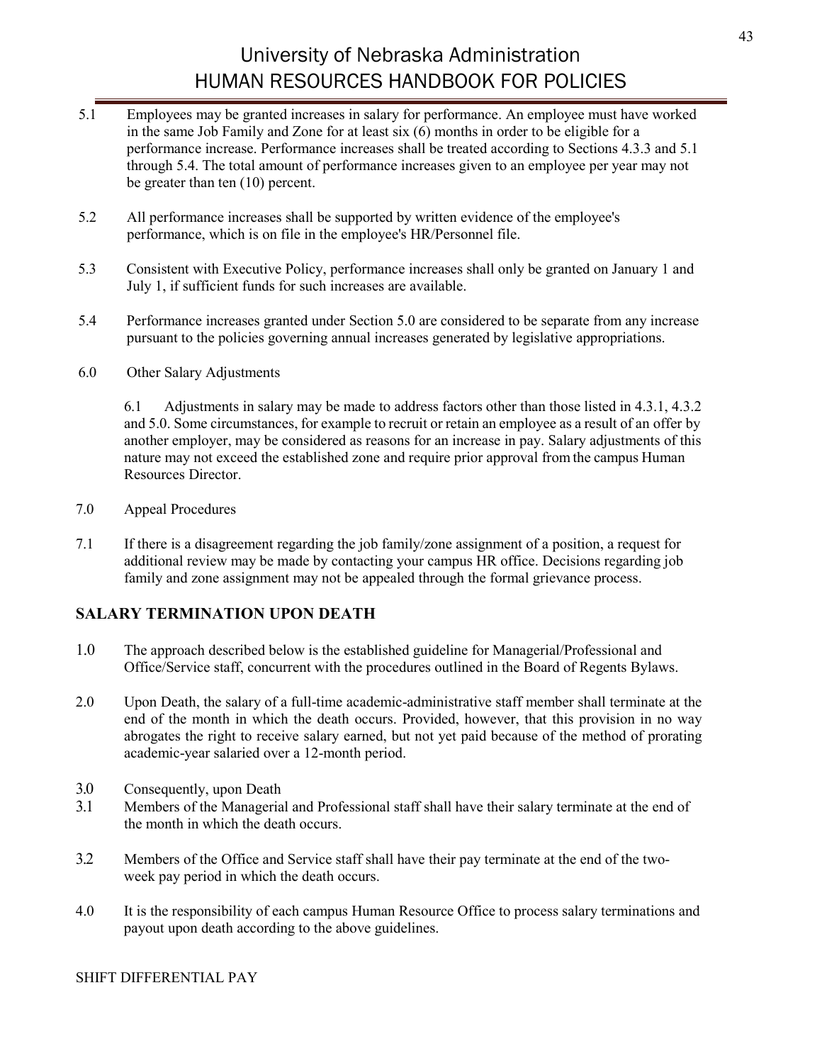5.1 Employees may be granted increases in salary for performance. An employee must have worked in the same Job Family and Zone for at least six (6) months in order to be eligible for a performance increase. Performance increases shall be treated according to Sections 4.3.3 and 5.1 through 5.4. The total amount of performance increases given to an employee per year may not be greater than ten (10) percent.

5.2 All performance increases shall be supported by written evidence of the employee's performance, which is on file in the employee's HR/Personnel file.

5.3 Consistent with Executive Policy, performance increases shall only be granted on January 1 and July 1, if sufficient funds for such increases are available.

5.4 Performance increases granted under Section 5.0 are considered to be separate from any increase pursuant to the policies governing annual increases generated by legislative appropriations.

6.0 Other Salary Adjustments

6.1 Adjustments in salary may be made to address factors other than those listed in 4.3.1, 4.3.2 and 5.0. Some circumstances, for example to recruit or retain an employee as a result of an offer by another employer, may be considered as reasons for an increase in pay. Salary adjustments of this nature may not exceed the established zone and require prior approval from the campus Human Resources Director.

7.0 Appeal Procedures

7.1 If there is a disagreement regarding the job family/zone assignment of a position, a request for additional review may be made by contacting your campus HR office. Decisions regarding job family and zone assignment may not be appealed through the formal grievance process.

## SALARY TERMINATION UPON DEATH

1.0 The approach described below is the established guideline for Managerial/Professional and Office/Service staff, concurrent with the procedures outlined in the Board of Regents Bylaws.

2.0 Upon Death, the salary of a full-time academic-administrative staff member shall terminate at the end of the month in which the death occurs. Provided, however, that this provision in no way abrogates the right to receive salary earned, but not yet paid because of the method of prorating academic-year salaried over a 12-month period.

3.0 Consequently, upon Death

3.1 Members of the Managerial and Professional staff shall have their salary terminate at the end of the month in which the death occurs.

3.2 Members of the Office and Service staff shall have their pay terminate at the end of the two-week pay period in which the death occurs.

4.0 It is the responsibility of each campus Human Resource Office to process salary terminations and payout upon death according to the above guidelines.

SHIFT DIFFERENTIAL PAY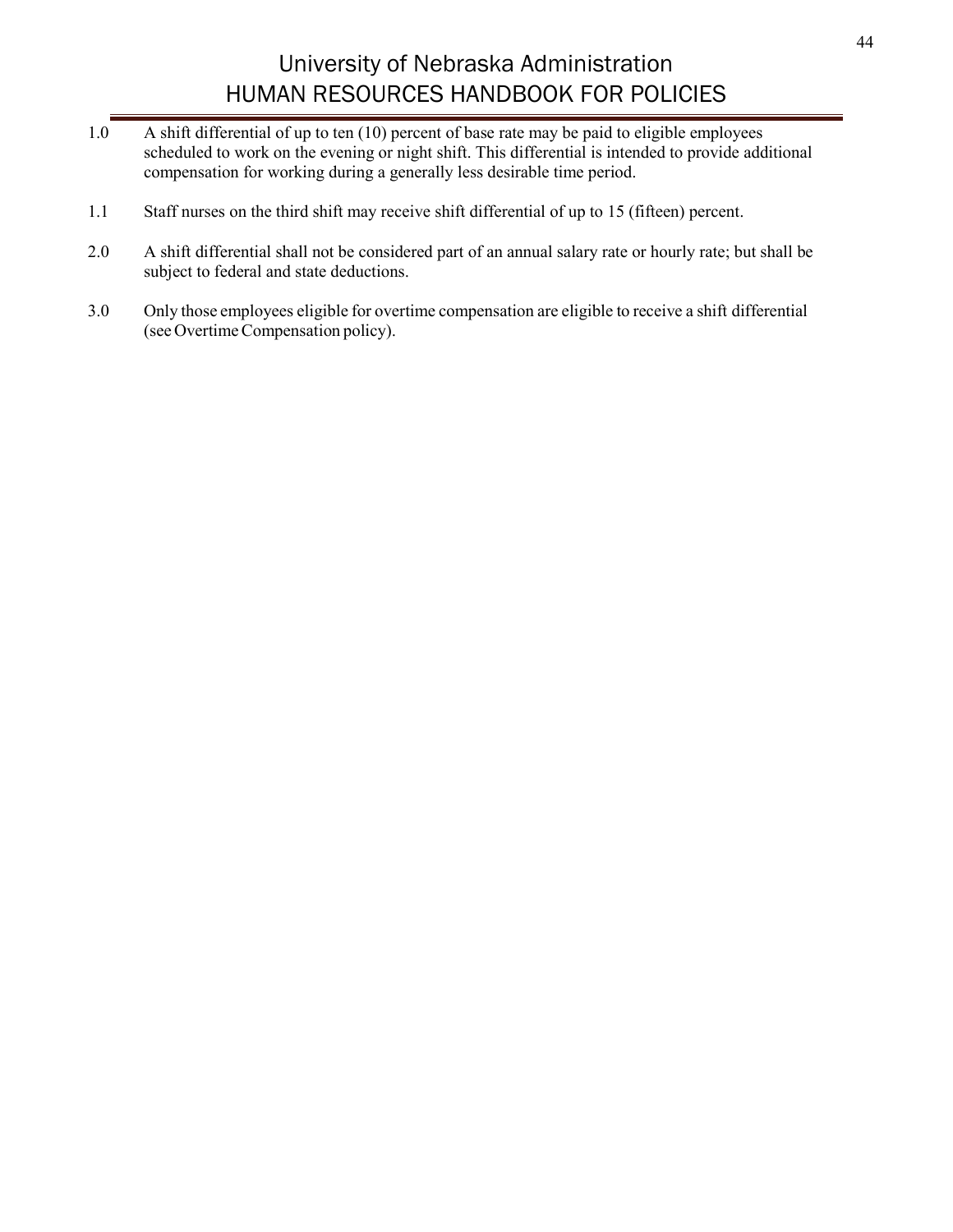1.0 A shift differential of up to ten (10) percent of base rate may be paid to eligible employees scheduled to work on the evening or night shift. This differential is intended to provide additional compensation for working during a generally less desirable time period.

1.1 Staff nurses on the third shift may receive shift differential of up to 15 (fifteen) percent.

2.0 A shift differential shall not be considered part of an annual salary rate or hourly rate; but shall be subject to federal and state deductions.

3.0 Only those employees eligible for overtime compensation are eligible to receive a shift differential (see Overtime Compensation policy).